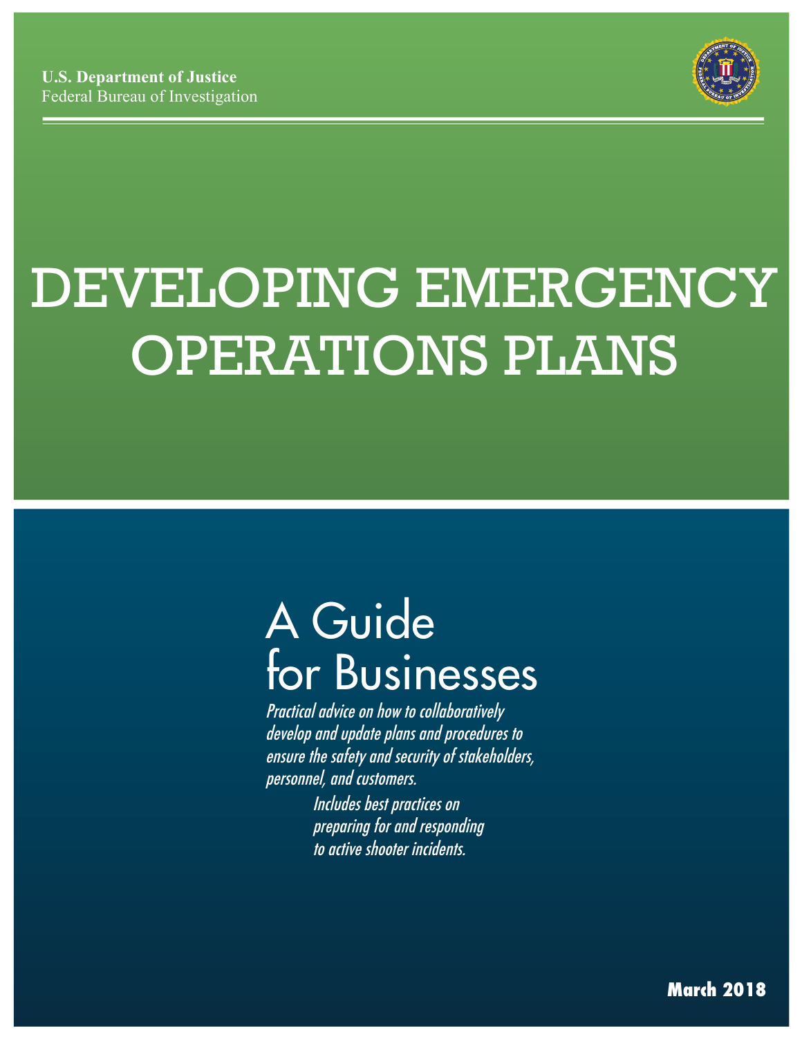**U.S. Department of Justice**
Federal Bureau of Investigation

# DEVELOPING EMERGENCY OPERATIONS PLANS

## A Guide for Businesses

*Practical advice on how to collaboratively develop and update plans and procedures to ensure the safety and security of stakeholders, personnel, and customers.*

*Includes best practices on preparing for and responding to active shooter incidents.*

**March 2018**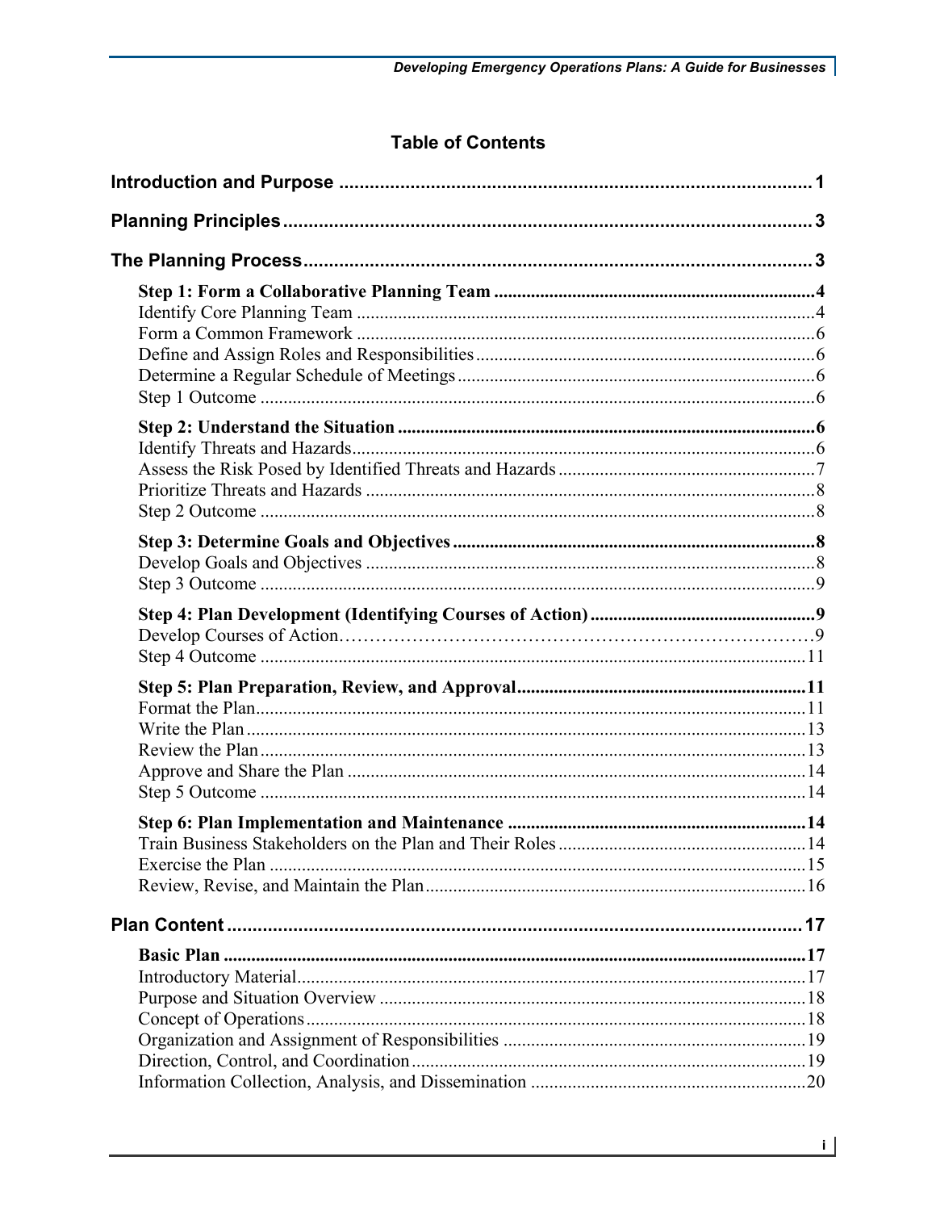# Table of Contents

**Introduction and Purpose** ..... 1

**Planning Principles** ..... 3

**The Planning Process** ..... 3

**Step 1: Form a Collaborative Planning Team** ..... 4
- Identify Core Planning Team ..... 4
- Form a Common Framework ..... 6
- Define and Assign Roles and Responsibilities ..... 6
- Determine a Regular Schedule of Meetings ..... 6
- Step 1 Outcome ..... 6

**Step 2: Understand the Situation** ..... 6
- Identify Threats and Hazards ..... 6
- Assess the Risk Posed by Identified Threats and Hazards ..... 7
- Prioritize Threats and Hazards ..... 8
- Step 2 Outcome ..... 8

**Step 3: Determine Goals and Objectives** ..... 8
- Develop Goals and Objectives ..... 8
- Step 3 Outcome ..... 9

**Step 4: Plan Development (Identifying Courses of Action)** ..... 9
- Develop Courses of Action ..... 9
- Step 4 Outcome ..... 11

**Step 5: Plan Preparation, Review, and Approval** ..... 11
- Format the Plan ..... 11
- Write the Plan ..... 13
- Review the Plan ..... 13
- Approve and Share the Plan ..... 14
- Step 5 Outcome ..... 14

**Step 6: Plan Implementation and Maintenance** ..... 14
- Train Business Stakeholders on the Plan and Their Roles ..... 14
- Exercise the Plan ..... 15
- Review, Revise, and Maintain the Plan ..... 16

**Plan Content** ..... 17

**Basic Plan** ..... 17
- Introductory Material ..... 17
- Purpose and Situation Overview ..... 18
- Concept of Operations ..... 18
- Organization and Assignment of Responsibilities ..... 19
- Direction, Control, and Coordination ..... 19
- Information Collection, Analysis, and Dissemination ..... 20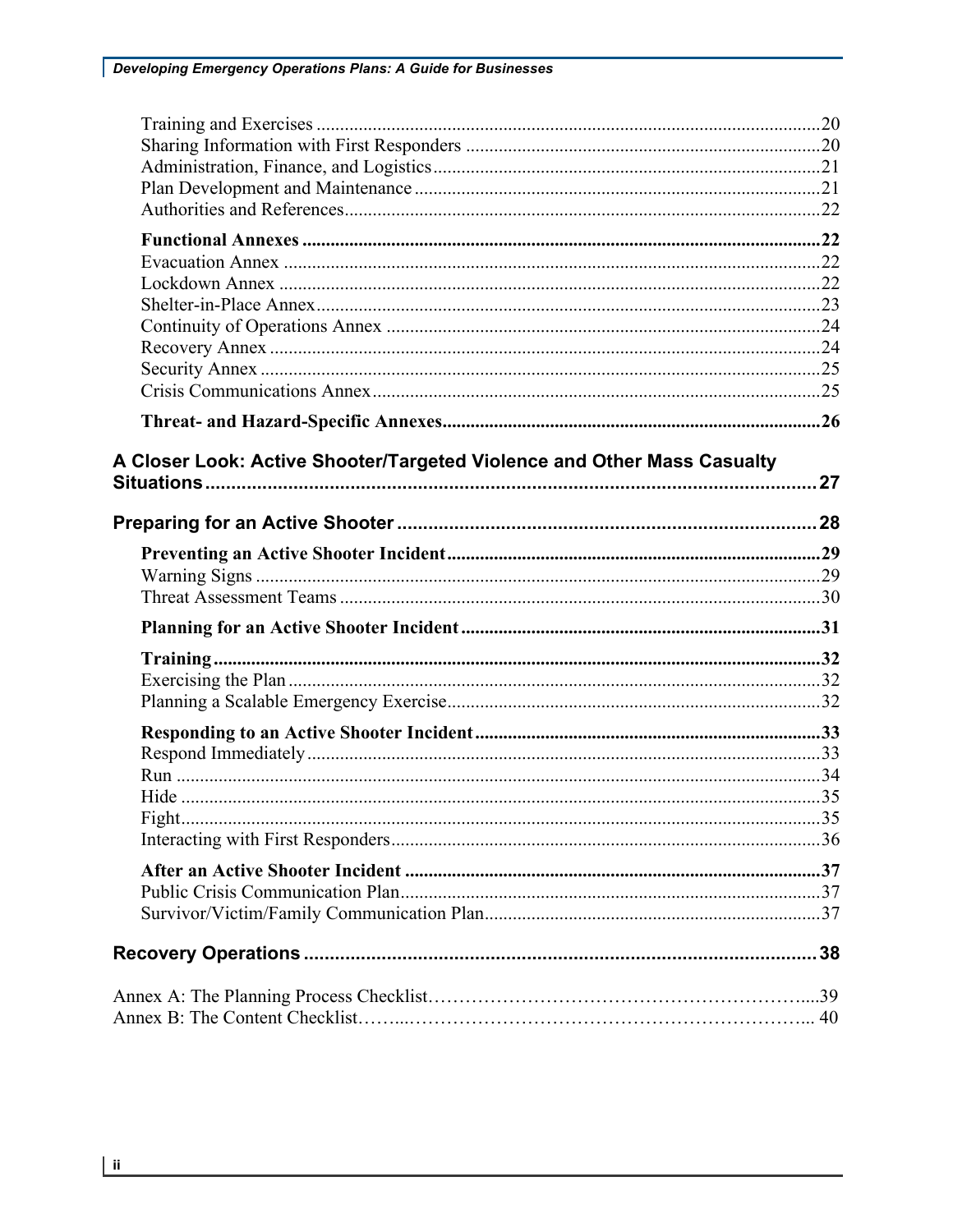Training and Exercises ....................................................................................................20
Sharing Information with First Responders ....................................................................20
Administration, Finance, and Logistics ...........................................................................21
Plan Development and Maintenance ...............................................................................21
Authorities and References..............................................................................................22

**Functional Annexes ........................................................................................................22**
Evacuation Annex ...........................................................................................................22
Lockdown Annex ............................................................................................................22
Shelter-in-Place Annex.....................................................................................................23
Continuity of Operations Annex ......................................................................................24
Recovery Annex ..............................................................................................................24
Security Annex ................................................................................................................25
Crisis Communications Annex.........................................................................................25

**Threat- and Hazard-Specific Annexes...........................................................................26**

**A Closer Look: Active Shooter/Targeted Violence and Other Mass Casualty Situations.................................................................................................................27**

**Preparing for an Active Shooter ...................................................................................28**

**Preventing an Active Shooter Incident..........................................................................29**
Warning Signs .................................................................................................................29
Threat Assessment Teams ...............................................................................................30

**Planning for an Active Shooter Incident.......................................................................31**

**Training...........................................................................................................................32**
Exercising the Plan ..........................................................................................................32
Planning a Scalable Emergency Exercise.........................................................................32

**Responding to an Active Shooter Incident....................................................................33**
Respond Immediately ......................................................................................................33
Run ..................................................................................................................................34
Hide .................................................................................................................................35
Fight.................................................................................................................................35
Interacting with First Responders.....................................................................................36

**After an Active Shooter Incident ...................................................................................37**
Public Crisis Communication Plan...................................................................................37
Survivor/Victim/Family Communication Plan.................................................................37

**Recovery Operations .....................................................................................................38**

Annex A: The Planning Process Checklist…………………………………………………....39
Annex B: The Content Checklist……..……………………………………………………... 40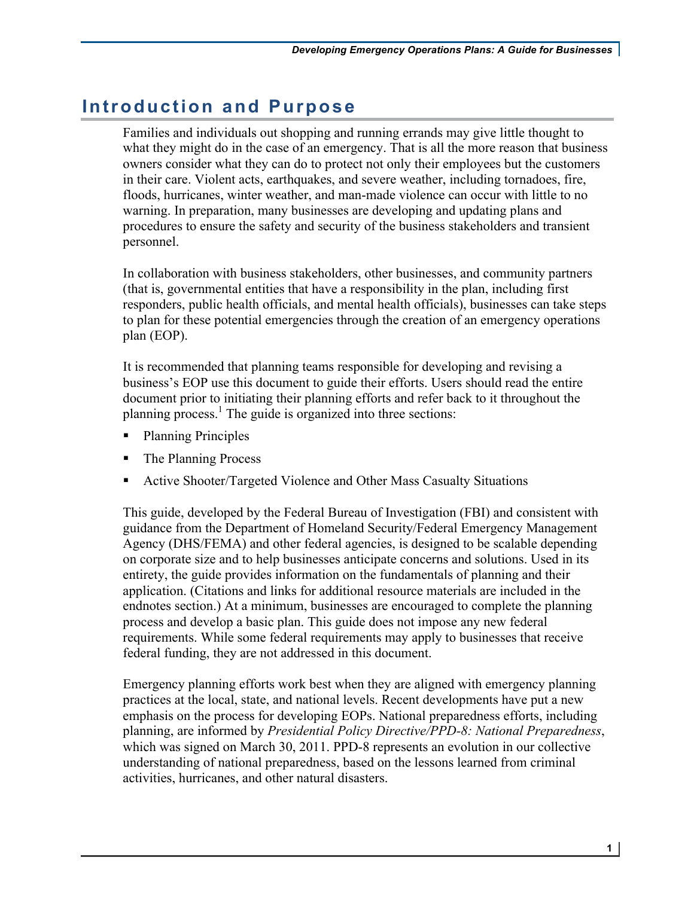# Introduction and Purpose

Families and individuals out shopping and running errands may give little thought to what they might do in the case of an emergency. That is all the more reason that business owners consider what they can do to protect not only their employees but the customers in their care. Violent acts, earthquakes, and severe weather, including tornadoes, fire, floods, hurricanes, winter weather, and man-made violence can occur with little to no warning. In preparation, many businesses are developing and updating plans and procedures to ensure the safety and security of the business stakeholders and transient personnel.

In collaboration with business stakeholders, other businesses, and community partners (that is, governmental entities that have a responsibility in the plan, including first responders, public health officials, and mental health officials), businesses can take steps to plan for these potential emergencies through the creation of an emergency operations plan (EOP).

It is recommended that planning teams responsible for developing and revising a business's EOP use this document to guide their efforts. Users should read the entire document prior to initiating their planning efforts and refer back to it throughout the planning process.[1] The guide is organized into three sections:

- Planning Principles
- The Planning Process
- Active Shooter/Targeted Violence and Other Mass Casualty Situations

This guide, developed by the Federal Bureau of Investigation (FBI) and consistent with guidance from the Department of Homeland Security/Federal Emergency Management Agency (DHS/FEMA) and other federal agencies, is designed to be scalable depending on corporate size and to help businesses anticipate concerns and solutions. Used in its entirety, the guide provides information on the fundamentals of planning and their application. (Citations and links for additional resource materials are included in the endnotes section.) At a minimum, businesses are encouraged to complete the planning process and develop a basic plan. This guide does not impose any new federal requirements. While some federal requirements may apply to businesses that receive federal funding, they are not addressed in this document.

Emergency planning efforts work best when they are aligned with emergency planning practices at the local, state, and national levels. Recent developments have put a new emphasis on the process for developing EOPs. National preparedness efforts, including planning, are informed by *Presidential Policy Directive/PPD-8: National Preparedness*, which was signed on March 30, 2011. PPD-8 represents an evolution in our collective understanding of national preparedness, based on the lessons learned from criminal activities, hurricanes, and other natural disasters.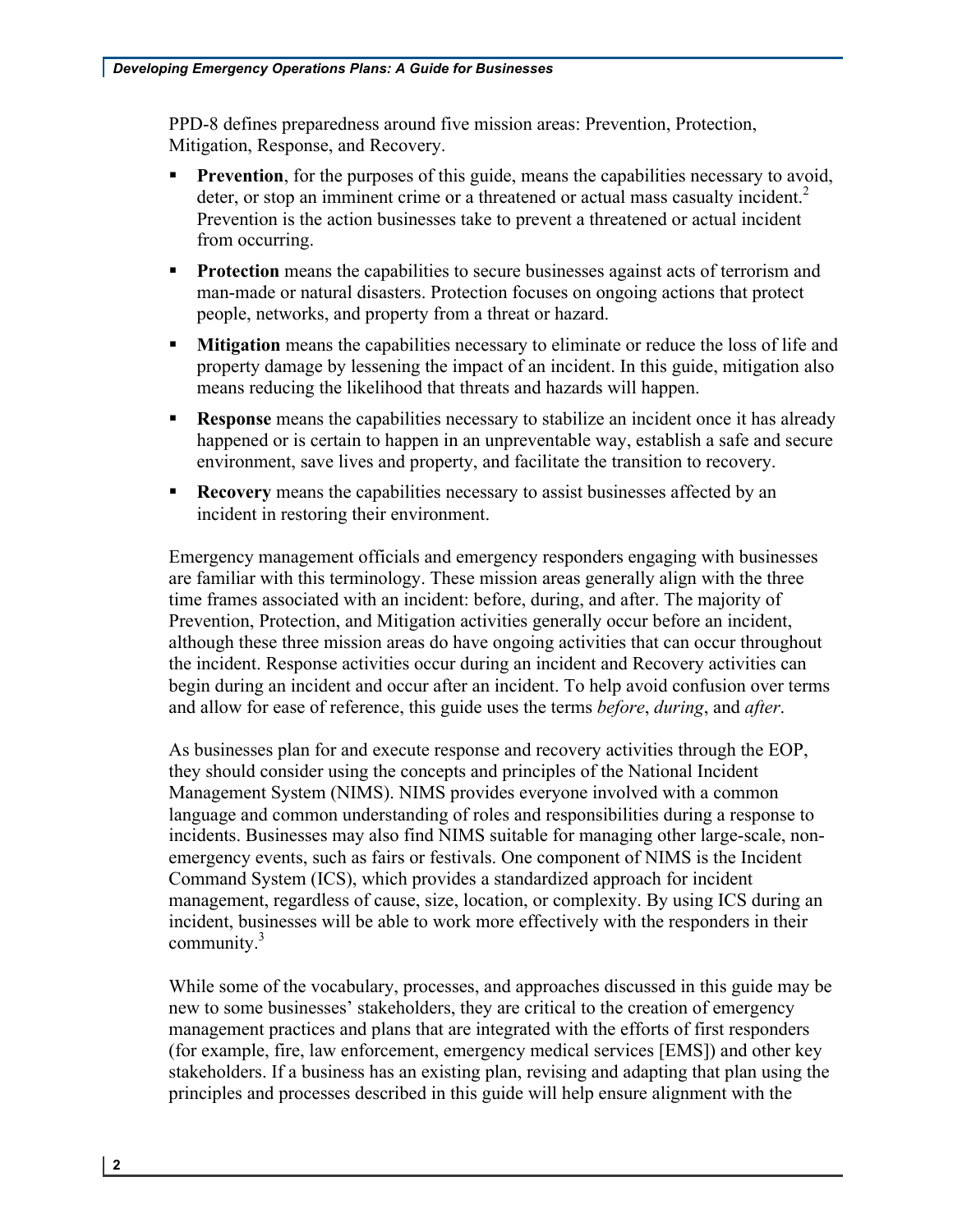PPD-8 defines preparedness around five mission areas: Prevention, Protection, Mitigation, Response, and Recovery.

- **Prevention**, for the purposes of this guide, means the capabilities necessary to avoid, deter, or stop an imminent crime or a threatened or actual mass casualty incident.[2] Prevention is the action businesses take to prevent a threatened or actual incident from occurring.
- **Protection** means the capabilities to secure businesses against acts of terrorism and man-made or natural disasters. Protection focuses on ongoing actions that protect people, networks, and property from a threat or hazard.
- **Mitigation** means the capabilities necessary to eliminate or reduce the loss of life and property damage by lessening the impact of an incident. In this guide, mitigation also means reducing the likelihood that threats and hazards will happen.
- **Response** means the capabilities necessary to stabilize an incident once it has already happened or is certain to happen in an unpreventable way, establish a safe and secure environment, save lives and property, and facilitate the transition to recovery.
- **Recovery** means the capabilities necessary to assist businesses affected by an incident in restoring their environment.

Emergency management officials and emergency responders engaging with businesses are familiar with this terminology. These mission areas generally align with the three time frames associated with an incident: before, during, and after. The majority of Prevention, Protection, and Mitigation activities generally occur before an incident, although these three mission areas do have ongoing activities that can occur throughout the incident. Response activities occur during an incident and Recovery activities can begin during an incident and occur after an incident. To help avoid confusion over terms and allow for ease of reference, this guide uses the terms *before*, *during*, and *after*.

As businesses plan for and execute response and recovery activities through the EOP, they should consider using the concepts and principles of the National Incident Management System (NIMS). NIMS provides everyone involved with a common language and common understanding of roles and responsibilities during a response to incidents. Businesses may also find NIMS suitable for managing other large-scale, non-emergency events, such as fairs or festivals. One component of NIMS is the Incident Command System (ICS), which provides a standardized approach for incident management, regardless of cause, size, location, or complexity. By using ICS during an incident, businesses will be able to work more effectively with the responders in their community.[3]

While some of the vocabulary, processes, and approaches discussed in this guide may be new to some businesses' stakeholders, they are critical to the creation of emergency management practices and plans that are integrated with the efforts of first responders (for example, fire, law enforcement, emergency medical services [EMS]) and other key stakeholders. If a business has an existing plan, revising and adapting that plan using the principles and processes described in this guide will help ensure alignment with the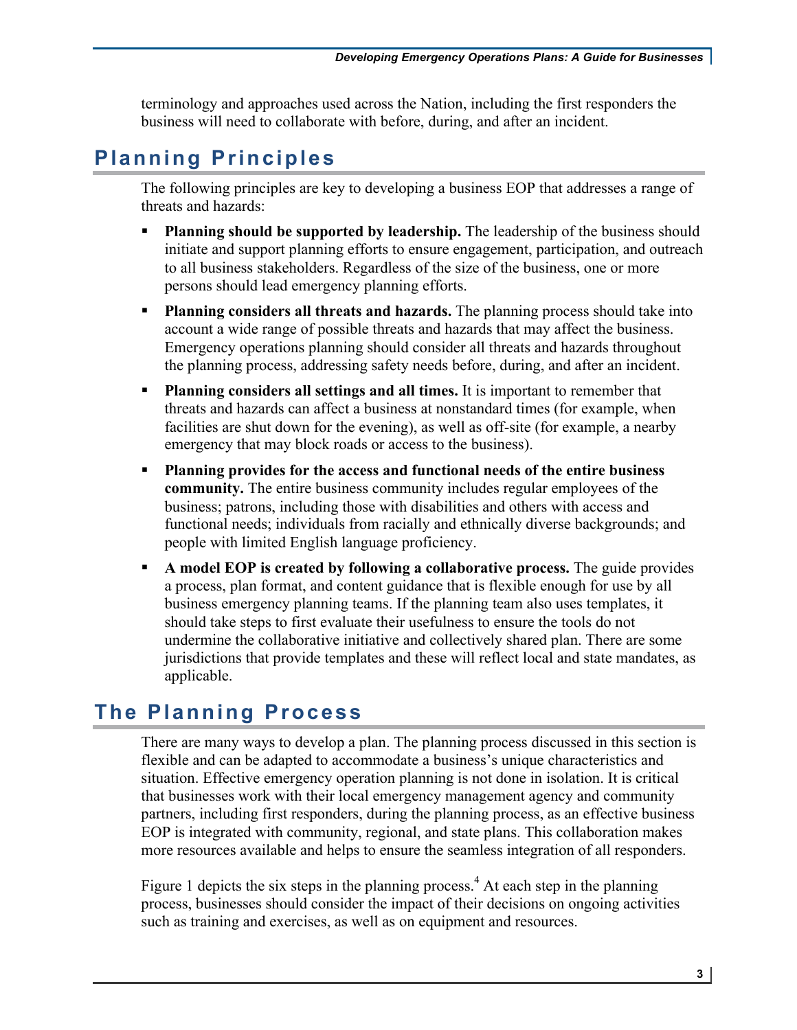terminology and approaches used across the Nation, including the first responders the business will need to collaborate with before, during, and after an incident.

## Planning Principles

The following principles are key to developing a business EOP that addresses a range of threats and hazards:

- **Planning should be supported by leadership.** The leadership of the business should initiate and support planning efforts to ensure engagement, participation, and outreach to all business stakeholders. Regardless of the size of the business, one or more persons should lead emergency planning efforts.
- **Planning considers all threats and hazards.** The planning process should take into account a wide range of possible threats and hazards that may affect the business. Emergency operations planning should consider all threats and hazards throughout the planning process, addressing safety needs before, during, and after an incident.
- **Planning considers all settings and all times.** It is important to remember that threats and hazards can affect a business at nonstandard times (for example, when facilities are shut down for the evening), as well as off-site (for example, a nearby emergency that may block roads or access to the business).
- **Planning provides for the access and functional needs of the entire business community.** The entire business community includes regular employees of the business; patrons, including those with disabilities and others with access and functional needs; individuals from racially and ethnically diverse backgrounds; and people with limited English language proficiency.
- **A model EOP is created by following a collaborative process.** The guide provides a process, plan format, and content guidance that is flexible enough for use by all business emergency planning teams. If the planning team also uses templates, it should take steps to first evaluate their usefulness to ensure the tools do not undermine the collaborative initiative and collectively shared plan. There are some jurisdictions that provide templates and these will reflect local and state mandates, as applicable.

## The Planning Process

There are many ways to develop a plan. The planning process discussed in this section is flexible and can be adapted to accommodate a business's unique characteristics and situation. Effective emergency operation planning is not done in isolation. It is critical that businesses work with their local emergency management agency and community partners, including first responders, during the planning process, as an effective business EOP is integrated with community, regional, and state plans. This collaboration makes more resources available and helps to ensure the seamless integration of all responders.

Figure 1 depicts the six steps in the planning process.[4] At each step in the planning process, businesses should consider the impact of their decisions on ongoing activities such as training and exercises, as well as on equipment and resources.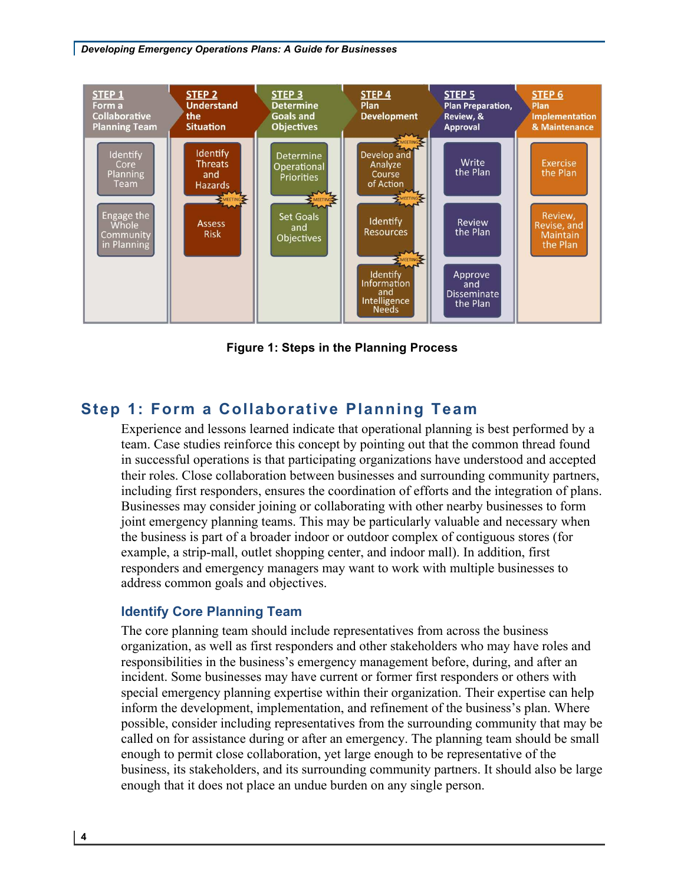| STEP 1 Form a Collaborative Planning Team | STEP 2 Understand the Situation | STEP 3 Determine Goals and Objectives | STEP 4 Plan Development | STEP 5 Plan Preparation, Review, & Approval | STEP 6 Plan Implementation & Maintenance |
|---|---|---|---|---|---|
| Identify Core Planning Team | Identify Threats and Hazards | Determine Operational Priorities | Develop and Analyze Course of Action | Write the Plan | Exercise the Plan |
| Engage the Whole Community in Planning | Assess Risk | Set Goals and Objectives | Identify Resources | Review the Plan | Review, Revise, and Maintain the Plan |
| | | | Identify Information and Intelligence Needs | Approve and Disseminate the Plan | |

**Figure 1: Steps in the Planning Process**

## Step 1: Form a Collaborative Planning Team

Experience and lessons learned indicate that operational planning is best performed by a team. Case studies reinforce this concept by pointing out that the common thread found in successful operations is that participating organizations have understood and accepted their roles. Close collaboration between businesses and surrounding community partners, including first responders, ensures the coordination of efforts and the integration of plans. Businesses may consider joining or collaborating with other nearby businesses to form joint emergency planning teams. This may be particularly valuable and necessary when the business is part of a broader indoor or outdoor complex of contiguous stores (for example, a strip-mall, outlet shopping center, and indoor mall). In addition, first responders and emergency managers may want to work with multiple businesses to address common goals and objectives.

### Identify Core Planning Team

The core planning team should include representatives from across the business organization, as well as first responders and other stakeholders who may have roles and responsibilities in the business's emergency management before, during, and after an incident. Some businesses may have current or former first responders or others with special emergency planning expertise within their organization. Their expertise can help inform the development, implementation, and refinement of the business's plan. Where possible, consider including representatives from the surrounding community that may be called on for assistance during or after an emergency. The planning team should be small enough to permit close collaboration, yet large enough to be representative of the business, its stakeholders, and its surrounding community partners. It should also be large enough that it does not place an undue burden on any single person.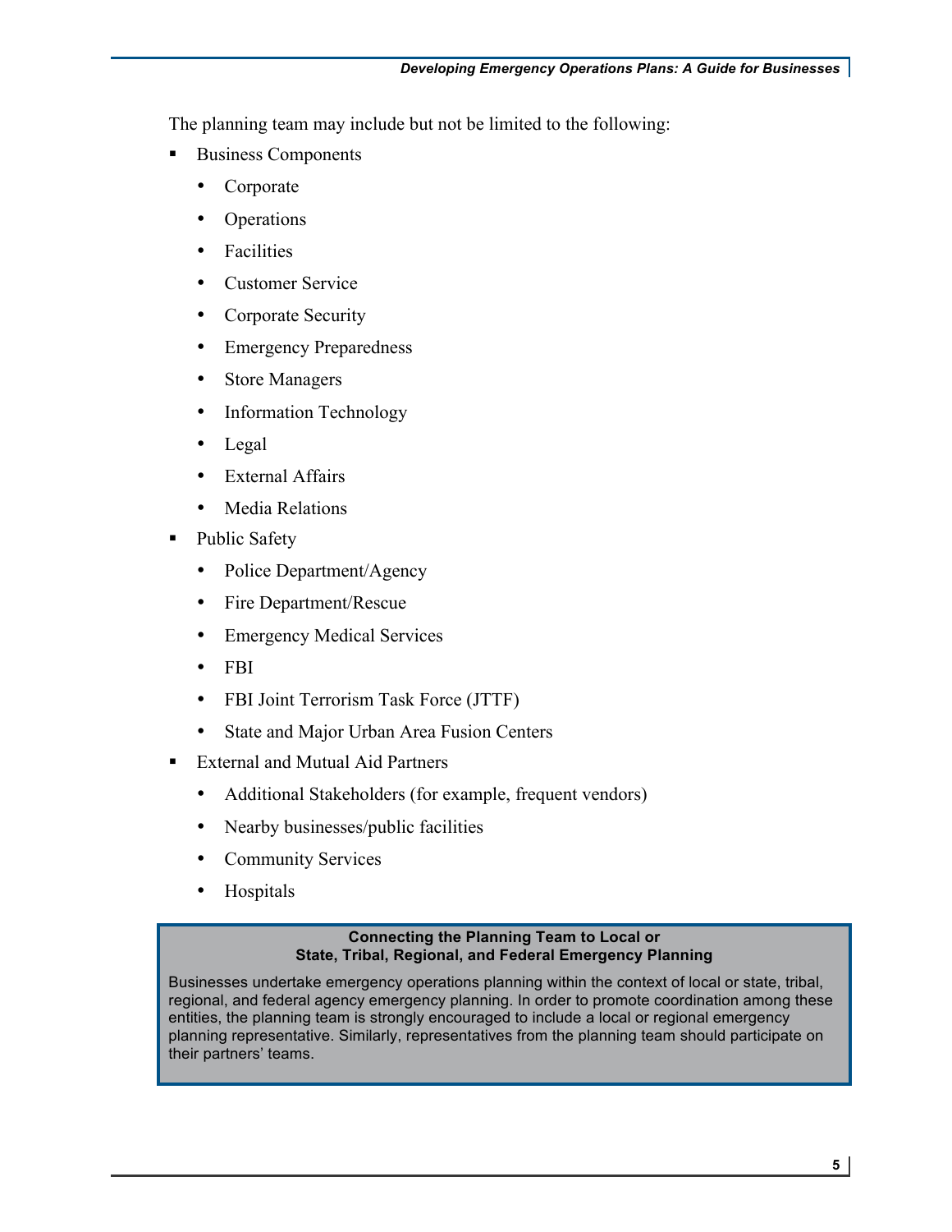The planning team may include but not be limited to the following:

- Business Components
    - Corporate
    - Operations
    - Facilities
    - Customer Service
    - Corporate Security
    - Emergency Preparedness
    - Store Managers
    - Information Technology
    - Legal
    - External Affairs
    - Media Relations
- Public Safety
    - Police Department/Agency
    - Fire Department/Rescue
    - Emergency Medical Services
    - FBI
    - FBI Joint Terrorism Task Force (JTTF)
    - State and Major Urban Area Fusion Centers
- External and Mutual Aid Partners
    - Additional Stakeholders (for example, frequent vendors)
    - Nearby businesses/public facilities
    - Community Services
    - Hospitals

**Connecting the Planning Team to Local or State, Tribal, Regional, and Federal Emergency Planning**

Businesses undertake emergency operations planning within the context of local or state, tribal, regional, and federal agency emergency planning. In order to promote coordination among these entities, the planning team is strongly encouraged to include a local or regional emergency planning representative. Similarly, representatives from the planning team should participate on their partners' teams.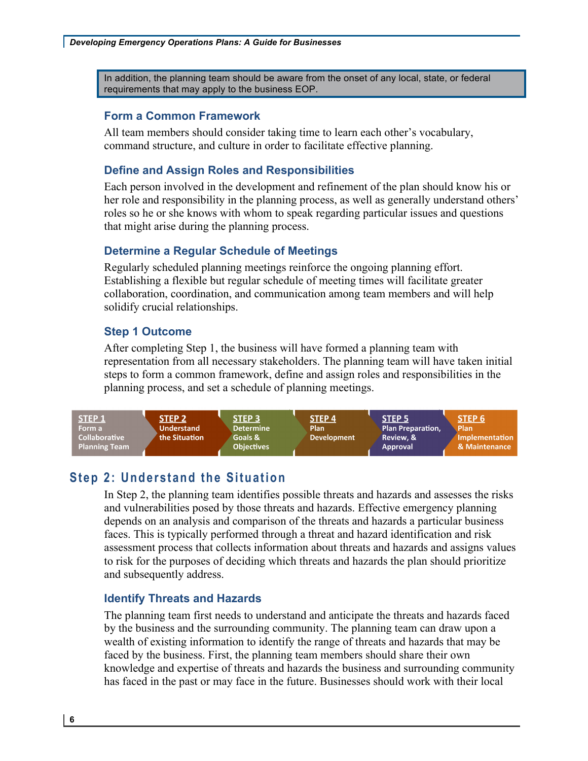In addition, the planning team should be aware from the onset of any local, state, or federal requirements that may apply to the business EOP.

### Form a Common Framework

All team members should consider taking time to learn each other's vocabulary, command structure, and culture in order to facilitate effective planning.

### Define and Assign Roles and Responsibilities

Each person involved in the development and refinement of the plan should know his or her role and responsibility in the planning process, as well as generally understand others' roles so he or she knows with whom to speak regarding particular issues and questions that might arise during the planning process.

### Determine a Regular Schedule of Meetings

Regularly scheduled planning meetings reinforce the ongoing planning effort. Establishing a flexible but regular schedule of meeting times will facilitate greater collaboration, coordination, and communication among team members and will help solidify crucial relationships.

### Step 1 Outcome

After completing Step 1, the business will have formed a planning team with representation from all necessary stakeholders. The planning team will have taken initial steps to form a common framework, define and assign roles and responsibilities in the planning process, and set a schedule of planning meetings.

| STEP 1 | STEP 2 | STEP 3 | STEP 4 | STEP 5 | STEP 6 |
|---|---|---|---|---|---|
| Form a Collaborative Planning Team | Understand the Situation | Determine Goals & Objectives | Plan Development | Plan Preparation, Review, & Approval | Plan Implementation & Maintenance |

## Step 2: Understand the Situation

In Step 2, the planning team identifies possible threats and hazards and assesses the risks and vulnerabilities posed by those threats and hazards. Effective emergency planning depends on an analysis and comparison of the threats and hazards a particular business faces. This is typically performed through a threat and hazard identification and risk assessment process that collects information about threats and hazards and assigns values to risk for the purposes of deciding which threats and hazards the plan should prioritize and subsequently address.

### Identify Threats and Hazards

The planning team first needs to understand and anticipate the threats and hazards faced by the business and the surrounding community. The planning team can draw upon a wealth of existing information to identify the range of threats and hazards that may be faced by the business. First, the planning team members should share their own knowledge and expertise of threats and hazards the business and surrounding community has faced in the past or may face in the future. Businesses should work with their local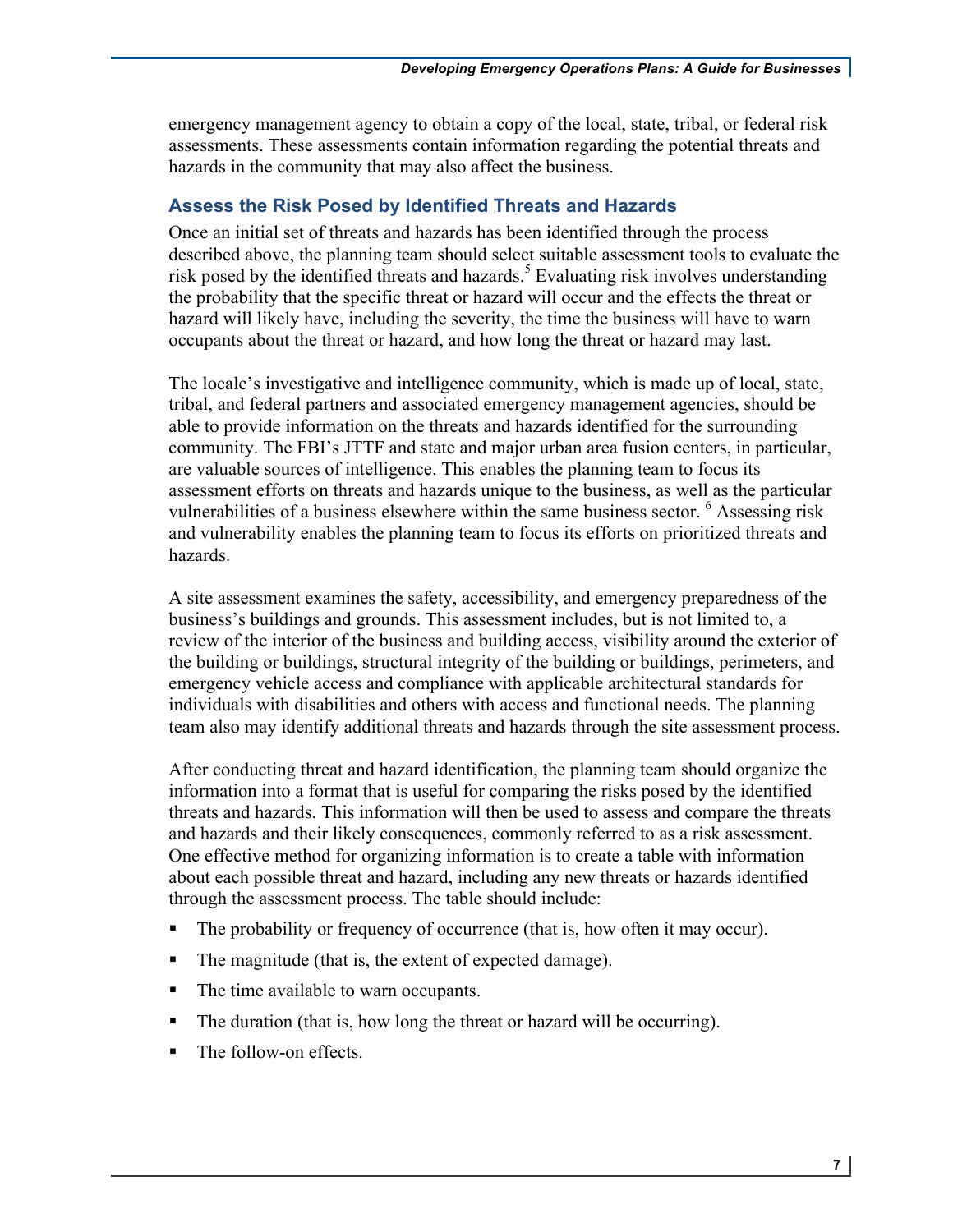emergency management agency to obtain a copy of the local, state, tribal, or federal risk assessments. These assessments contain information regarding the potential threats and hazards in the community that may also affect the business.

### Assess the Risk Posed by Identified Threats and Hazards

Once an initial set of threats and hazards has been identified through the process described above, the planning team should select suitable assessment tools to evaluate the risk posed by the identified threats and hazards.[5] Evaluating risk involves understanding the probability that the specific threat or hazard will occur and the effects the threat or hazard will likely have, including the severity, the time the business will have to warn occupants about the threat or hazard, and how long the threat or hazard may last.

The locale's investigative and intelligence community, which is made up of local, state, tribal, and federal partners and associated emergency management agencies, should be able to provide information on the threats and hazards identified for the surrounding community. The FBI's JTTF and state and major urban area fusion centers, in particular, are valuable sources of intelligence. This enables the planning team to focus its assessment efforts on threats and hazards unique to the business, as well as the particular vulnerabilities of a business elsewhere within the same business sector. [6] Assessing risk and vulnerability enables the planning team to focus its efforts on prioritized threats and hazards.

A site assessment examines the safety, accessibility, and emergency preparedness of the business's buildings and grounds. This assessment includes, but is not limited to, a review of the interior of the business and building access, visibility around the exterior of the building or buildings, structural integrity of the building or buildings, perimeters, and emergency vehicle access and compliance with applicable architectural standards for individuals with disabilities and others with access and functional needs. The planning team also may identify additional threats and hazards through the site assessment process.

After conducting threat and hazard identification, the planning team should organize the information into a format that is useful for comparing the risks posed by the identified threats and hazards. This information will then be used to assess and compare the threats and hazards and their likely consequences, commonly referred to as a risk assessment. One effective method for organizing information is to create a table with information about each possible threat and hazard, including any new threats or hazards identified through the assessment process. The table should include:

- The probability or frequency of occurrence (that is, how often it may occur).
- The magnitude (that is, the extent of expected damage).
- The time available to warn occupants.
- The duration (that is, how long the threat or hazard will be occurring).
- The follow-on effects.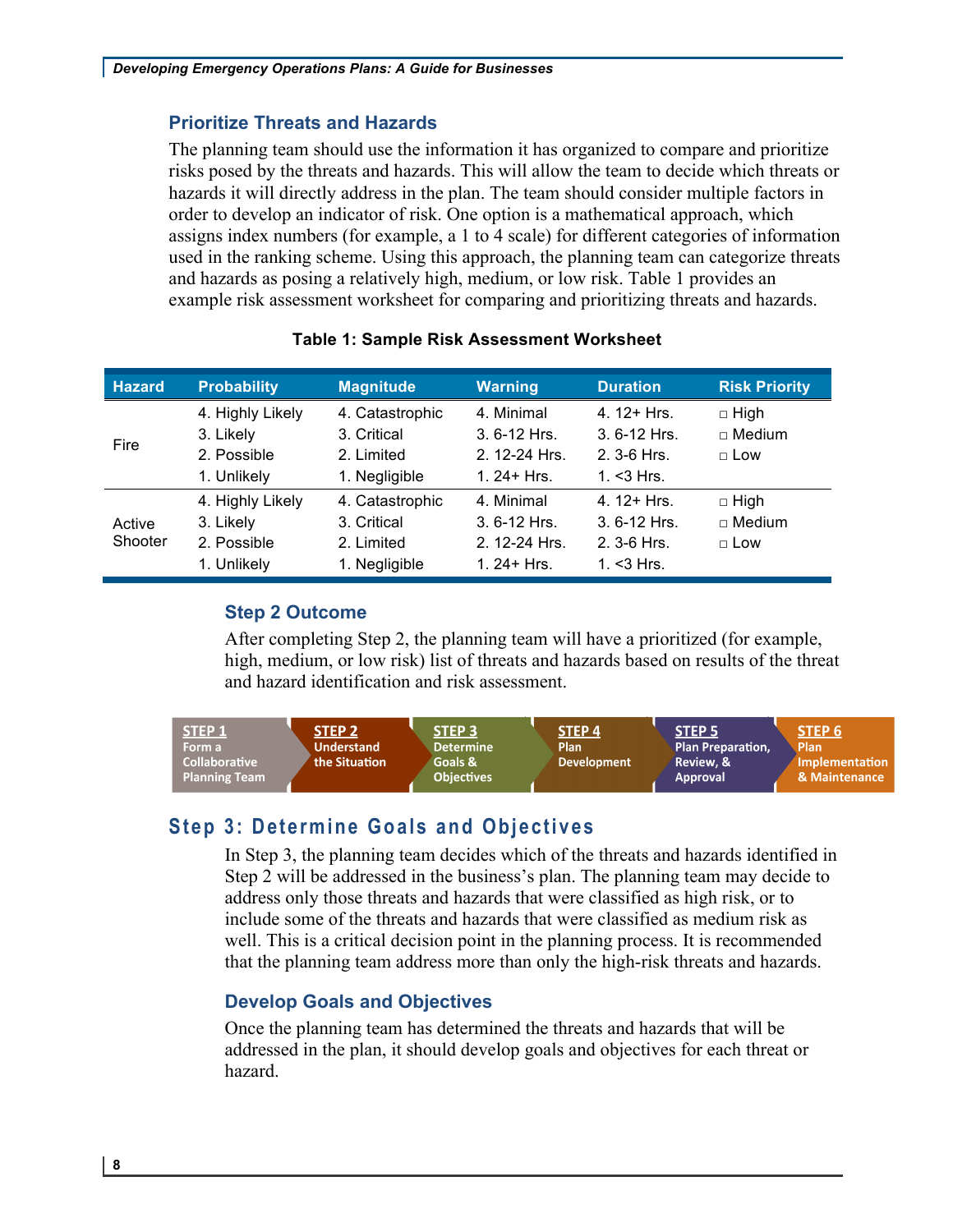### Prioritize Threats and Hazards

The planning team should use the information it has organized to compare and prioritize risks posed by the threats and hazards. This will allow the team to decide which threats or hazards it will directly address in the plan. The team should consider multiple factors in order to develop an indicator of risk. One option is a mathematical approach, which assigns index numbers (for example, a 1 to 4 scale) for different categories of information used in the ranking scheme. Using this approach, the planning team can categorize threats and hazards as posing a relatively high, medium, or low risk. Table 1 provides an example risk assessment worksheet for comparing and prioritizing threats and hazards.

**Table 1: Sample Risk Assessment Worksheet**

| Hazard | Probability | Magnitude | Warning | Duration | Risk Priority |
|---|---|---|---|---|---|
| Fire | 4. Highly Likely<br>3. Likely<br>2. Possible<br>1. Unlikely | 4. Catastrophic<br>3. Critical<br>2. Limited<br>1. Negligible | 4. Minimal<br>3. 6-12 Hrs.<br>2. 12-24 Hrs.<br>1. 24+ Hrs. | 4. 12+ Hrs.<br>3. 6-12 Hrs.<br>2. 3-6 Hrs.<br>1. <3 Hrs. | □ High<br>□ Medium<br>□ Low |
| Active Shooter | 4. Highly Likely<br>3. Likely<br>2. Possible<br>1. Unlikely | 4. Catastrophic<br>3. Critical<br>2. Limited<br>1. Negligible | 4. Minimal<br>3. 6-12 Hrs.<br>2. 12-24 Hrs.<br>1. 24+ Hrs. | 4. 12+ Hrs.<br>3. 6-12 Hrs.<br>2. 3-6 Hrs.<br>1. <3 Hrs. | □ High<br>□ Medium<br>□ Low |

### Step 2 Outcome

After completing Step 2, the planning team will have a prioritized (for example, high, medium, or low risk) list of threats and hazards based on results of the threat and hazard identification and risk assessment.

STEP 1 Form a Collaborative Planning Team | STEP 2 Understand the Situation | STEP 3 Determine Goals & Objectives | STEP 4 Plan Development | STEP 5 Plan Preparation, Review, & Approval | STEP 6 Plan Implementation & Maintenance

## Step 3: Determine Goals and Objectives

In Step 3, the planning team decides which of the threats and hazards identified in Step 2 will be addressed in the business's plan. The planning team may decide to address only those threats and hazards that were classified as high risk, or to include some of the threats and hazards that were classified as medium risk as well. This is a critical decision point in the planning process. It is recommended that the planning team address more than only the high-risk threats and hazards.

### Develop Goals and Objectives

Once the planning team has determined the threats and hazards that will be addressed in the plan, it should develop goals and objectives for each threat or hazard.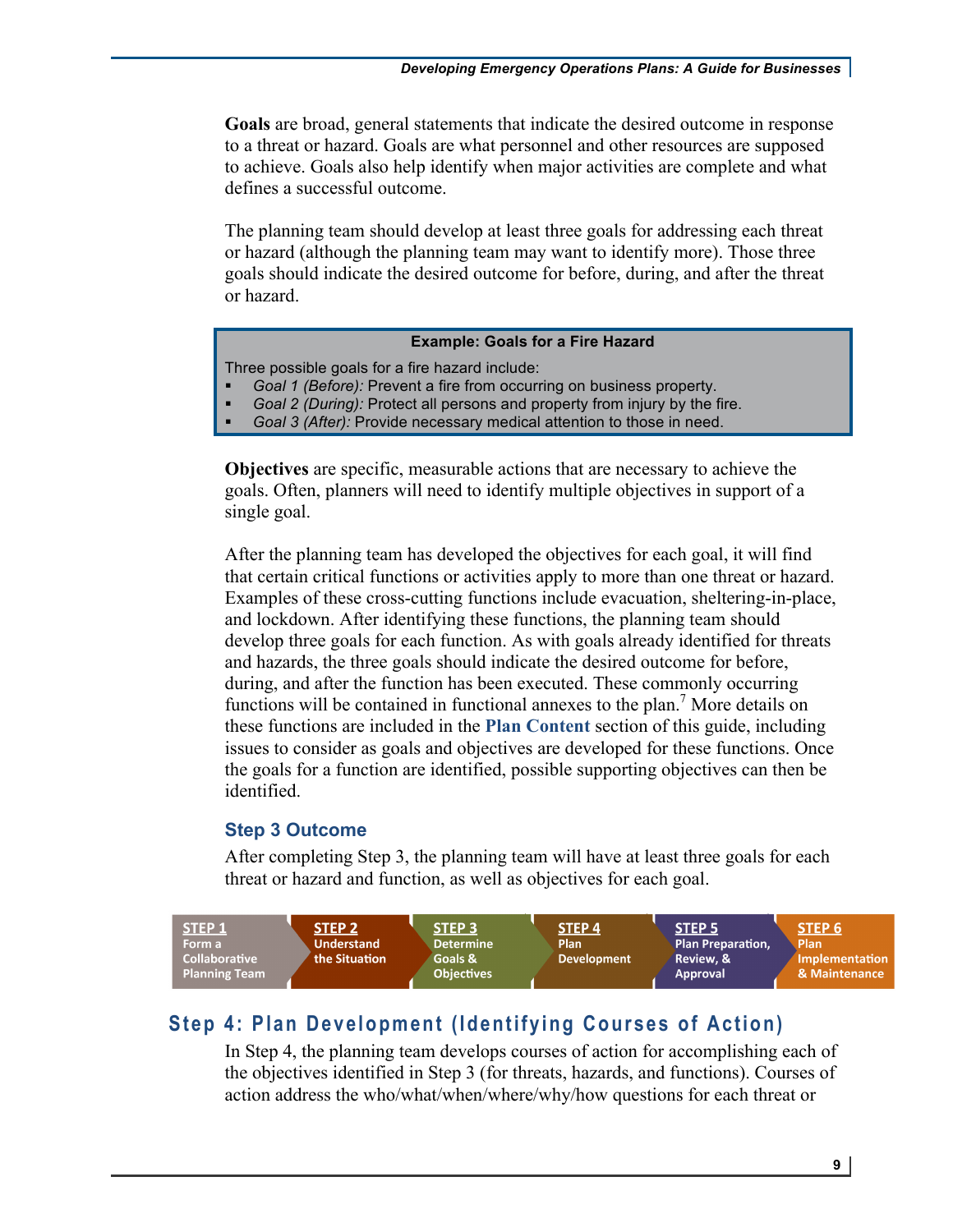**Goals** are broad, general statements that indicate the desired outcome in response to a threat or hazard. Goals are what personnel and other resources are supposed to achieve. Goals also help identify when major activities are complete and what defines a successful outcome.

The planning team should develop at least three goals for addressing each threat or hazard (although the planning team may want to identify more). Those three goals should indicate the desired outcome for before, during, and after the threat or hazard.

> **Example: Goals for a Fire Hazard**
>
> Three possible goals for a fire hazard include:
> - *Goal 1 (Before):* Prevent a fire from occurring on business property.
> - *Goal 2 (During):* Protect all persons and property from injury by the fire.
> - *Goal 3 (After):* Provide necessary medical attention to those in need.

**Objectives** are specific, measurable actions that are necessary to achieve the goals. Often, planners will need to identify multiple objectives in support of a single goal.

After the planning team has developed the objectives for each goal, it will find that certain critical functions or activities apply to more than one threat or hazard. Examples of these cross-cutting functions include evacuation, sheltering-in-place, and lockdown. After identifying these functions, the planning team should develop three goals for each function. As with goals already identified for threats and hazards, the three goals should indicate the desired outcome for before, during, and after the function has been executed. These commonly occurring functions will be contained in functional annexes to the plan.[7] More details on these functions are included in the **Plan Content** section of this guide, including issues to consider as goals and objectives are developed for these functions. Once the goals for a function are identified, possible supporting objectives can then be identified.

### Step 3 Outcome

After completing Step 3, the planning team will have at least three goals for each threat or hazard and function, as well as objectives for each goal.

| STEP 1 | STEP 2 | STEP 3 | STEP 4 | STEP 5 | STEP 6 |
|---|---|---|---|---|---|
| Form a Collaborative Planning Team | Understand the Situation | Determine Goals & Objectives | Plan Development | Plan Preparation, Review, & Approval | Plan Implementation & Maintenance |

## Step 4: Plan Development (Identifying Courses of Action)

In Step 4, the planning team develops courses of action for accomplishing each of the objectives identified in Step 3 (for threats, hazards, and functions). Courses of action address the who/what/when/where/why/how questions for each threat or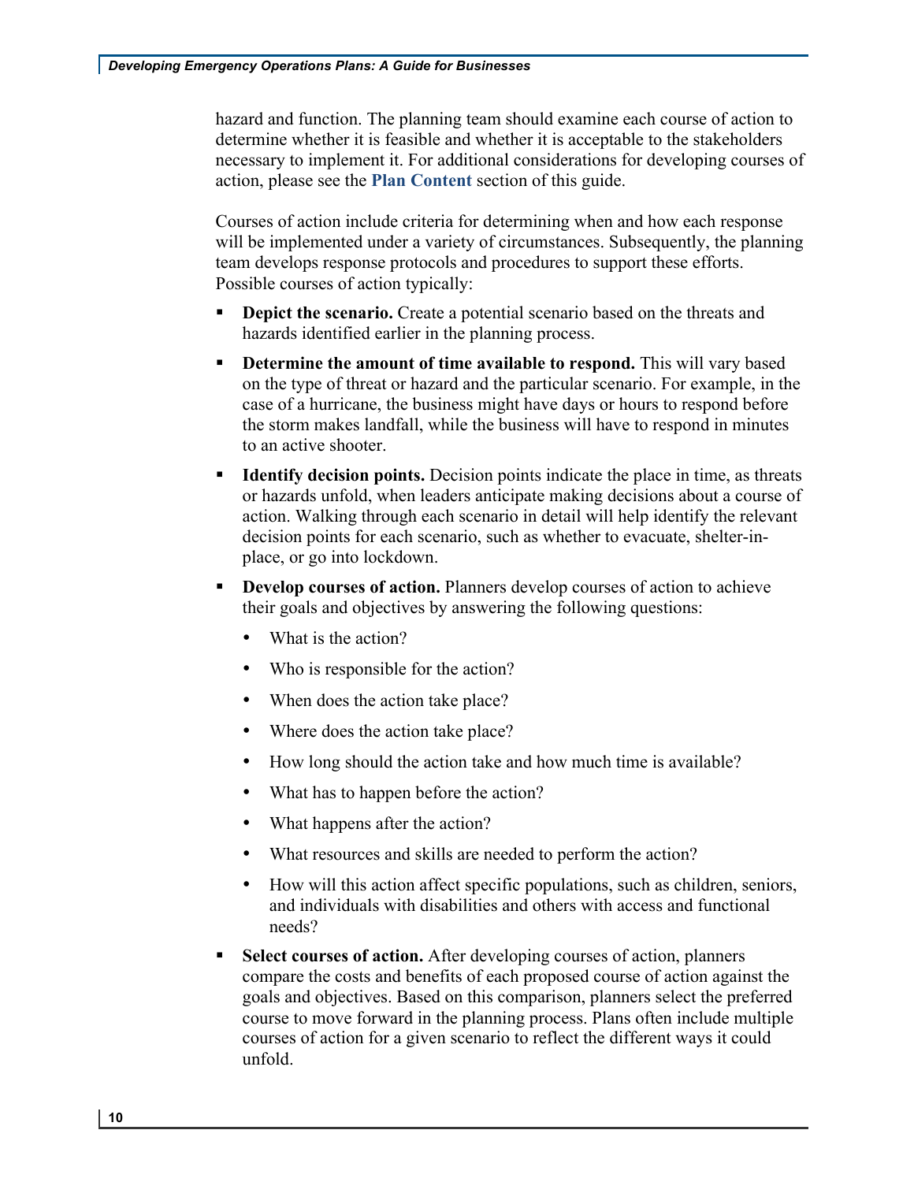hazard and function. The planning team should examine each course of action to determine whether it is feasible and whether it is acceptable to the stakeholders necessary to implement it. For additional considerations for developing courses of action, please see the **Plan Content** section of this guide.

Courses of action include criteria for determining when and how each response will be implemented under a variety of circumstances. Subsequently, the planning team develops response protocols and procedures to support these efforts. Possible courses of action typically:

- **Depict the scenario.** Create a potential scenario based on the threats and hazards identified earlier in the planning process.
- **Determine the amount of time available to respond.** This will vary based on the type of threat or hazard and the particular scenario. For example, in the case of a hurricane, the business might have days or hours to respond before the storm makes landfall, while the business will have to respond in minutes to an active shooter.
- **Identify decision points.** Decision points indicate the place in time, as threats or hazards unfold, when leaders anticipate making decisions about a course of action. Walking through each scenario in detail will help identify the relevant decision points for each scenario, such as whether to evacuate, shelter-in-place, or go into lockdown.
- **Develop courses of action.** Planners develop courses of action to achieve their goals and objectives by answering the following questions:
  - What is the action?
  - Who is responsible for the action?
  - When does the action take place?
  - Where does the action take place?
  - How long should the action take and how much time is available?
  - What has to happen before the action?
  - What happens after the action?
  - What resources and skills are needed to perform the action?
  - How will this action affect specific populations, such as children, seniors, and individuals with disabilities and others with access and functional needs?
- **Select courses of action.** After developing courses of action, planners compare the costs and benefits of each proposed course of action against the goals and objectives. Based on this comparison, planners select the preferred course to move forward in the planning process. Plans often include multiple courses of action for a given scenario to reflect the different ways it could unfold.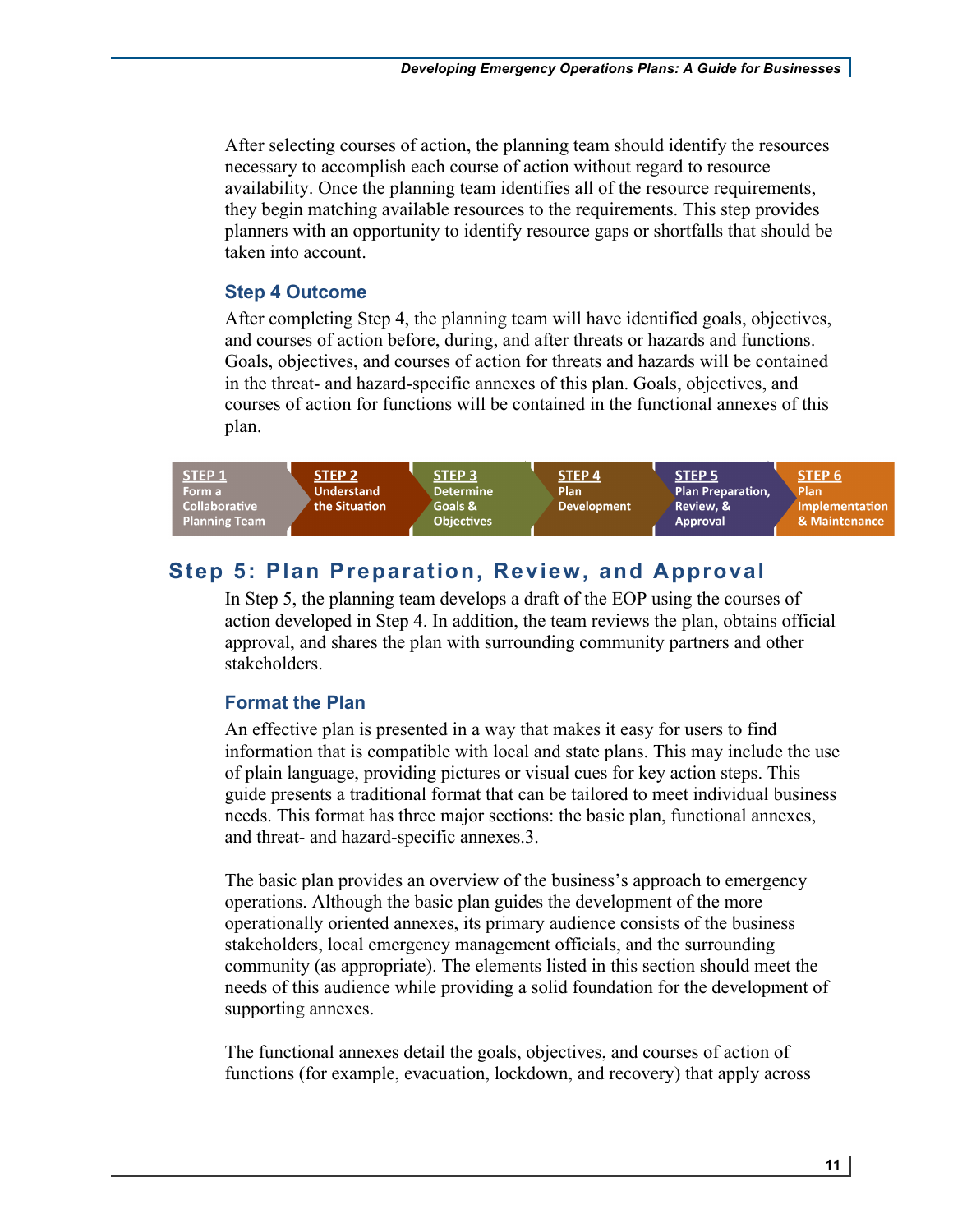After selecting courses of action, the planning team should identify the resources necessary to accomplish each course of action without regard to resource availability. Once the planning team identifies all of the resource requirements, they begin matching available resources to the requirements. This step provides planners with an opportunity to identify resource gaps or shortfalls that should be taken into account.

### Step 4 Outcome

After completing Step 4, the planning team will have identified goals, objectives, and courses of action before, during, and after threats or hazards and functions. Goals, objectives, and courses of action for threats and hazards will be contained in the threat- and hazard-specific annexes of this plan. Goals, objectives, and courses of action for functions will be contained in the functional annexes of this plan.

| STEP 1 | STEP 2 | STEP 3 | STEP 4 | STEP 5 | STEP 6 |
|---|---|---|---|---|---|
| Form a Collaborative Planning Team | Understand the Situation | Determine Goals & Objectives | Plan Development | Plan Preparation, Review, & Approval | Plan Implementation & Maintenance |

## Step 5: Plan Preparation, Review, and Approval

In Step 5, the planning team develops a draft of the EOP using the courses of action developed in Step 4. In addition, the team reviews the plan, obtains official approval, and shares the plan with surrounding community partners and other stakeholders.

### Format the Plan

An effective plan is presented in a way that makes it easy for users to find information that is compatible with local and state plans. This may include the use of plain language, providing pictures or visual cues for key action steps. This guide presents a traditional format that can be tailored to meet individual business needs. This format has three major sections: the basic plan, functional annexes, and threat- and hazard-specific annexes.3.

The basic plan provides an overview of the business's approach to emergency operations. Although the basic plan guides the development of the more operationally oriented annexes, its primary audience consists of the business stakeholders, local emergency management officials, and the surrounding community (as appropriate). The elements listed in this section should meet the needs of this audience while providing a solid foundation for the development of supporting annexes.

The functional annexes detail the goals, objectives, and courses of action of functions (for example, evacuation, lockdown, and recovery) that apply across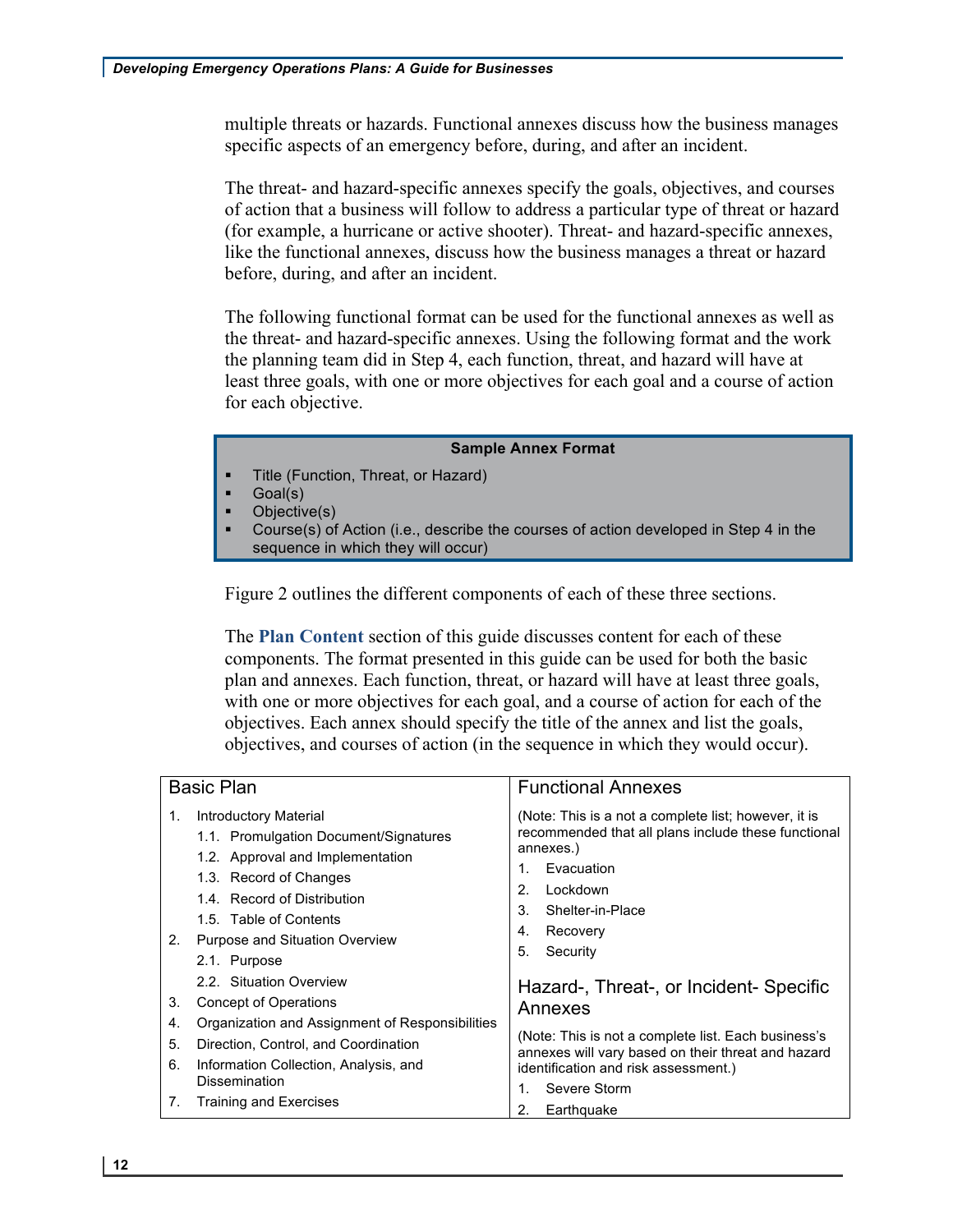multiple threats or hazards. Functional annexes discuss how the business manages specific aspects of an emergency before, during, and after an incident.

The threat- and hazard-specific annexes specify the goals, objectives, and courses of action that a business will follow to address a particular type of threat or hazard (for example, a hurricane or active shooter). Threat- and hazard-specific annexes, like the functional annexes, discuss how the business manages a threat or hazard before, during, and after an incident.

The following functional format can be used for the functional annexes as well as the threat- and hazard-specific annexes. Using the following format and the work the planning team did in Step 4, each function, threat, and hazard will have at least three goals, with one or more objectives for each goal and a course of action for each objective.

**Sample Annex Format**

- Title (Function, Threat, or Hazard)
- Goal(s)
- Objective(s)
- Course(s) of Action (i.e., describe the courses of action developed in Step 4 in the sequence in which they will occur)

Figure 2 outlines the different components of each of these three sections.

The **Plan Content** section of this guide discusses content for each of these components. The format presented in this guide can be used for both the basic plan and annexes. Each function, threat, or hazard will have at least three goals, with one or more objectives for each goal, and a course of action for each of the objectives. Each annex should specify the title of the annex and list the goals, objectives, and courses of action (in the sequence in which they would occur).

| Basic Plan | Functional Annexes |
| --- | --- |
| 1. Introductory Material<br>1.1. Promulgation Document/Signatures<br>1.2. Approval and Implementation<br>1.3. Record of Changes<br>1.4. Record of Distribution<br>1.5. Table of Contents<br>2. Purpose and Situation Overview<br>2.1. Purpose<br>2.2. Situation Overview<br>3. Concept of Operations<br>4. Organization and Assignment of Responsibilities<br>5. Direction, Control, and Coordination<br>6. Information Collection, Analysis, and Dissemination<br>7. Training and Exercises | (Note: This is a not a complete list; however, it is recommended that all plans include these functional annexes.)<br>1. Evacuation<br>2. Lockdown<br>3. Shelter-in-Place<br>4. Recovery<br>5. Security<br><br>**Hazard-, Threat-, or Incident- Specific Annexes**<br>(Note: This is not a complete list. Each business's annexes will vary based on their threat and hazard identification and risk assessment.)<br>1. Severe Storm<br>2. Earthquake |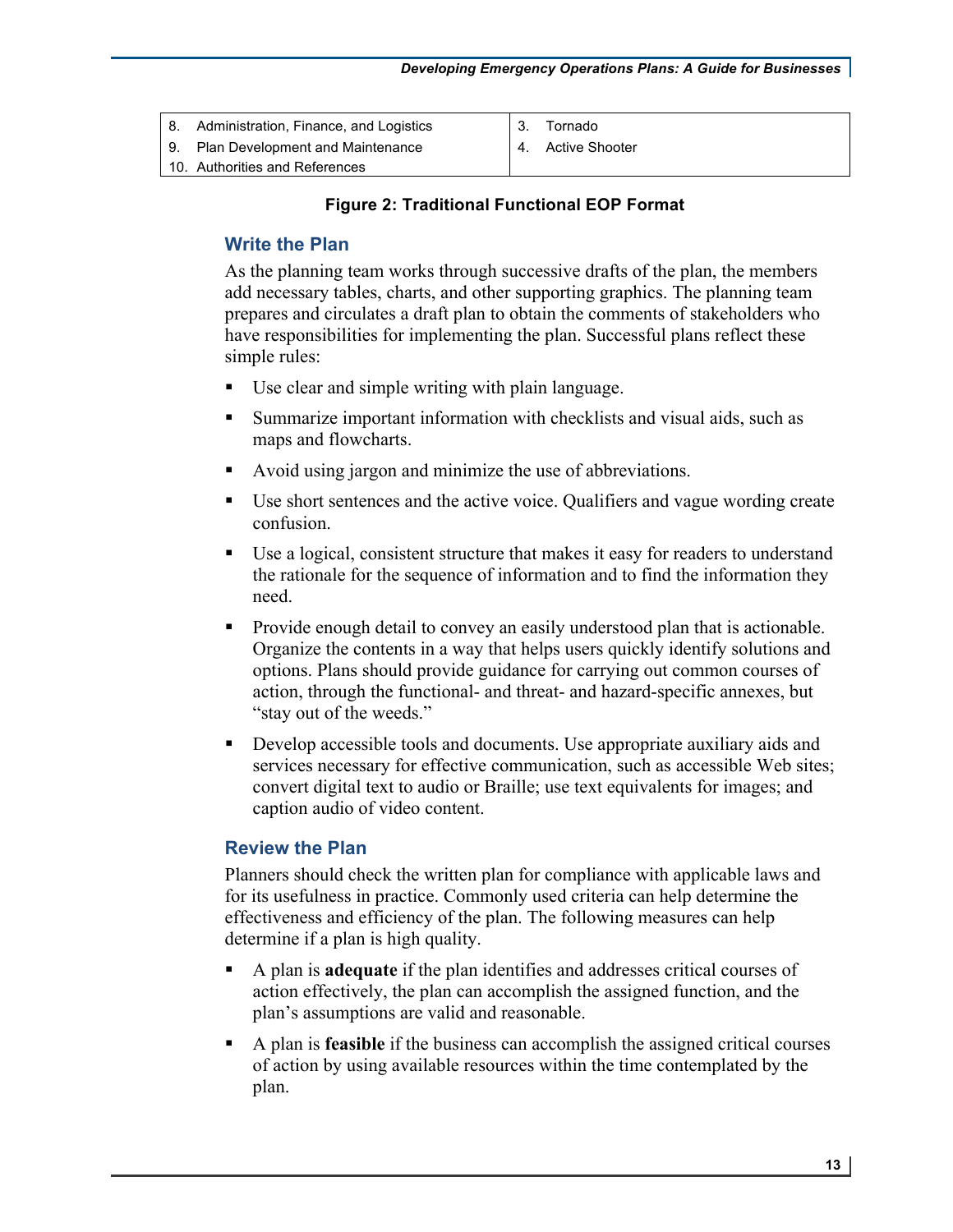| | |
|---|---|
| 8. Administration, Finance, and Logistics | 3. Tornado |
| 9. Plan Development and Maintenance | 4. Active Shooter |
| 10. Authorities and References | |

**Figure 2: Traditional Functional EOP Format**

### Write the Plan

As the planning team works through successive drafts of the plan, the members add necessary tables, charts, and other supporting graphics. The planning team prepares and circulates a draft plan to obtain the comments of stakeholders who have responsibilities for implementing the plan. Successful plans reflect these simple rules:

- Use clear and simple writing with plain language.
- Summarize important information with checklists and visual aids, such as maps and flowcharts.
- Avoid using jargon and minimize the use of abbreviations.
- Use short sentences and the active voice. Qualifiers and vague wording create confusion.
- Use a logical, consistent structure that makes it easy for readers to understand the rationale for the sequence of information and to find the information they need.
- Provide enough detail to convey an easily understood plan that is actionable. Organize the contents in a way that helps users quickly identify solutions and options. Plans should provide guidance for carrying out common courses of action, through the functional- and threat- and hazard-specific annexes, but "stay out of the weeds."
- Develop accessible tools and documents. Use appropriate auxiliary aids and services necessary for effective communication, such as accessible Web sites; convert digital text to audio or Braille; use text equivalents for images; and caption audio of video content.

### Review the Plan

Planners should check the written plan for compliance with applicable laws and for its usefulness in practice. Commonly used criteria can help determine the effectiveness and efficiency of the plan. The following measures can help determine if a plan is high quality.

- A plan is **adequate** if the plan identifies and addresses critical courses of action effectively, the plan can accomplish the assigned function, and the plan's assumptions are valid and reasonable.
- A plan is **feasible** if the business can accomplish the assigned critical courses of action by using available resources within the time contemplated by the plan.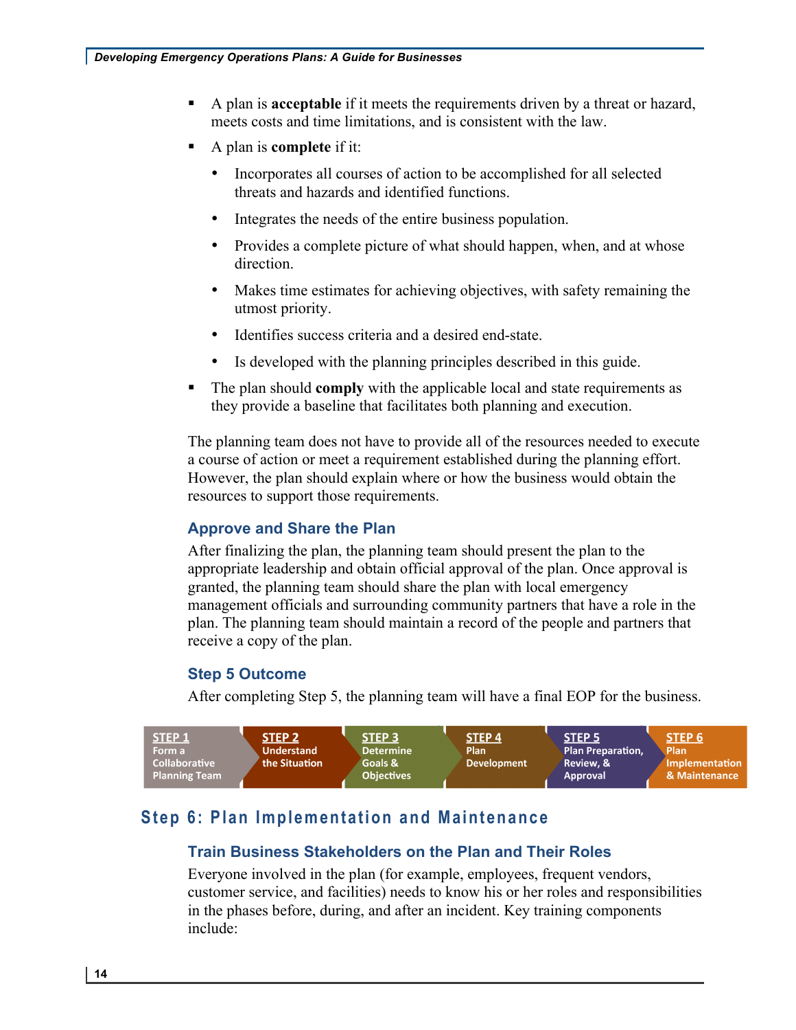- A plan is **acceptable** if it meets the requirements driven by a threat or hazard, meets costs and time limitations, and is consistent with the law.
- A plan is **complete** if it:
  - Incorporates all courses of action to be accomplished for all selected threats and hazards and identified functions.
  - Integrates the needs of the entire business population.
  - Provides a complete picture of what should happen, when, and at whose direction.
  - Makes time estimates for achieving objectives, with safety remaining the utmost priority.
  - Identifies success criteria and a desired end-state.
  - Is developed with the planning principles described in this guide.
- The plan should **comply** with the applicable local and state requirements as they provide a baseline that facilitates both planning and execution.

The planning team does not have to provide all of the resources needed to execute a course of action or meet a requirement established during the planning effort. However, the plan should explain where or how the business would obtain the resources to support those requirements.

### Approve and Share the Plan

After finalizing the plan, the planning team should present the plan to the appropriate leadership and obtain official approval of the plan. Once approval is granted, the planning team should share the plan with local emergency management officials and surrounding community partners that have a role in the plan. The planning team should maintain a record of the people and partners that receive a copy of the plan.

### Step 5 Outcome

After completing Step 5, the planning team will have a final EOP for the business.

| STEP 1 | STEP 2 | STEP 3 | STEP 4 | STEP 5 | STEP 6 |
|---|---|---|---|---|---|
| Form a Collaborative Planning Team | Understand the Situation | Determine Goals & Objectives | Plan Development | Plan Preparation, Review, & Approval | Plan Implementation & Maintenance |

## Step 6: Plan Implementation and Maintenance

### Train Business Stakeholders on the Plan and Their Roles

Everyone involved in the plan (for example, employees, frequent vendors, customer service, and facilities) needs to know his or her roles and responsibilities in the phases before, during, and after an incident. Key training components include: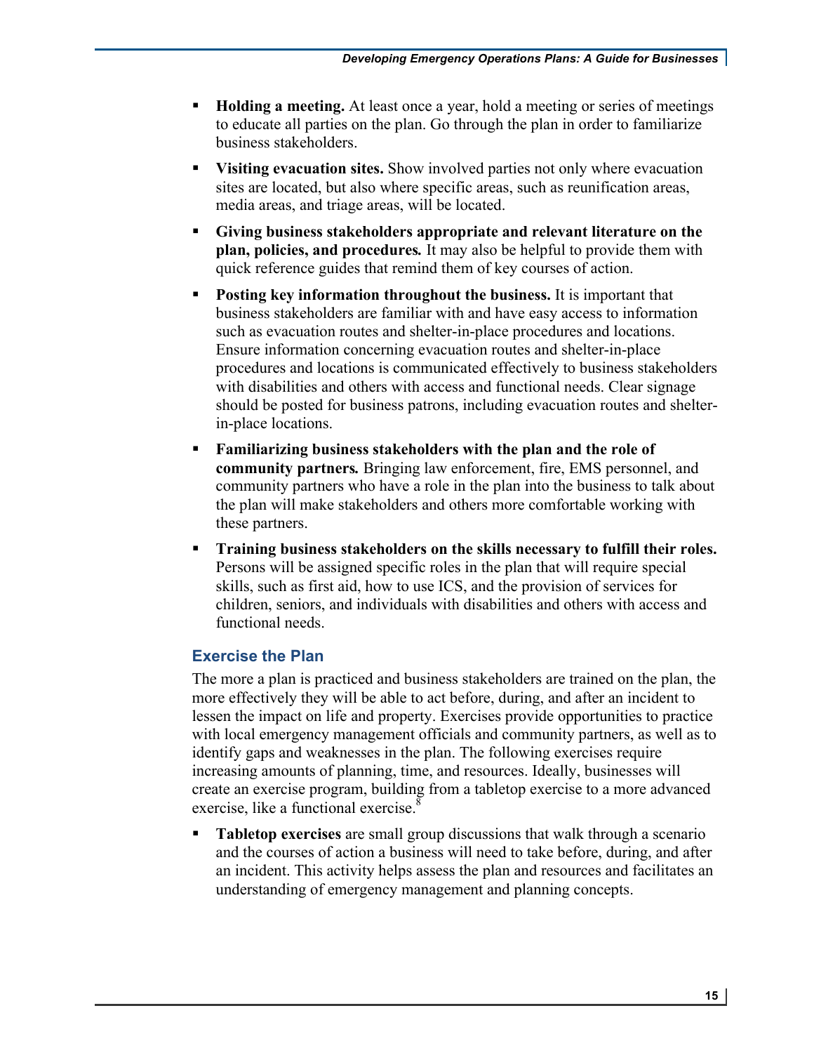- **Holding a meeting.** At least once a year, hold a meeting or series of meetings to educate all parties on the plan. Go through the plan in order to familiarize business stakeholders.
- **Visiting evacuation sites.** Show involved parties not only where evacuation sites are located, but also where specific areas, such as reunification areas, media areas, and triage areas, will be located.
- **Giving business stakeholders appropriate and relevant literature on the plan, policies, and procedures.** It may also be helpful to provide them with quick reference guides that remind them of key courses of action.
- **Posting key information throughout the business.** It is important that business stakeholders are familiar with and have easy access to information such as evacuation routes and shelter-in-place procedures and locations. Ensure information concerning evacuation routes and shelter-in-place procedures and locations is communicated effectively to business stakeholders with disabilities and others with access and functional needs. Clear signage should be posted for business patrons, including evacuation routes and shelter-in-place locations.
- **Familiarizing business stakeholders with the plan and the role of community partners.** Bringing law enforcement, fire, EMS personnel, and community partners who have a role in the plan into the business to talk about the plan will make stakeholders and others more comfortable working with these partners.
- **Training business stakeholders on the skills necessary to fulfill their roles.** Persons will be assigned specific roles in the plan that will require special skills, such as first aid, how to use ICS, and the provision of services for children, seniors, and individuals with disabilities and others with access and functional needs.

### Exercise the Plan

The more a plan is practiced and business stakeholders are trained on the plan, the more effectively they will be able to act before, during, and after an incident to lessen the impact on life and property. Exercises provide opportunities to practice with local emergency management officials and community partners, as well as to identify gaps and weaknesses in the plan. The following exercises require increasing amounts of planning, time, and resources. Ideally, businesses will create an exercise program, building from a tabletop exercise to a more advanced exercise, like a functional exercise.[8]

- **Tabletop exercises** are small group discussions that walk through a scenario and the courses of action a business will need to take before, during, and after an incident. This activity helps assess the plan and resources and facilitates an understanding of emergency management and planning concepts.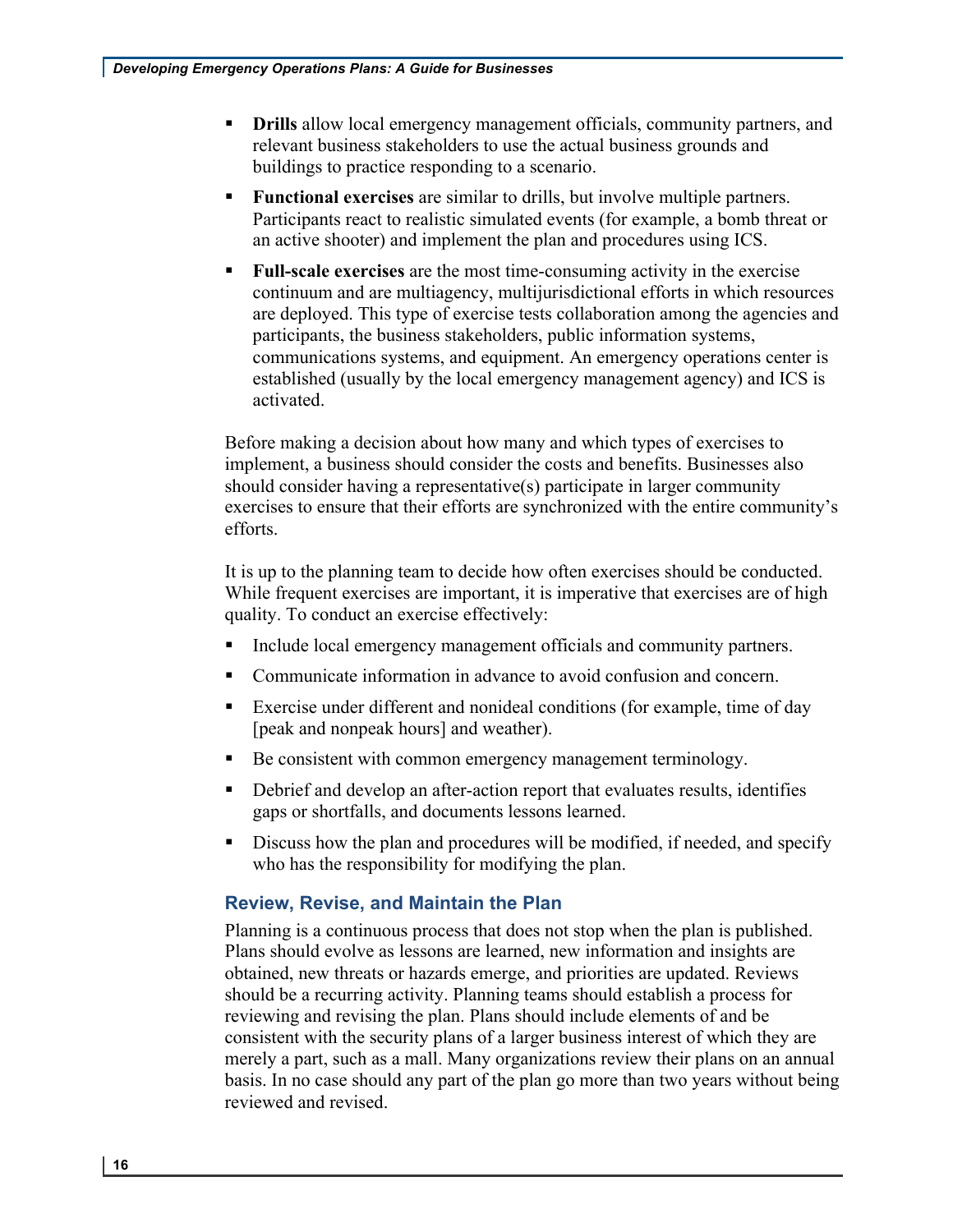- **Drills** allow local emergency management officials, community partners, and relevant business stakeholders to use the actual business grounds and buildings to practice responding to a scenario.
- **Functional exercises** are similar to drills, but involve multiple partners. Participants react to realistic simulated events (for example, a bomb threat or an active shooter) and implement the plan and procedures using ICS.
- **Full-scale exercises** are the most time-consuming activity in the exercise continuum and are multiagency, multijurisdictional efforts in which resources are deployed. This type of exercise tests collaboration among the agencies and participants, the business stakeholders, public information systems, communications systems, and equipment. An emergency operations center is established (usually by the local emergency management agency) and ICS is activated.

Before making a decision about how many and which types of exercises to implement, a business should consider the costs and benefits. Businesses also should consider having a representative(s) participate in larger community exercises to ensure that their efforts are synchronized with the entire community's efforts.

It is up to the planning team to decide how often exercises should be conducted. While frequent exercises are important, it is imperative that exercises are of high quality. To conduct an exercise effectively:

- Include local emergency management officials and community partners.
- Communicate information in advance to avoid confusion and concern.
- Exercise under different and nonideal conditions (for example, time of day [peak and nonpeak hours] and weather).
- Be consistent with common emergency management terminology.
- Debrief and develop an after-action report that evaluates results, identifies gaps or shortfalls, and documents lessons learned.
- Discuss how the plan and procedures will be modified, if needed, and specify who has the responsibility for modifying the plan.

### Review, Revise, and Maintain the Plan

Planning is a continuous process that does not stop when the plan is published. Plans should evolve as lessons are learned, new information and insights are obtained, new threats or hazards emerge, and priorities are updated. Reviews should be a recurring activity. Planning teams should establish a process for reviewing and revising the plan. Plans should include elements of and be consistent with the security plans of a larger business interest of which they are merely a part, such as a mall. Many organizations review their plans on an annual basis. In no case should any part of the plan go more than two years without being reviewed and revised.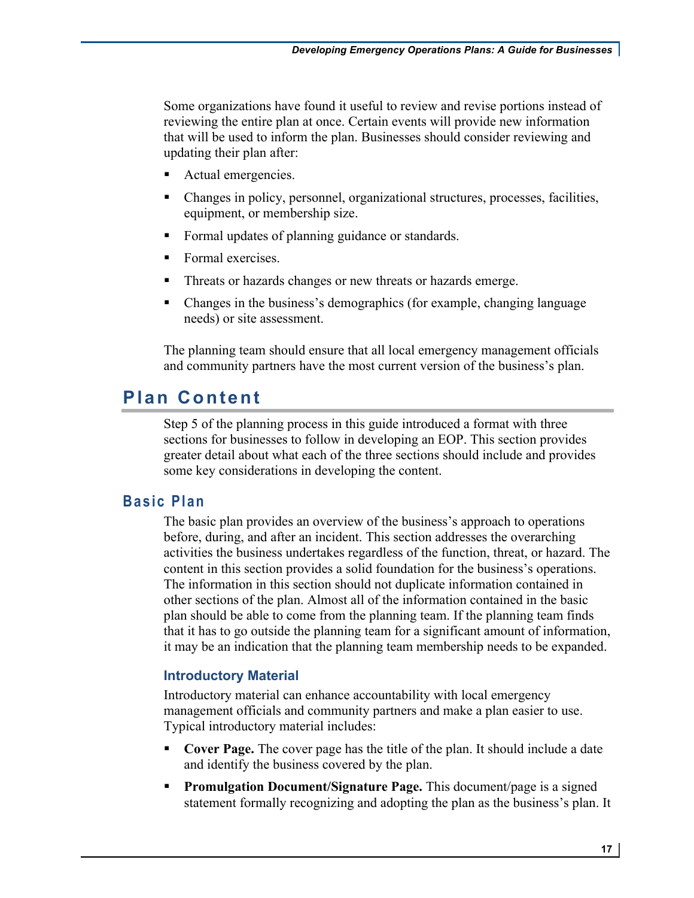Some organizations have found it useful to review and revise portions instead of reviewing the entire plan at once. Certain events will provide new information that will be used to inform the plan. Businesses should consider reviewing and updating their plan after:

- Actual emergencies.
- Changes in policy, personnel, organizational structures, processes, facilities, equipment, or membership size.
- Formal updates of planning guidance or standards.
- Formal exercises.
- Threats or hazards changes or new threats or hazards emerge.
- Changes in the business's demographics (for example, changing language needs) or site assessment.

The planning team should ensure that all local emergency management officials and community partners have the most current version of the business's plan.

# Plan Content

Step 5 of the planning process in this guide introduced a format with three sections for businesses to follow in developing an EOP. This section provides greater detail about what each of the three sections should include and provides some key considerations in developing the content.

## Basic Plan

The basic plan provides an overview of the business's approach to operations before, during, and after an incident. This section addresses the overarching activities the business undertakes regardless of the function, threat, or hazard. The content in this section provides a solid foundation for the business's operations. The information in this section should not duplicate information contained in other sections of the plan. Almost all of the information contained in the basic plan should be able to come from the planning team. If the planning team finds that it has to go outside the planning team for a significant amount of information, it may be an indication that the planning team membership needs to be expanded.

### Introductory Material

Introductory material can enhance accountability with local emergency management officials and community partners and make a plan easier to use. Typical introductory material includes:

- **Cover Page.** The cover page has the title of the plan. It should include a date and identify the business covered by the plan.
- **Promulgation Document/Signature Page.** This document/page is a signed statement formally recognizing and adopting the plan as the business's plan. It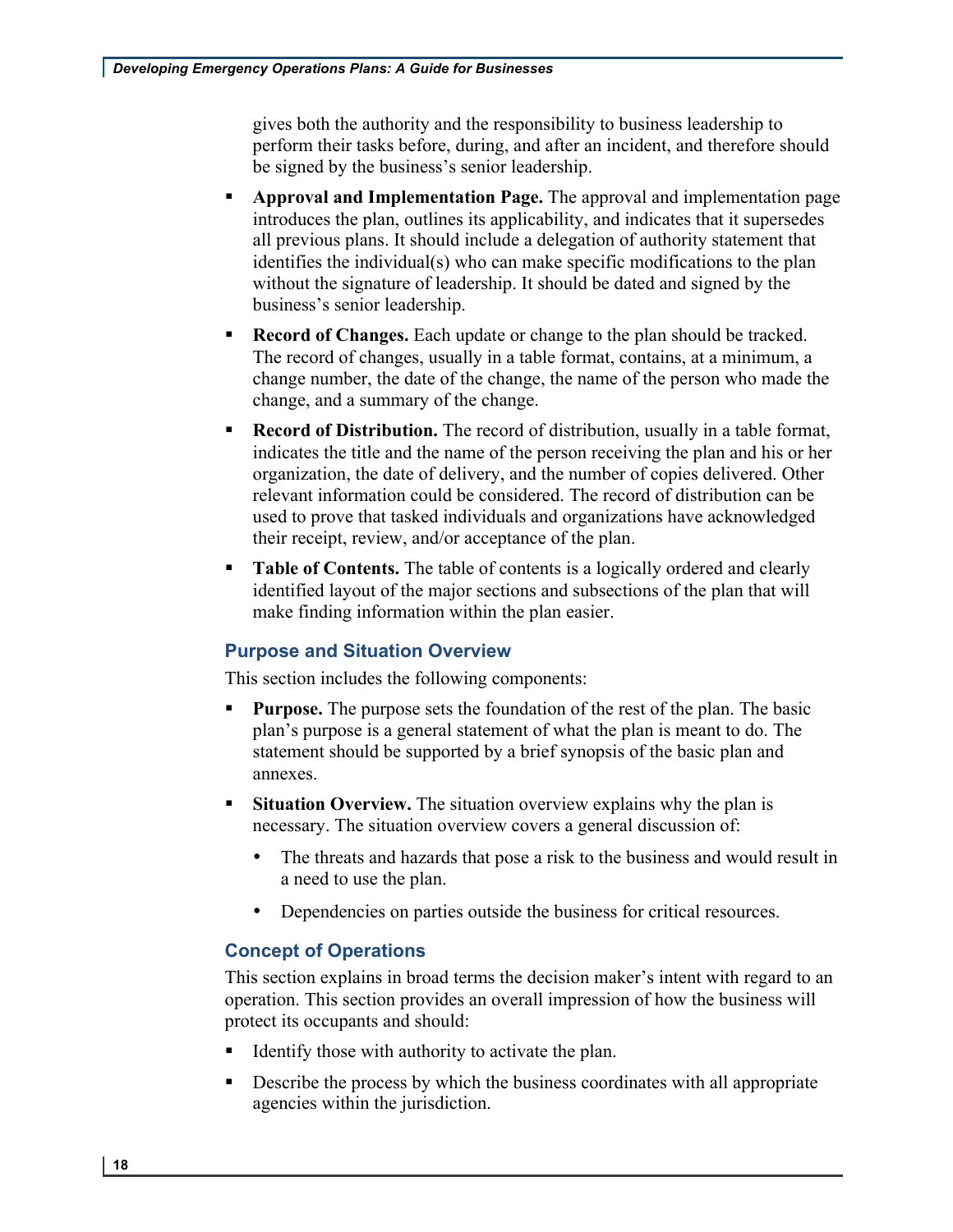gives both the authority and the responsibility to business leadership to perform their tasks before, during, and after an incident, and therefore should be signed by the business's senior leadership.

- **Approval and Implementation Page.** The approval and implementation page introduces the plan, outlines its applicability, and indicates that it supersedes all previous plans. It should include a delegation of authority statement that identifies the individual(s) who can make specific modifications to the plan without the signature of leadership. It should be dated and signed by the business's senior leadership.
- **Record of Changes.** Each update or change to the plan should be tracked. The record of changes, usually in a table format, contains, at a minimum, a change number, the date of the change, the name of the person who made the change, and a summary of the change.
- **Record of Distribution.** The record of distribution, usually in a table format, indicates the title and the name of the person receiving the plan and his or her organization, the date of delivery, and the number of copies delivered. Other relevant information could be considered. The record of distribution can be used to prove that tasked individuals and organizations have acknowledged their receipt, review, and/or acceptance of the plan.
- **Table of Contents.** The table of contents is a logically ordered and clearly identified layout of the major sections and subsections of the plan that will make finding information within the plan easier.

### Purpose and Situation Overview

This section includes the following components:

- **Purpose.** The purpose sets the foundation of the rest of the plan. The basic plan's purpose is a general statement of what the plan is meant to do. The statement should be supported by a brief synopsis of the basic plan and annexes.
- **Situation Overview.** The situation overview explains why the plan is necessary. The situation overview covers a general discussion of:
  - The threats and hazards that pose a risk to the business and would result in a need to use the plan.
  - Dependencies on parties outside the business for critical resources.

### Concept of Operations

This section explains in broad terms the decision maker's intent with regard to an operation. This section provides an overall impression of how the business will protect its occupants and should:

- Identify those with authority to activate the plan.
- Describe the process by which the business coordinates with all appropriate agencies within the jurisdiction.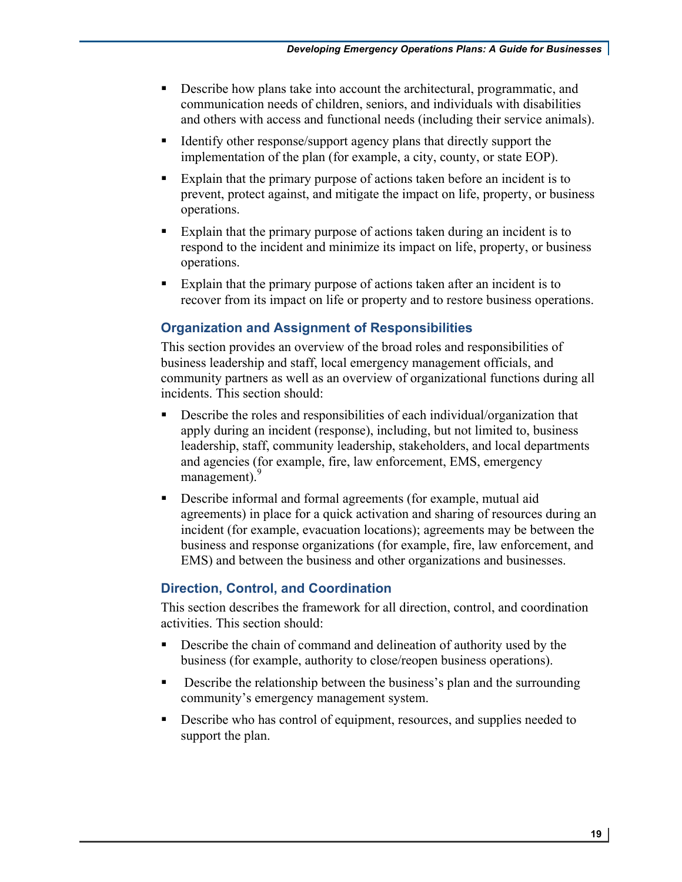- Describe how plans take into account the architectural, programmatic, and communication needs of children, seniors, and individuals with disabilities and others with access and functional needs (including their service animals).
- Identify other response/support agency plans that directly support the implementation of the plan (for example, a city, county, or state EOP).
- Explain that the primary purpose of actions taken before an incident is to prevent, protect against, and mitigate the impact on life, property, or business operations.
- Explain that the primary purpose of actions taken during an incident is to respond to the incident and minimize its impact on life, property, or business operations.
- Explain that the primary purpose of actions taken after an incident is to recover from its impact on life or property and to restore business operations.

### Organization and Assignment of Responsibilities

This section provides an overview of the broad roles and responsibilities of business leadership and staff, local emergency management officials, and community partners as well as an overview of organizational functions during all incidents. This section should:

- Describe the roles and responsibilities of each individual/organization that apply during an incident (response), including, but not limited to, business leadership, staff, community leadership, stakeholders, and local departments and agencies (for example, fire, law enforcement, EMS, emergency management).[9]
- Describe informal and formal agreements (for example, mutual aid agreements) in place for a quick activation and sharing of resources during an incident (for example, evacuation locations); agreements may be between the business and response organizations (for example, fire, law enforcement, and EMS) and between the business and other organizations and businesses.

### Direction, Control, and Coordination

This section describes the framework for all direction, control, and coordination activities. This section should:

- Describe the chain of command and delineation of authority used by the business (for example, authority to close/reopen business operations).
- Describe the relationship between the business's plan and the surrounding community's emergency management system.
- Describe who has control of equipment, resources, and supplies needed to support the plan.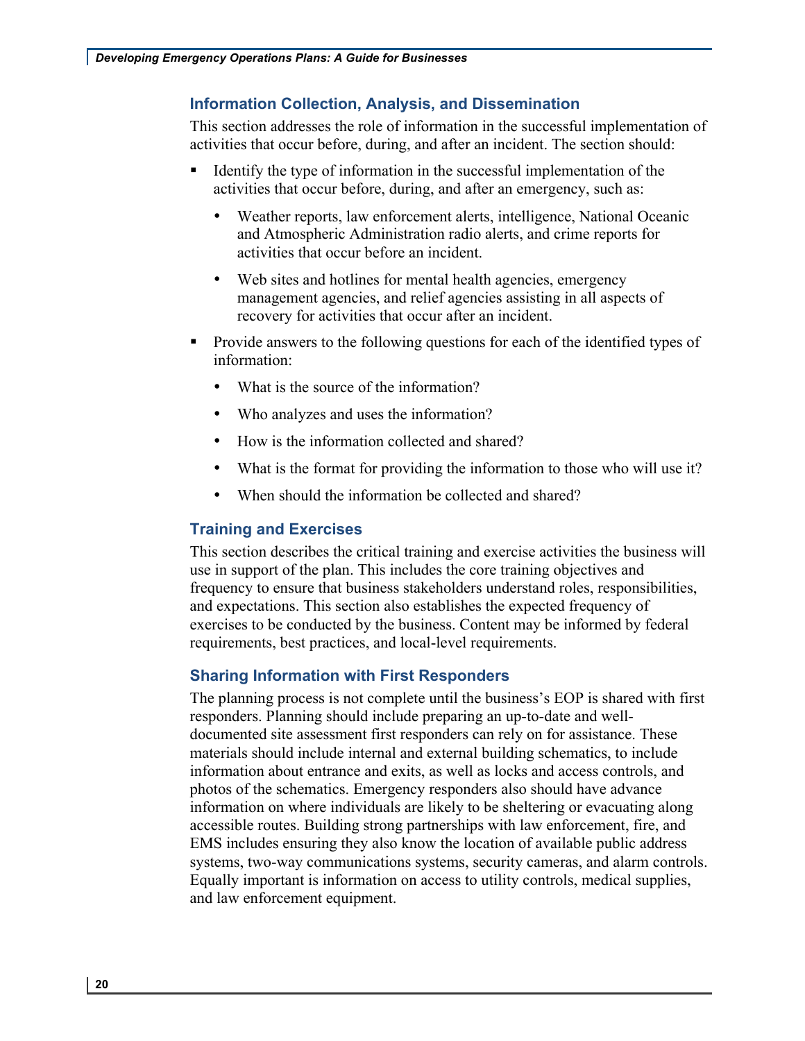### Information Collection, Analysis, and Dissemination

This section addresses the role of information in the successful implementation of activities that occur before, during, and after an incident. The section should:

- Identify the type of information in the successful implementation of the activities that occur before, during, and after an emergency, such as:
  - Weather reports, law enforcement alerts, intelligence, National Oceanic and Atmospheric Administration radio alerts, and crime reports for activities that occur before an incident.
  - Web sites and hotlines for mental health agencies, emergency management agencies, and relief agencies assisting in all aspects of recovery for activities that occur after an incident.
- Provide answers to the following questions for each of the identified types of information:
  - What is the source of the information?
  - Who analyzes and uses the information?
  - How is the information collected and shared?
  - What is the format for providing the information to those who will use it?
  - When should the information be collected and shared?

### Training and Exercises

This section describes the critical training and exercise activities the business will use in support of the plan. This includes the core training objectives and frequency to ensure that business stakeholders understand roles, responsibilities, and expectations. This section also establishes the expected frequency of exercises to be conducted by the business. Content may be informed by federal requirements, best practices, and local-level requirements.

### Sharing Information with First Responders

The planning process is not complete until the business's EOP is shared with first responders. Planning should include preparing an up-to-date and well-documented site assessment first responders can rely on for assistance. These materials should include internal and external building schematics, to include information about entrance and exits, as well as locks and access controls, and photos of the schematics. Emergency responders also should have advance information on where individuals are likely to be sheltering or evacuating along accessible routes. Building strong partnerships with law enforcement, fire, and EMS includes ensuring they also know the location of available public address systems, two-way communications systems, security cameras, and alarm controls. Equally important is information on access to utility controls, medical supplies, and law enforcement equipment.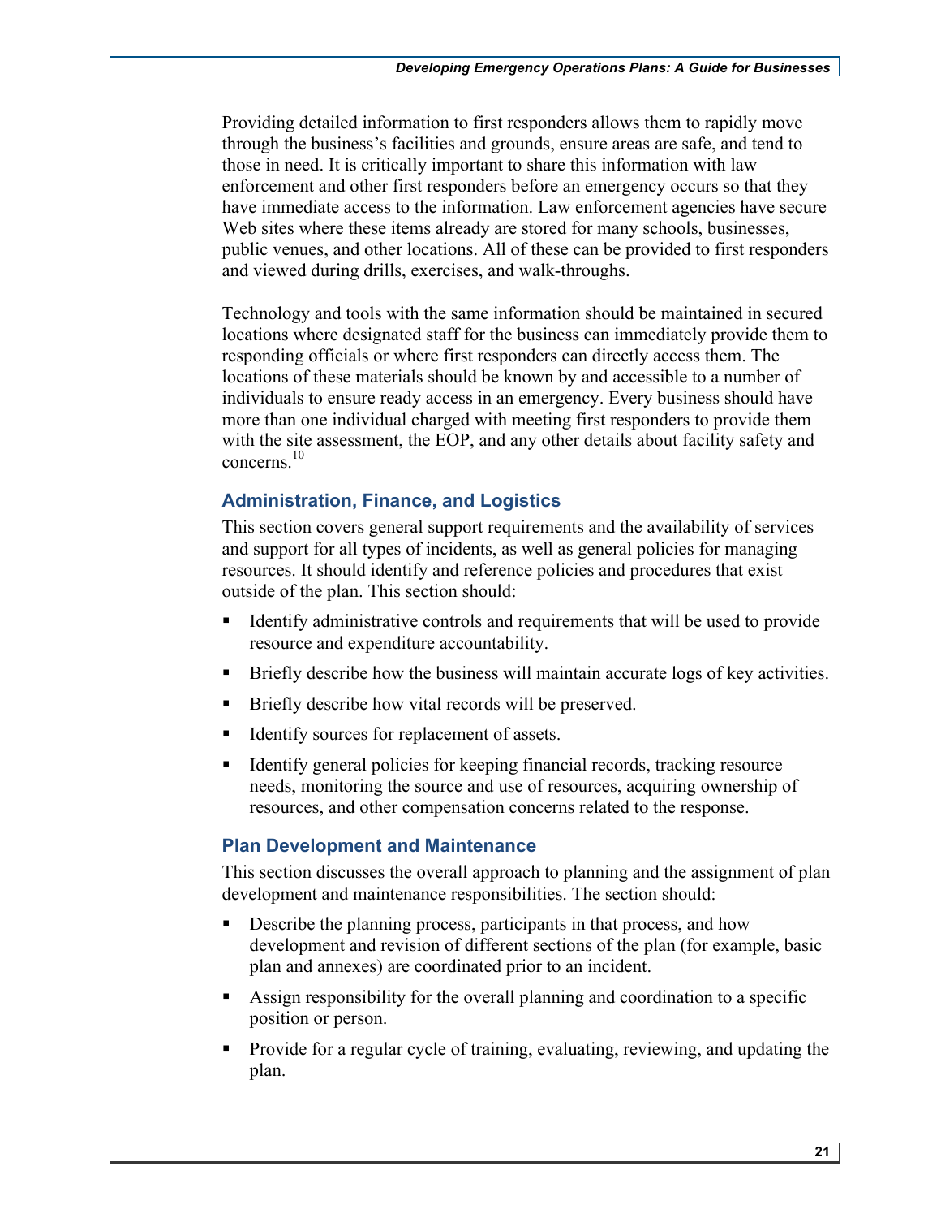Providing detailed information to first responders allows them to rapidly move through the business's facilities and grounds, ensure areas are safe, and tend to those in need. It is critically important to share this information with law enforcement and other first responders before an emergency occurs so that they have immediate access to the information. Law enforcement agencies have secure Web sites where these items already are stored for many schools, businesses, public venues, and other locations. All of these can be provided to first responders and viewed during drills, exercises, and walk-throughs.

Technology and tools with the same information should be maintained in secured locations where designated staff for the business can immediately provide them to responding officials or where first responders can directly access them. The locations of these materials should be known by and accessible to a number of individuals to ensure ready access in an emergency. Every business should have more than one individual charged with meeting first responders to provide them with the site assessment, the EOP, and any other details about facility safety and concerns.[10]

### Administration, Finance, and Logistics

This section covers general support requirements and the availability of services and support for all types of incidents, as well as general policies for managing resources. It should identify and reference policies and procedures that exist outside of the plan. This section should:

- Identify administrative controls and requirements that will be used to provide resource and expenditure accountability.
- Briefly describe how the business will maintain accurate logs of key activities.
- Briefly describe how vital records will be preserved.
- Identify sources for replacement of assets.
- Identify general policies for keeping financial records, tracking resource needs, monitoring the source and use of resources, acquiring ownership of resources, and other compensation concerns related to the response.

### Plan Development and Maintenance

This section discusses the overall approach to planning and the assignment of plan development and maintenance responsibilities. The section should:

- Describe the planning process, participants in that process, and how development and revision of different sections of the plan (for example, basic plan and annexes) are coordinated prior to an incident.
- Assign responsibility for the overall planning and coordination to a specific position or person.
- Provide for a regular cycle of training, evaluating, reviewing, and updating the plan.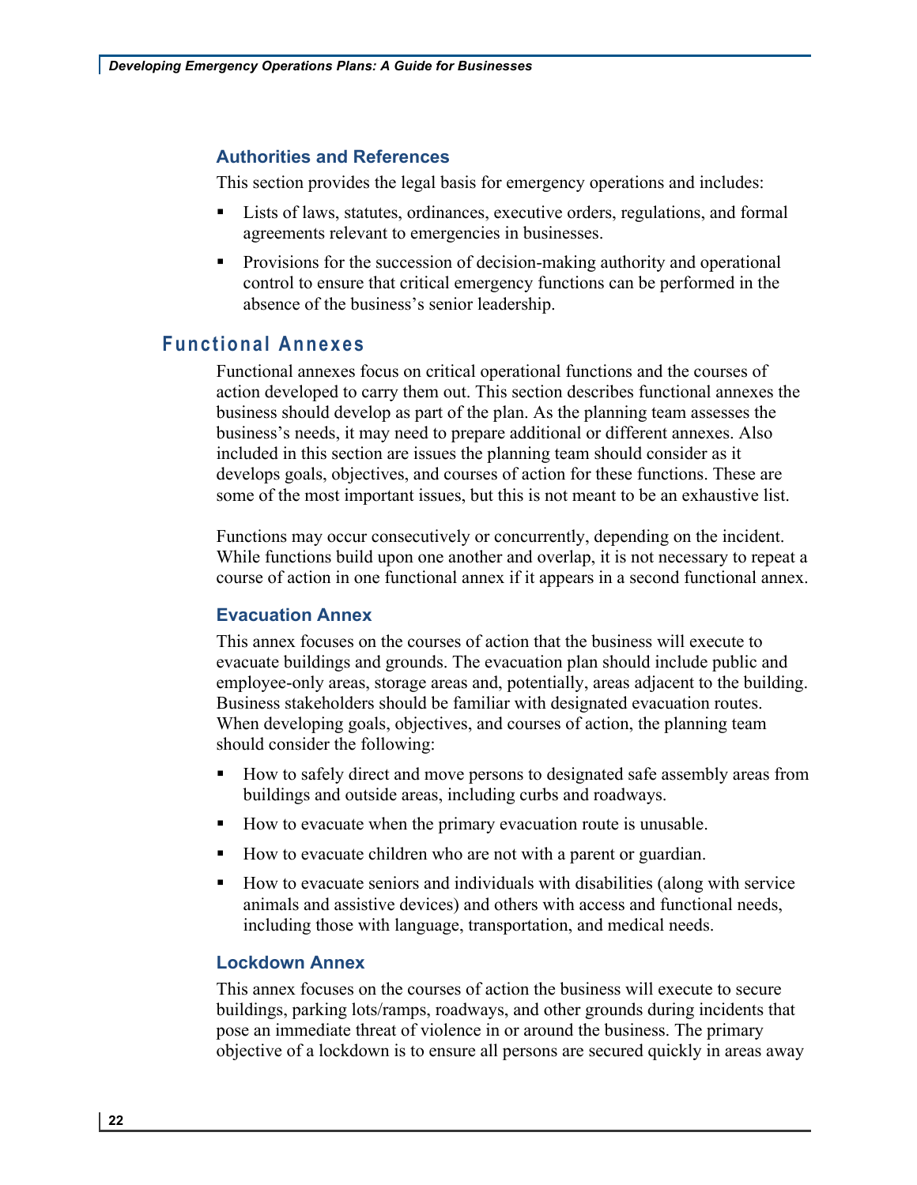### Authorities and References

This section provides the legal basis for emergency operations and includes:

- Lists of laws, statutes, ordinances, executive orders, regulations, and formal agreements relevant to emergencies in businesses.
- Provisions for the succession of decision-making authority and operational control to ensure that critical emergency functions can be performed in the absence of the business's senior leadership.

## Functional Annexes

Functional annexes focus on critical operational functions and the courses of action developed to carry them out. This section describes functional annexes the business should develop as part of the plan. As the planning team assesses the business's needs, it may need to prepare additional or different annexes. Also included in this section are issues the planning team should consider as it develops goals, objectives, and courses of action for these functions. These are some of the most important issues, but this is not meant to be an exhaustive list.

Functions may occur consecutively or concurrently, depending on the incident. While functions build upon one another and overlap, it is not necessary to repeat a course of action in one functional annex if it appears in a second functional annex.

### Evacuation Annex

This annex focuses on the courses of action that the business will execute to evacuate buildings and grounds. The evacuation plan should include public and employee-only areas, storage areas and, potentially, areas adjacent to the building. Business stakeholders should be familiar with designated evacuation routes. When developing goals, objectives, and courses of action, the planning team should consider the following:

- How to safely direct and move persons to designated safe assembly areas from buildings and outside areas, including curbs and roadways.
- How to evacuate when the primary evacuation route is unusable.
- How to evacuate children who are not with a parent or guardian.
- How to evacuate seniors and individuals with disabilities (along with service animals and assistive devices) and others with access and functional needs, including those with language, transportation, and medical needs.

### Lockdown Annex

This annex focuses on the courses of action the business will execute to secure buildings, parking lots/ramps, roadways, and other grounds during incidents that pose an immediate threat of violence in or around the business. The primary objective of a lockdown is to ensure all persons are secured quickly in areas away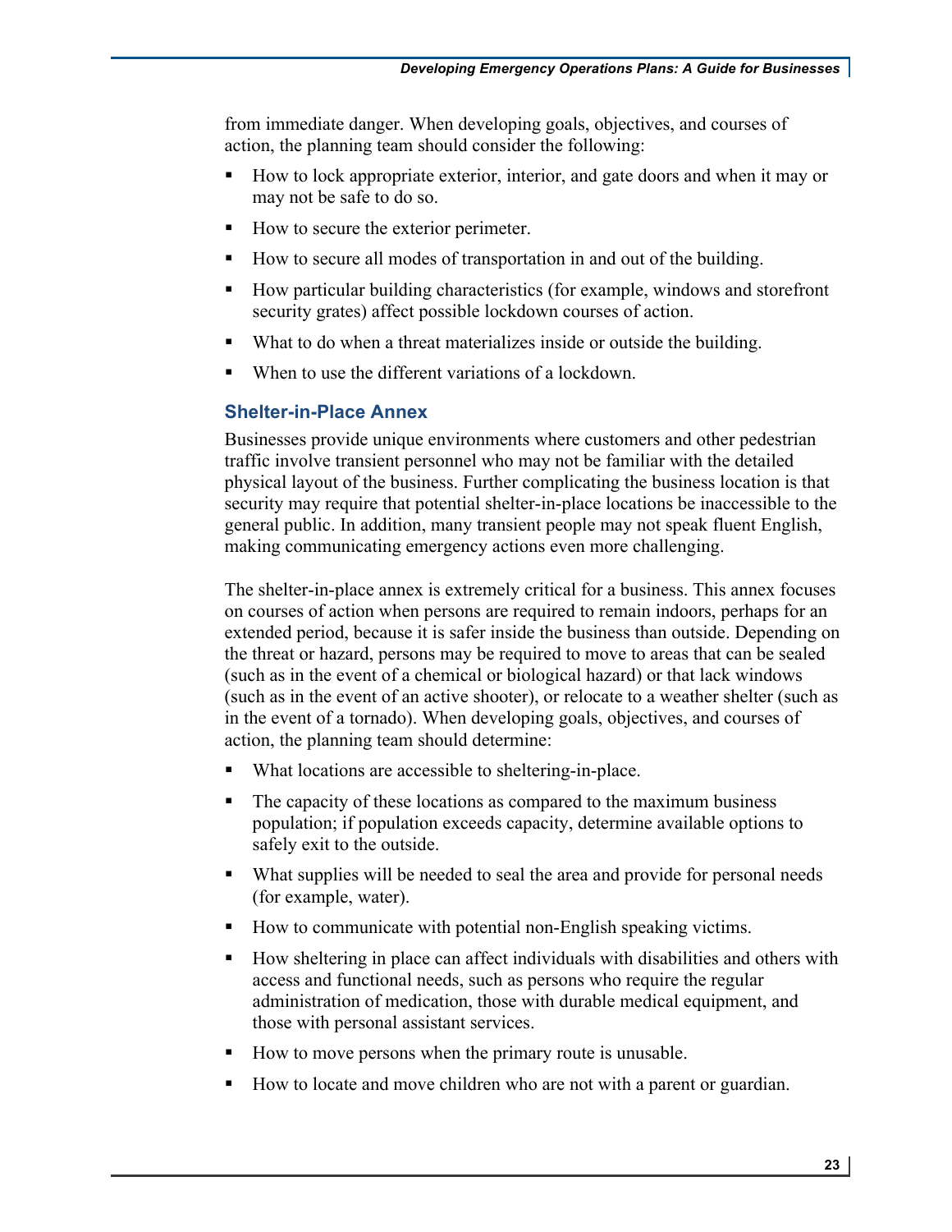from immediate danger. When developing goals, objectives, and courses of action, the planning team should consider the following:

- How to lock appropriate exterior, interior, and gate doors and when it may or may not be safe to do so.
- How to secure the exterior perimeter.
- How to secure all modes of transportation in and out of the building.
- How particular building characteristics (for example, windows and storefront security grates) affect possible lockdown courses of action.
- What to do when a threat materializes inside or outside the building.
- When to use the different variations of a lockdown.

### Shelter-in-Place Annex

Businesses provide unique environments where customers and other pedestrian traffic involve transient personnel who may not be familiar with the detailed physical layout of the business. Further complicating the business location is that security may require that potential shelter-in-place locations be inaccessible to the general public. In addition, many transient people may not speak fluent English, making communicating emergency actions even more challenging.

The shelter-in-place annex is extremely critical for a business. This annex focuses on courses of action when persons are required to remain indoors, perhaps for an extended period, because it is safer inside the business than outside. Depending on the threat or hazard, persons may be required to move to areas that can be sealed (such as in the event of a chemical or biological hazard) or that lack windows (such as in the event of an active shooter), or relocate to a weather shelter (such as in the event of a tornado). When developing goals, objectives, and courses of action, the planning team should determine:

- What locations are accessible to sheltering-in-place.
- The capacity of these locations as compared to the maximum business population; if population exceeds capacity, determine available options to safely exit to the outside.
- What supplies will be needed to seal the area and provide for personal needs (for example, water).
- How to communicate with potential non-English speaking victims.
- How sheltering in place can affect individuals with disabilities and others with access and functional needs, such as persons who require the regular administration of medication, those with durable medical equipment, and those with personal assistant services.
- How to move persons when the primary route is unusable.
- How to locate and move children who are not with a parent or guardian.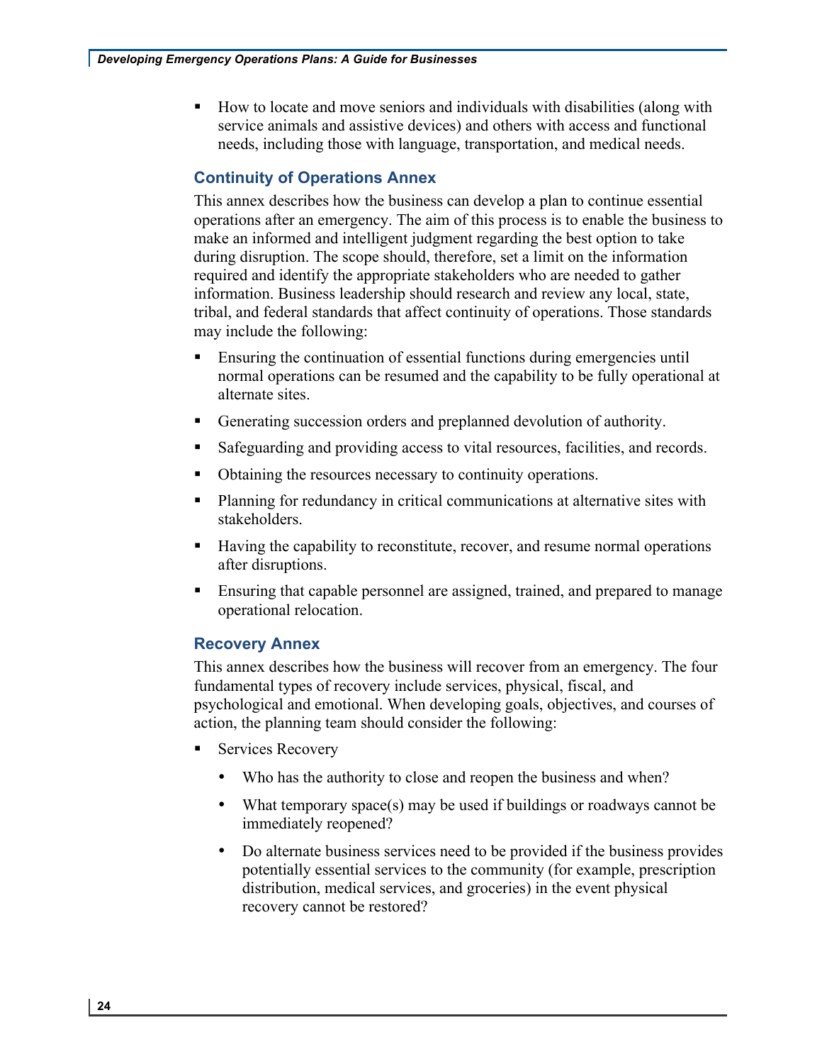- How to locate and move seniors and individuals with disabilities (along with service animals and assistive devices) and others with access and functional needs, including those with language, transportation, and medical needs.

### Continuity of Operations Annex

This annex describes how the business can develop a plan to continue essential operations after an emergency. The aim of this process is to enable the business to make an informed and intelligent judgment regarding the best option to take during disruption. The scope should, therefore, set a limit on the information required and identify the appropriate stakeholders who are needed to gather information. Business leadership should research and review any local, state, tribal, and federal standards that affect continuity of operations. Those standards may include the following:

- Ensuring the continuation of essential functions during emergencies until normal operations can be resumed and the capability to be fully operational at alternate sites.
- Generating succession orders and preplanned devolution of authority.
- Safeguarding and providing access to vital resources, facilities, and records.
- Obtaining the resources necessary to continuity operations.
- Planning for redundancy in critical communications at alternative sites with stakeholders.
- Having the capability to reconstitute, recover, and resume normal operations after disruptions.
- Ensuring that capable personnel are assigned, trained, and prepared to manage operational relocation.

### Recovery Annex

This annex describes how the business will recover from an emergency. The four fundamental types of recovery include services, physical, fiscal, and psychological and emotional. When developing goals, objectives, and courses of action, the planning team should consider the following:

- Services Recovery
  - Who has the authority to close and reopen the business and when?
  - What temporary space(s) may be used if buildings or roadways cannot be immediately reopened?
  - Do alternate business services need to be provided if the business provides potentially essential services to the community (for example, prescription distribution, medical services, and groceries) in the event physical recovery cannot be restored?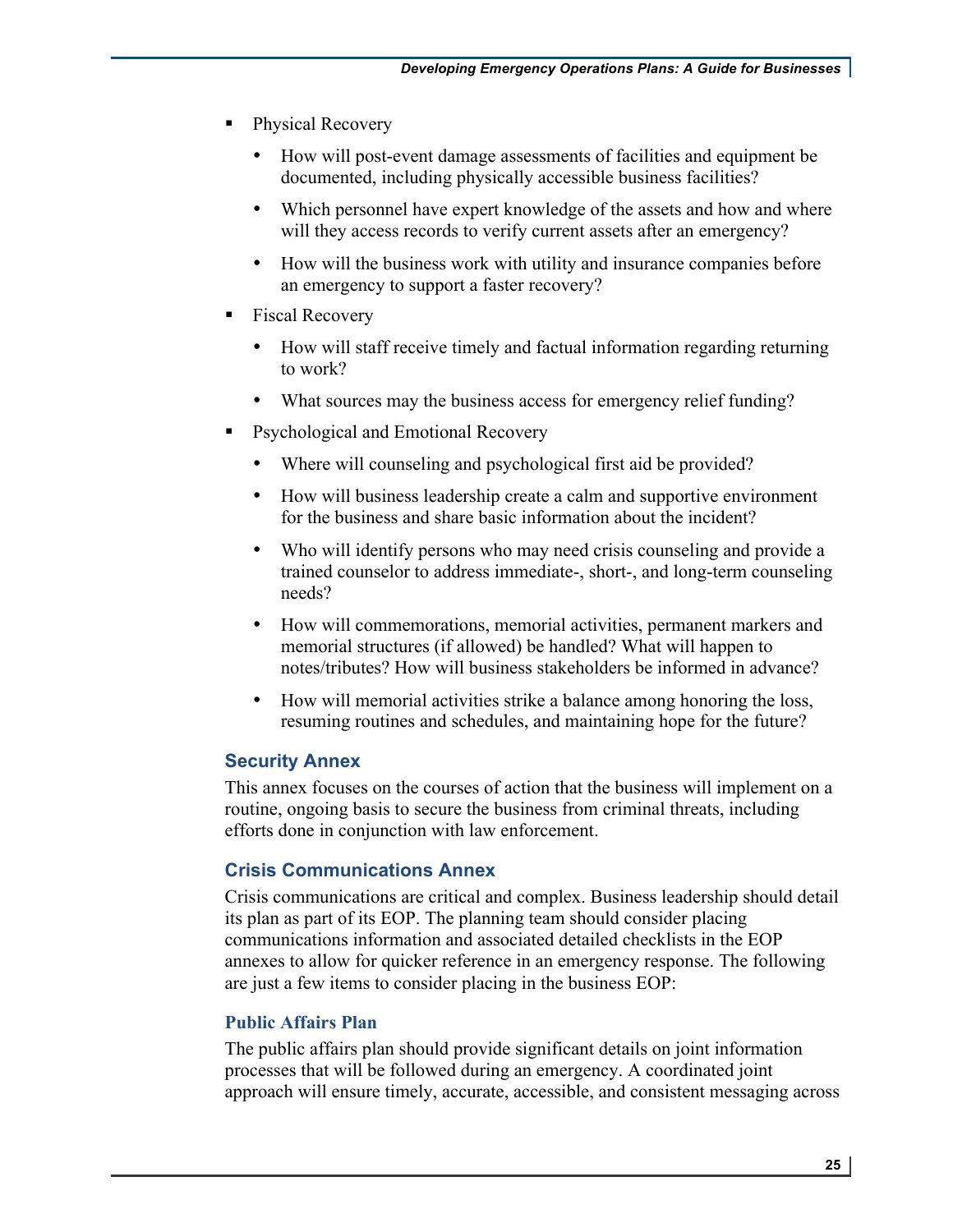- Physical Recovery
  - How will post-event damage assessments of facilities and equipment be documented, including physically accessible business facilities?
  - Which personnel have expert knowledge of the assets and how and where will they access records to verify current assets after an emergency?
  - How will the business work with utility and insurance companies before an emergency to support a faster recovery?
- Fiscal Recovery
  - How will staff receive timely and factual information regarding returning to work?
  - What sources may the business access for emergency relief funding?
- Psychological and Emotional Recovery
  - Where will counseling and psychological first aid be provided?
  - How will business leadership create a calm and supportive environment for the business and share basic information about the incident?
  - Who will identify persons who may need crisis counseling and provide a trained counselor to address immediate-, short-, and long-term counseling needs?
  - How will commemorations, memorial activities, permanent markers and memorial structures (if allowed) be handled? What will happen to notes/tributes? How will business stakeholders be informed in advance?
  - How will memorial activities strike a balance among honoring the loss, resuming routines and schedules, and maintaining hope for the future?

### Security Annex

This annex focuses on the courses of action that the business will implement on a routine, ongoing basis to secure the business from criminal threats, including efforts done in conjunction with law enforcement.

### Crisis Communications Annex

Crisis communications are critical and complex. Business leadership should detail its plan as part of its EOP. The planning team should consider placing communications information and associated detailed checklists in the EOP annexes to allow for quicker reference in an emergency response. The following are just a few items to consider placing in the business EOP:

#### Public Affairs Plan

The public affairs plan should provide significant details on joint information processes that will be followed during an emergency. A coordinated joint approach will ensure timely, accurate, accessible, and consistent messaging across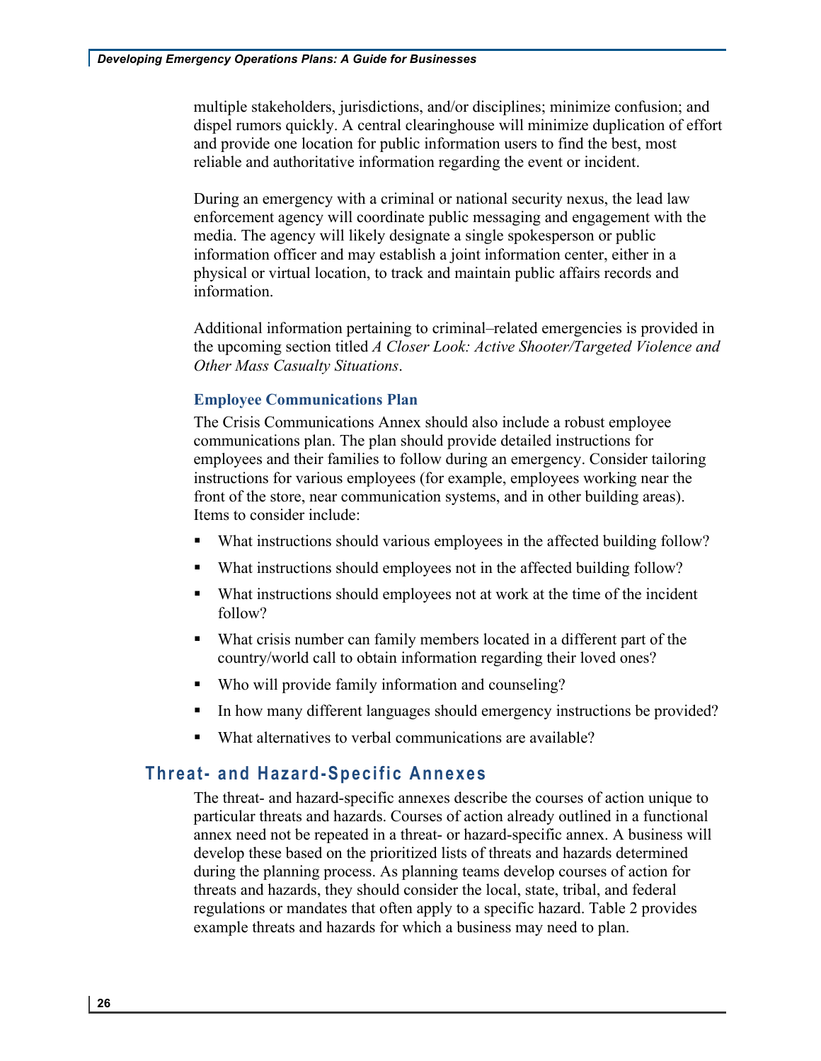multiple stakeholders, jurisdictions, and/or disciplines; minimize confusion; and dispel rumors quickly. A central clearinghouse will minimize duplication of effort and provide one location for public information users to find the best, most reliable and authoritative information regarding the event or incident.

During an emergency with a criminal or national security nexus, the lead law enforcement agency will coordinate public messaging and engagement with the media. The agency will likely designate a single spokesperson or public information officer and may establish a joint information center, either in a physical or virtual location, to track and maintain public affairs records and information.

Additional information pertaining to criminal–related emergencies is provided in the upcoming section titled *A Closer Look: Active Shooter/Targeted Violence and Other Mass Casualty Situations*.

### Employee Communications Plan

The Crisis Communications Annex should also include a robust employee communications plan. The plan should provide detailed instructions for employees and their families to follow during an emergency. Consider tailoring instructions for various employees (for example, employees working near the front of the store, near communication systems, and in other building areas). Items to consider include:

- What instructions should various employees in the affected building follow?
- What instructions should employees not in the affected building follow?
- What instructions should employees not at work at the time of the incident follow?
- What crisis number can family members located in a different part of the country/world call to obtain information regarding their loved ones?
- Who will provide family information and counseling?
- In how many different languages should emergency instructions be provided?
- What alternatives to verbal communications are available?

## Threat- and Hazard-Specific Annexes

The threat- and hazard-specific annexes describe the courses of action unique to particular threats and hazards. Courses of action already outlined in a functional annex need not be repeated in a threat- or hazard-specific annex. A business will develop these based on the prioritized lists of threats and hazards determined during the planning process. As planning teams develop courses of action for threats and hazards, they should consider the local, state, tribal, and federal regulations or mandates that often apply to a specific hazard. Table 2 provides example threats and hazards for which a business may need to plan.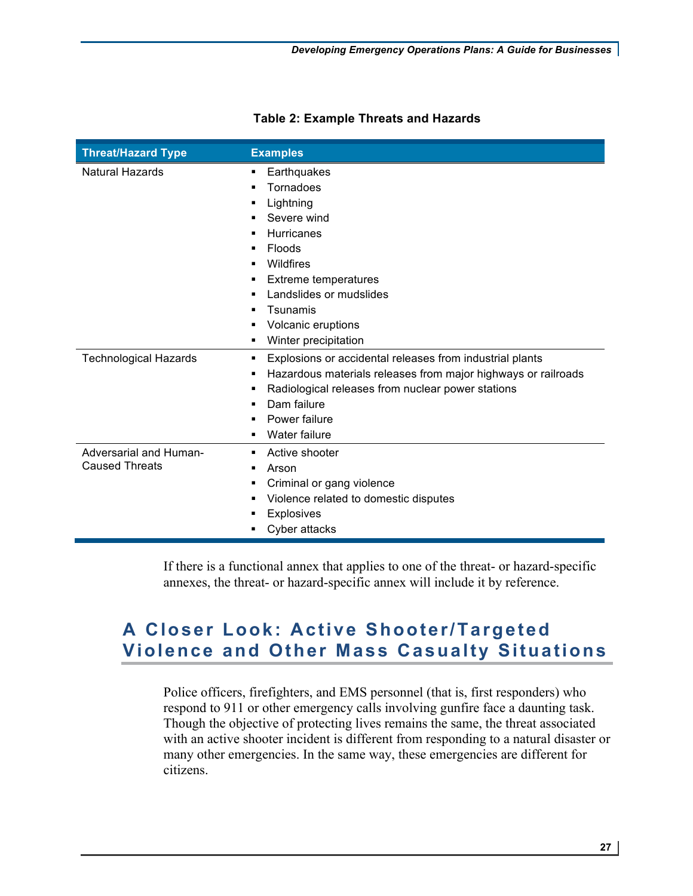**Table 2: Example Threats and Hazards**

| Threat/Hazard Type | Examples |
| --- | --- |
| Natural Hazards | ▪ Earthquakes<br>▪ Tornadoes<br>▪ Lightning<br>▪ Severe wind<br>▪ Hurricanes<br>▪ Floods<br>▪ Wildfires<br>▪ Extreme temperatures<br>▪ Landslides or mudslides<br>▪ Tsunamis<br>▪ Volcanic eruptions<br>▪ Winter precipitation |
| Technological Hazards | ▪ Explosions or accidental releases from industrial plants<br>▪ Hazardous materials releases from major highways or railroads<br>▪ Radiological releases from nuclear power stations<br>▪ Dam failure<br>▪ Power failure<br>▪ Water failure |
| Adversarial and Human-Caused Threats | ▪ Active shooter<br>▪ Arson<br>▪ Criminal or gang violence<br>▪ Violence related to domestic disputes<br>▪ Explosives<br>▪ Cyber attacks |

If there is a functional annex that applies to one of the threat- or hazard-specific annexes, the threat- or hazard-specific annex will include it by reference.

## A Closer Look: Active Shooter/Targeted Violence and Other Mass Casualty Situations

Police officers, firefighters, and EMS personnel (that is, first responders) who respond to 911 or other emergency calls involving gunfire face a daunting task. Though the objective of protecting lives remains the same, the threat associated with an active shooter incident is different from responding to a natural disaster or many other emergencies. In the same way, these emergencies are different for citizens.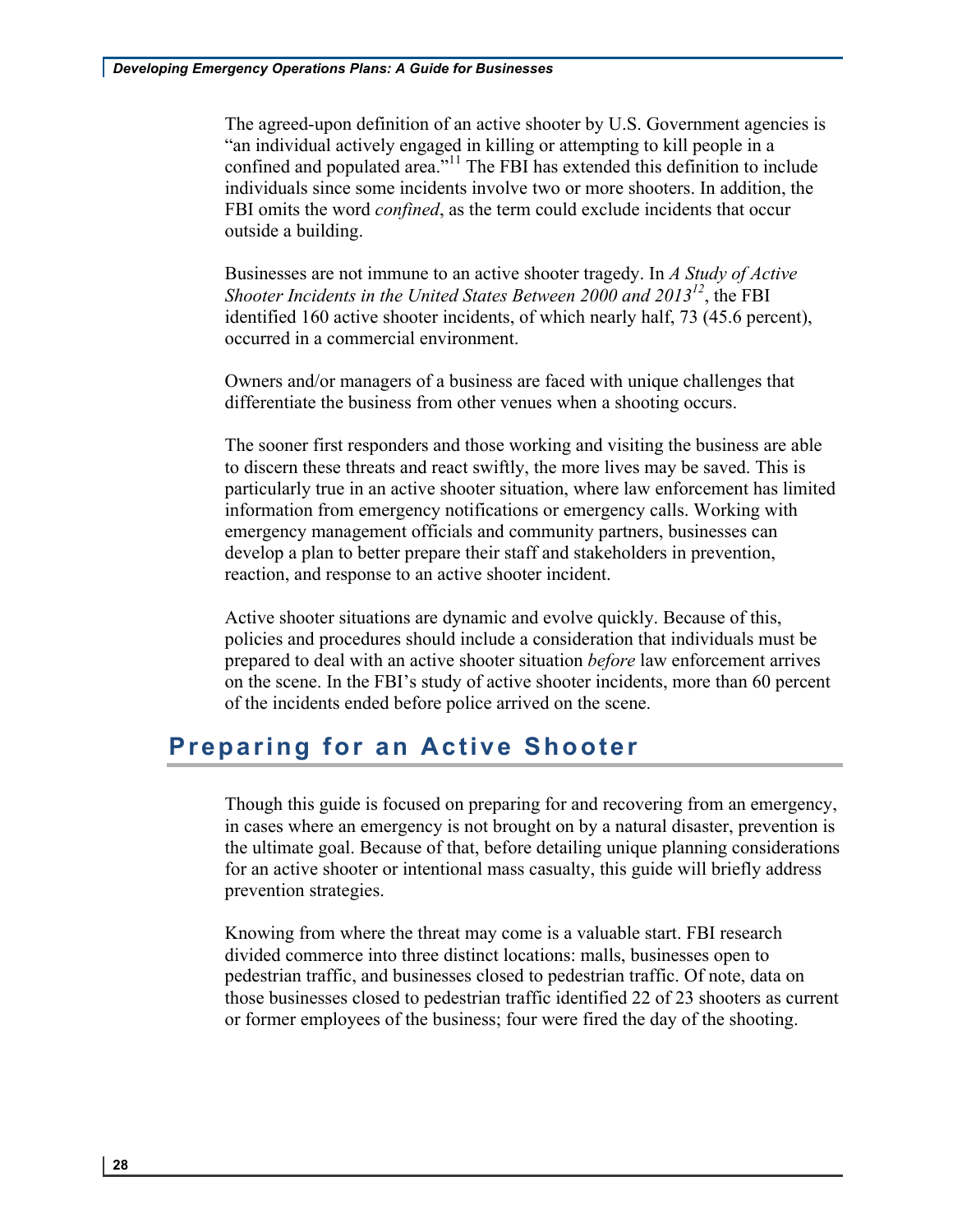The agreed-upon definition of an active shooter by U.S. Government agencies is "an individual actively engaged in killing or attempting to kill people in a confined and populated area."[11] The FBI has extended this definition to include individuals since some incidents involve two or more shooters. In addition, the FBI omits the word *confined*, as the term could exclude incidents that occur outside a building.

Businesses are not immune to an active shooter tragedy. In *A Study of Active Shooter Incidents in the United States Between 2000 and 2013*[12], the FBI identified 160 active shooter incidents, of which nearly half, 73 (45.6 percent), occurred in a commercial environment.

Owners and/or managers of a business are faced with unique challenges that differentiate the business from other venues when a shooting occurs.

The sooner first responders and those working and visiting the business are able to discern these threats and react swiftly, the more lives may be saved. This is particularly true in an active shooter situation, where law enforcement has limited information from emergency notifications or emergency calls. Working with emergency management officials and community partners, businesses can develop a plan to better prepare their staff and stakeholders in prevention, reaction, and response to an active shooter incident.

Active shooter situations are dynamic and evolve quickly. Because of this, policies and procedures should include a consideration that individuals must be prepared to deal with an active shooter situation *before* law enforcement arrives on the scene. In the FBI's study of active shooter incidents, more than 60 percent of the incidents ended before police arrived on the scene.

## Preparing for an Active Shooter

Though this guide is focused on preparing for and recovering from an emergency, in cases where an emergency is not brought on by a natural disaster, prevention is the ultimate goal. Because of that, before detailing unique planning considerations for an active shooter or intentional mass casualty, this guide will briefly address prevention strategies.

Knowing from where the threat may come is a valuable start. FBI research divided commerce into three distinct locations: malls, businesses open to pedestrian traffic, and businesses closed to pedestrian traffic. Of note, data on those businesses closed to pedestrian traffic identified 22 of 23 shooters as current or former employees of the business; four were fired the day of the shooting.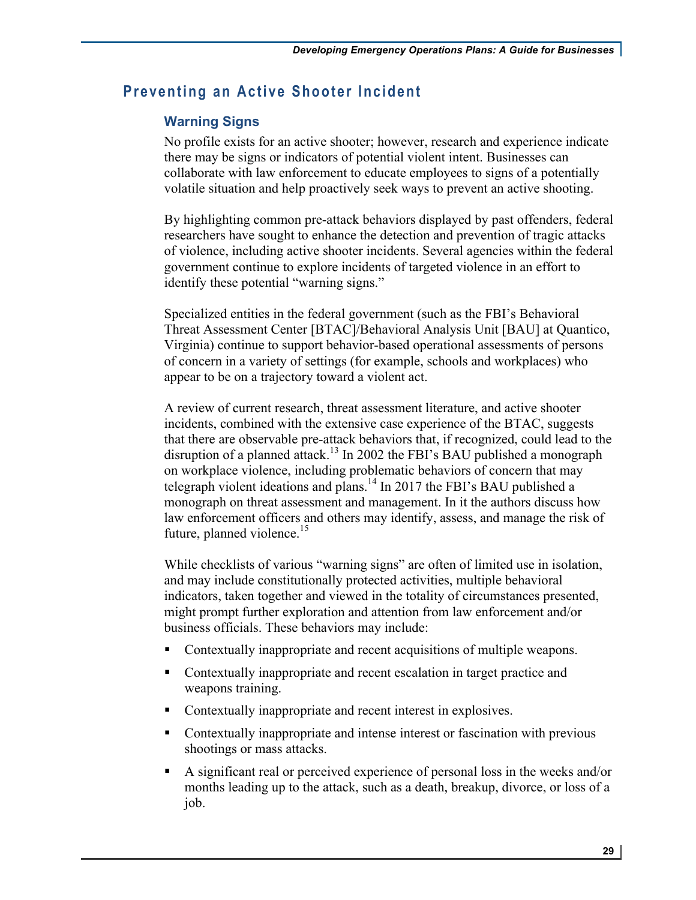## Preventing an Active Shooter Incident

### Warning Signs

No profile exists for an active shooter; however, research and experience indicate there may be signs or indicators of potential violent intent. Businesses can collaborate with law enforcement to educate employees to signs of a potentially volatile situation and help proactively seek ways to prevent an active shooting.

By highlighting common pre-attack behaviors displayed by past offenders, federal researchers have sought to enhance the detection and prevention of tragic attacks of violence, including active shooter incidents. Several agencies within the federal government continue to explore incidents of targeted violence in an effort to identify these potential "warning signs."

Specialized entities in the federal government (such as the FBI's Behavioral Threat Assessment Center [BTAC]/Behavioral Analysis Unit [BAU] at Quantico, Virginia) continue to support behavior-based operational assessments of persons of concern in a variety of settings (for example, schools and workplaces) who appear to be on a trajectory toward a violent act.

A review of current research, threat assessment literature, and active shooter incidents, combined with the extensive case experience of the BTAC, suggests that there are observable pre-attack behaviors that, if recognized, could lead to the disruption of a planned attack.[13] In 2002 the FBI's BAU published a monograph on workplace violence, including problematic behaviors of concern that may telegraph violent ideations and plans.[14] In 2017 the FBI's BAU published a monograph on threat assessment and management. In it the authors discuss how law enforcement officers and others may identify, assess, and manage the risk of future, planned violence.[15]

While checklists of various "warning signs" are often of limited use in isolation, and may include constitutionally protected activities, multiple behavioral indicators, taken together and viewed in the totality of circumstances presented, might prompt further exploration and attention from law enforcement and/or business officials. These behaviors may include:

- Contextually inappropriate and recent acquisitions of multiple weapons.
- Contextually inappropriate and recent escalation in target practice and weapons training.
- Contextually inappropriate and recent interest in explosives.
- Contextually inappropriate and intense interest or fascination with previous shootings or mass attacks.
- A significant real or perceived experience of personal loss in the weeks and/or months leading up to the attack, such as a death, breakup, divorce, or loss of a job.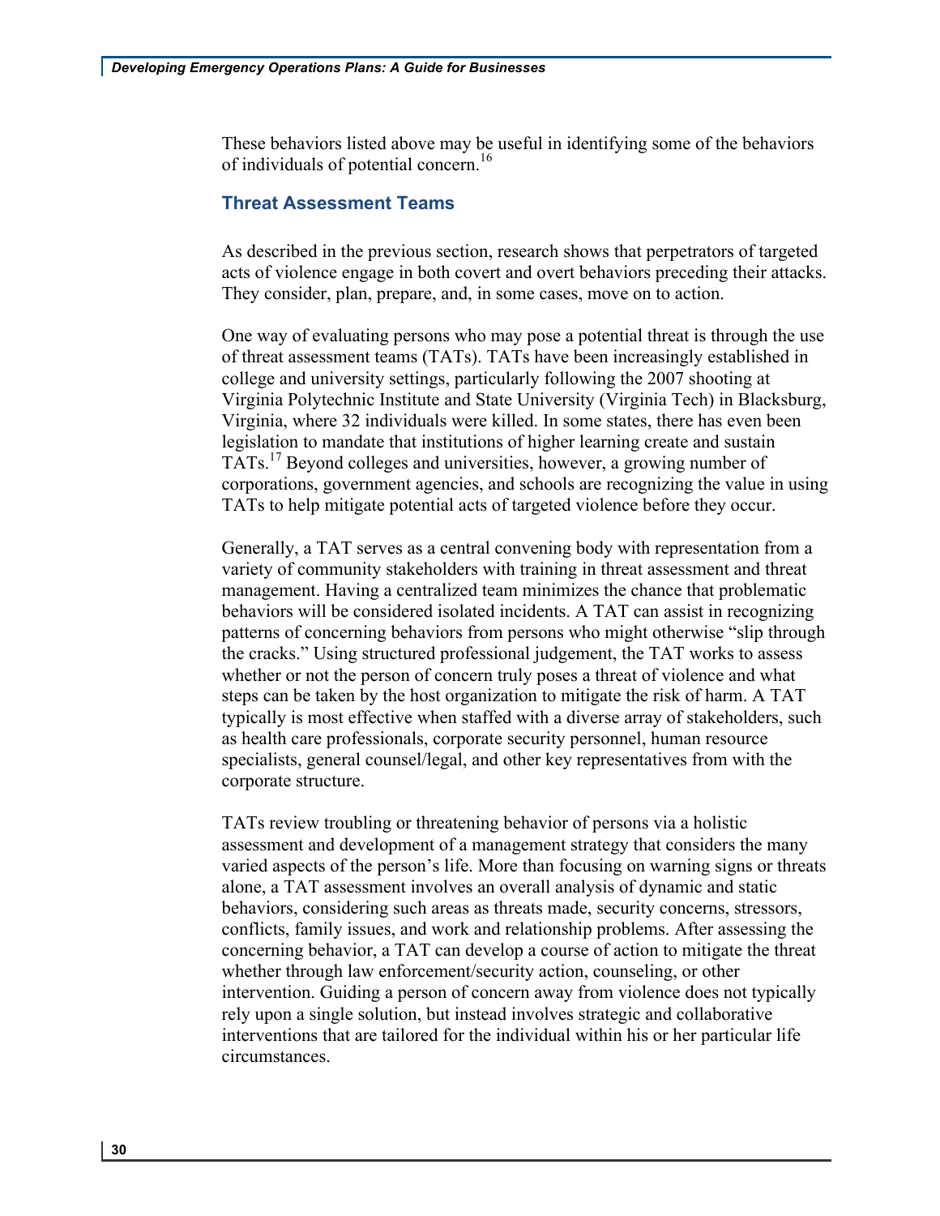These behaviors listed above may be useful in identifying some of the behaviors of individuals of potential concern.[16]

### Threat Assessment Teams

As described in the previous section, research shows that perpetrators of targeted acts of violence engage in both covert and overt behaviors preceding their attacks. They consider, plan, prepare, and, in some cases, move on to action.

One way of evaluating persons who may pose a potential threat is through the use of threat assessment teams (TATs). TATs have been increasingly established in college and university settings, particularly following the 2007 shooting at Virginia Polytechnic Institute and State University (Virginia Tech) in Blacksburg, Virginia, where 32 individuals were killed. In some states, there has even been legislation to mandate that institutions of higher learning create and sustain TATs.[17] Beyond colleges and universities, however, a growing number of corporations, government agencies, and schools are recognizing the value in using TATs to help mitigate potential acts of targeted violence before they occur.

Generally, a TAT serves as a central convening body with representation from a variety of community stakeholders with training in threat assessment and threat management. Having a centralized team minimizes the chance that problematic behaviors will be considered isolated incidents. A TAT can assist in recognizing patterns of concerning behaviors from persons who might otherwise "slip through the cracks." Using structured professional judgement, the TAT works to assess whether or not the person of concern truly poses a threat of violence and what steps can be taken by the host organization to mitigate the risk of harm. A TAT typically is most effective when staffed with a diverse array of stakeholders, such as health care professionals, corporate security personnel, human resource specialists, general counsel/legal, and other key representatives from with the corporate structure.

TATs review troubling or threatening behavior of persons via a holistic assessment and development of a management strategy that considers the many varied aspects of the person's life. More than focusing on warning signs or threats alone, a TAT assessment involves an overall analysis of dynamic and static behaviors, considering such areas as threats made, security concerns, stressors, conflicts, family issues, and work and relationship problems. After assessing the concerning behavior, a TAT can develop a course of action to mitigate the threat whether through law enforcement/security action, counseling, or other intervention. Guiding a person of concern away from violence does not typically rely upon a single solution, but instead involves strategic and collaborative interventions that are tailored for the individual within his or her particular life circumstances.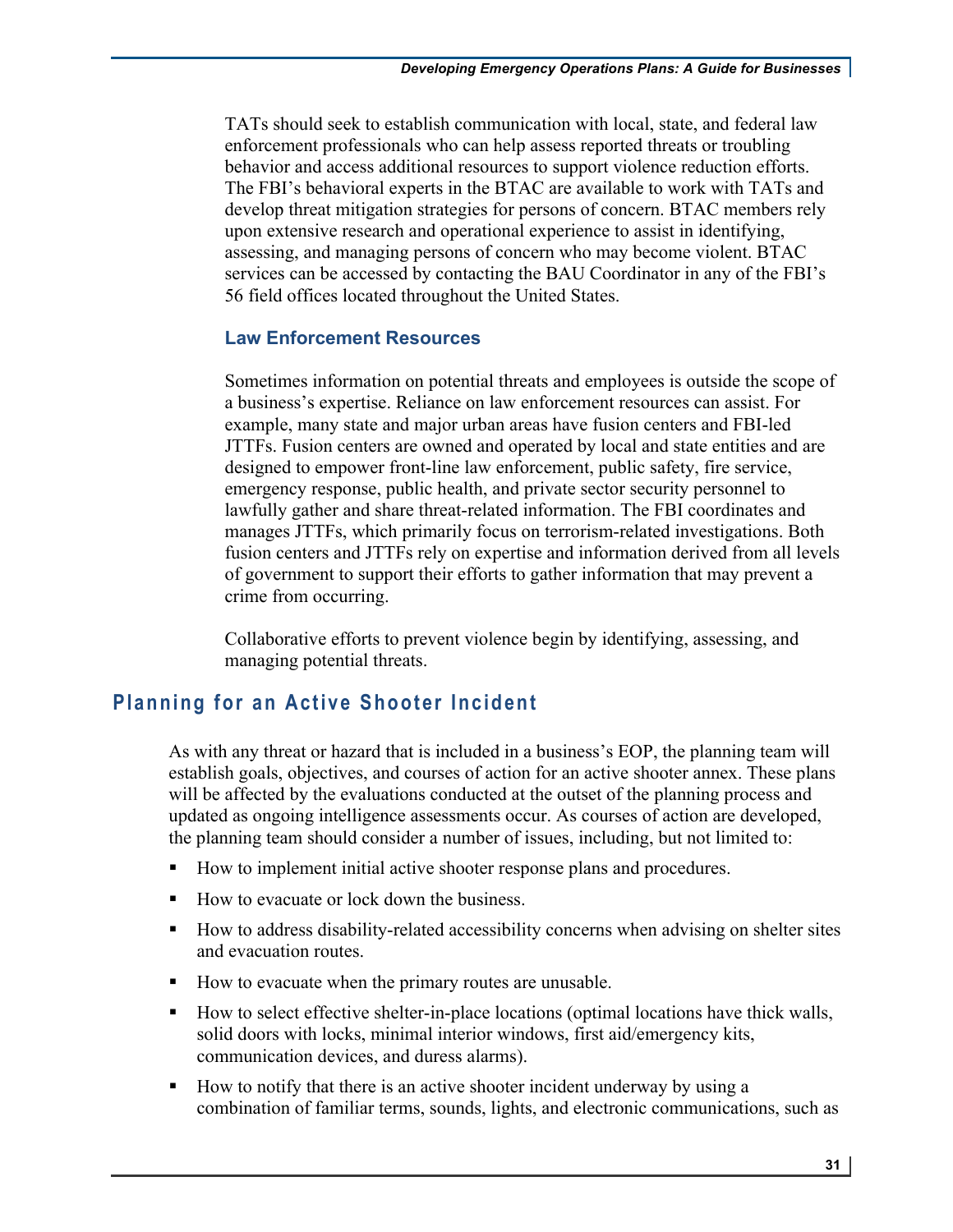TATs should seek to establish communication with local, state, and federal law enforcement professionals who can help assess reported threats or troubling behavior and access additional resources to support violence reduction efforts. The FBI's behavioral experts in the BTAC are available to work with TATs and develop threat mitigation strategies for persons of concern. BTAC members rely upon extensive research and operational experience to assist in identifying, assessing, and managing persons of concern who may become violent. BTAC services can be accessed by contacting the BAU Coordinator in any of the FBI's 56 field offices located throughout the United States.

### Law Enforcement Resources

Sometimes information on potential threats and employees is outside the scope of a business's expertise. Reliance on law enforcement resources can assist. For example, many state and major urban areas have fusion centers and FBI-led JTTFs. Fusion centers are owned and operated by local and state entities and are designed to empower front-line law enforcement, public safety, fire service, emergency response, public health, and private sector security personnel to lawfully gather and share threat-related information. The FBI coordinates and manages JTTFs, which primarily focus on terrorism-related investigations. Both fusion centers and JTTFs rely on expertise and information derived from all levels of government to support their efforts to gather information that may prevent a crime from occurring.

Collaborative efforts to prevent violence begin by identifying, assessing, and managing potential threats.

## Planning for an Active Shooter Incident

As with any threat or hazard that is included in a business's EOP, the planning team will establish goals, objectives, and courses of action for an active shooter annex. These plans will be affected by the evaluations conducted at the outset of the planning process and updated as ongoing intelligence assessments occur. As courses of action are developed, the planning team should consider a number of issues, including, but not limited to:

- How to implement initial active shooter response plans and procedures.
- How to evacuate or lock down the business.
- How to address disability-related accessibility concerns when advising on shelter sites and evacuation routes.
- How to evacuate when the primary routes are unusable.
- How to select effective shelter-in-place locations (optimal locations have thick walls, solid doors with locks, minimal interior windows, first aid/emergency kits, communication devices, and duress alarms).
- How to notify that there is an active shooter incident underway by using a combination of familiar terms, sounds, lights, and electronic communications, such as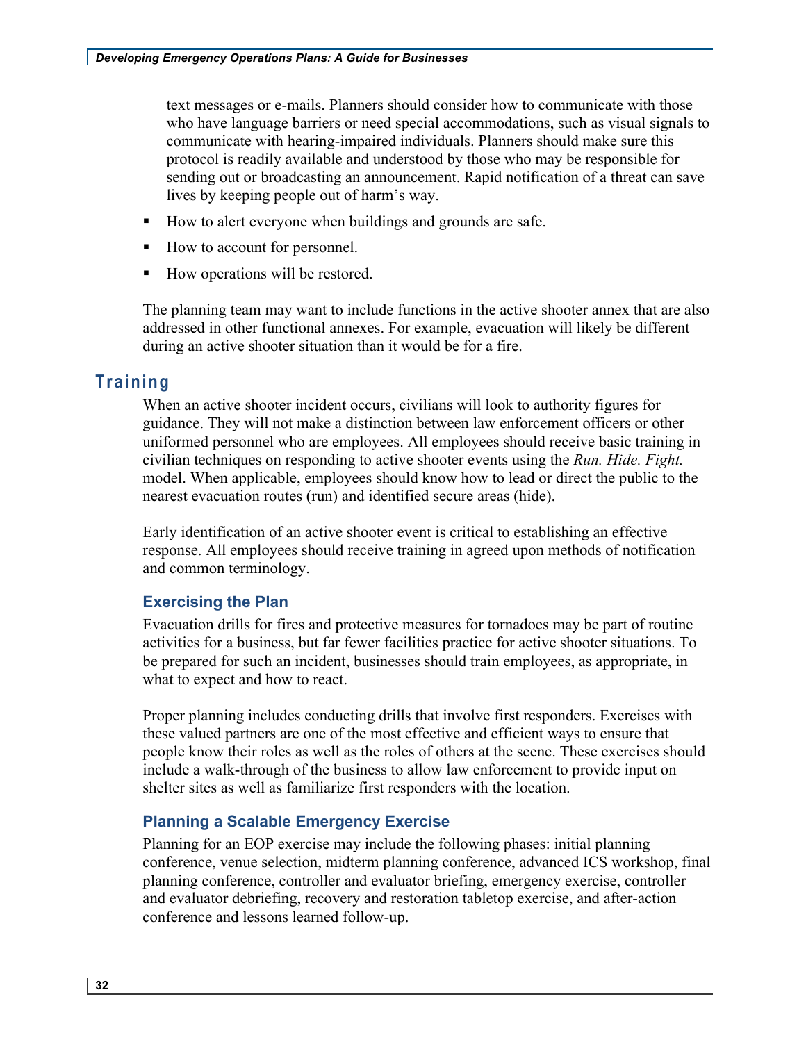text messages or e-mails. Planners should consider how to communicate with those who have language barriers or need special accommodations, such as visual signals to communicate with hearing-impaired individuals. Planners should make sure this protocol is readily available and understood by those who may be responsible for sending out or broadcasting an announcement. Rapid notification of a threat can save lives by keeping people out of harm's way.

- How to alert everyone when buildings and grounds are safe.
- How to account for personnel.
- How operations will be restored.

The planning team may want to include functions in the active shooter annex that are also addressed in other functional annexes. For example, evacuation will likely be different during an active shooter situation than it would be for a fire.

## Training

When an active shooter incident occurs, civilians will look to authority figures for guidance. They will not make a distinction between law enforcement officers or other uniformed personnel who are employees. All employees should receive basic training in civilian techniques on responding to active shooter events using the *Run. Hide. Fight.* model. When applicable, employees should know how to lead or direct the public to the nearest evacuation routes (run) and identified secure areas (hide).

Early identification of an active shooter event is critical to establishing an effective response. All employees should receive training in agreed upon methods of notification and common terminology.

### Exercising the Plan

Evacuation drills for fires and protective measures for tornadoes may be part of routine activities for a business, but far fewer facilities practice for active shooter situations. To be prepared for such an incident, businesses should train employees, as appropriate, in what to expect and how to react.

Proper planning includes conducting drills that involve first responders. Exercises with these valued partners are one of the most effective and efficient ways to ensure that people know their roles as well as the roles of others at the scene. These exercises should include a walk-through of the business to allow law enforcement to provide input on shelter sites as well as familiarize first responders with the location.

### Planning a Scalable Emergency Exercise

Planning for an EOP exercise may include the following phases: initial planning conference, venue selection, midterm planning conference, advanced ICS workshop, final planning conference, controller and evaluator briefing, emergency exercise, controller and evaluator debriefing, recovery and restoration tabletop exercise, and after-action conference and lessons learned follow-up.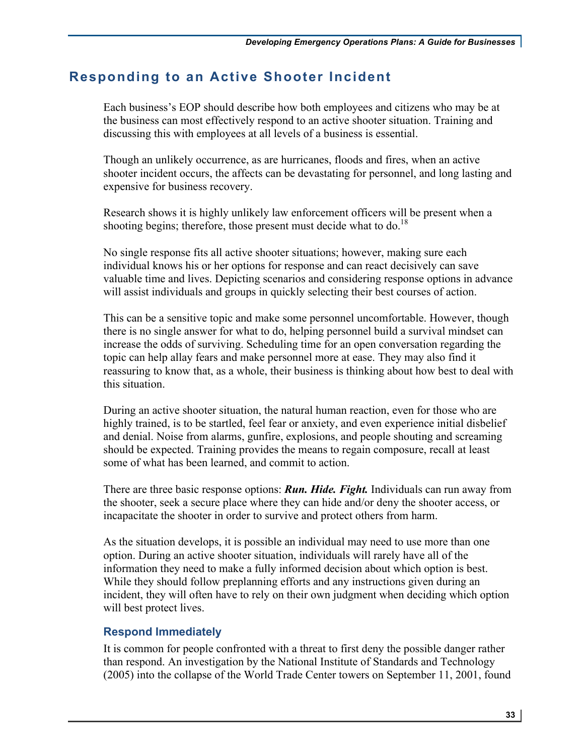## Responding to an Active Shooter Incident

Each business's EOP should describe how both employees and citizens who may be at the business can most effectively respond to an active shooter situation. Training and discussing this with employees at all levels of a business is essential.

Though an unlikely occurrence, as are hurricanes, floods and fires, when an active shooter incident occurs, the affects can be devastating for personnel, and long lasting and expensive for business recovery.

Research shows it is highly unlikely law enforcement officers will be present when a shooting begins; therefore, those present must decide what to do.[18]

No single response fits all active shooter situations; however, making sure each individual knows his or her options for response and can react decisively can save valuable time and lives. Depicting scenarios and considering response options in advance will assist individuals and groups in quickly selecting their best courses of action.

This can be a sensitive topic and make some personnel uncomfortable. However, though there is no single answer for what to do, helping personnel build a survival mindset can increase the odds of surviving. Scheduling time for an open conversation regarding the topic can help allay fears and make personnel more at ease. They may also find it reassuring to know that, as a whole, their business is thinking about how best to deal with this situation.

During an active shooter situation, the natural human reaction, even for those who are highly trained, is to be startled, feel fear or anxiety, and even experience initial disbelief and denial. Noise from alarms, gunfire, explosions, and people shouting and screaming should be expected. Training provides the means to regain composure, recall at least some of what has been learned, and commit to action.

There are three basic response options: ***Run. Hide. Fight.*** Individuals can run away from the shooter, seek a secure place where they can hide and/or deny the shooter access, or incapacitate the shooter in order to survive and protect others from harm.

As the situation develops, it is possible an individual may need to use more than one option. During an active shooter situation, individuals will rarely have all of the information they need to make a fully informed decision about which option is best. While they should follow preplanning efforts and any instructions given during an incident, they will often have to rely on their own judgment when deciding which option will best protect lives.

### Respond Immediately

It is common for people confronted with a threat to first deny the possible danger rather than respond. An investigation by the National Institute of Standards and Technology (2005) into the collapse of the World Trade Center towers on September 11, 2001, found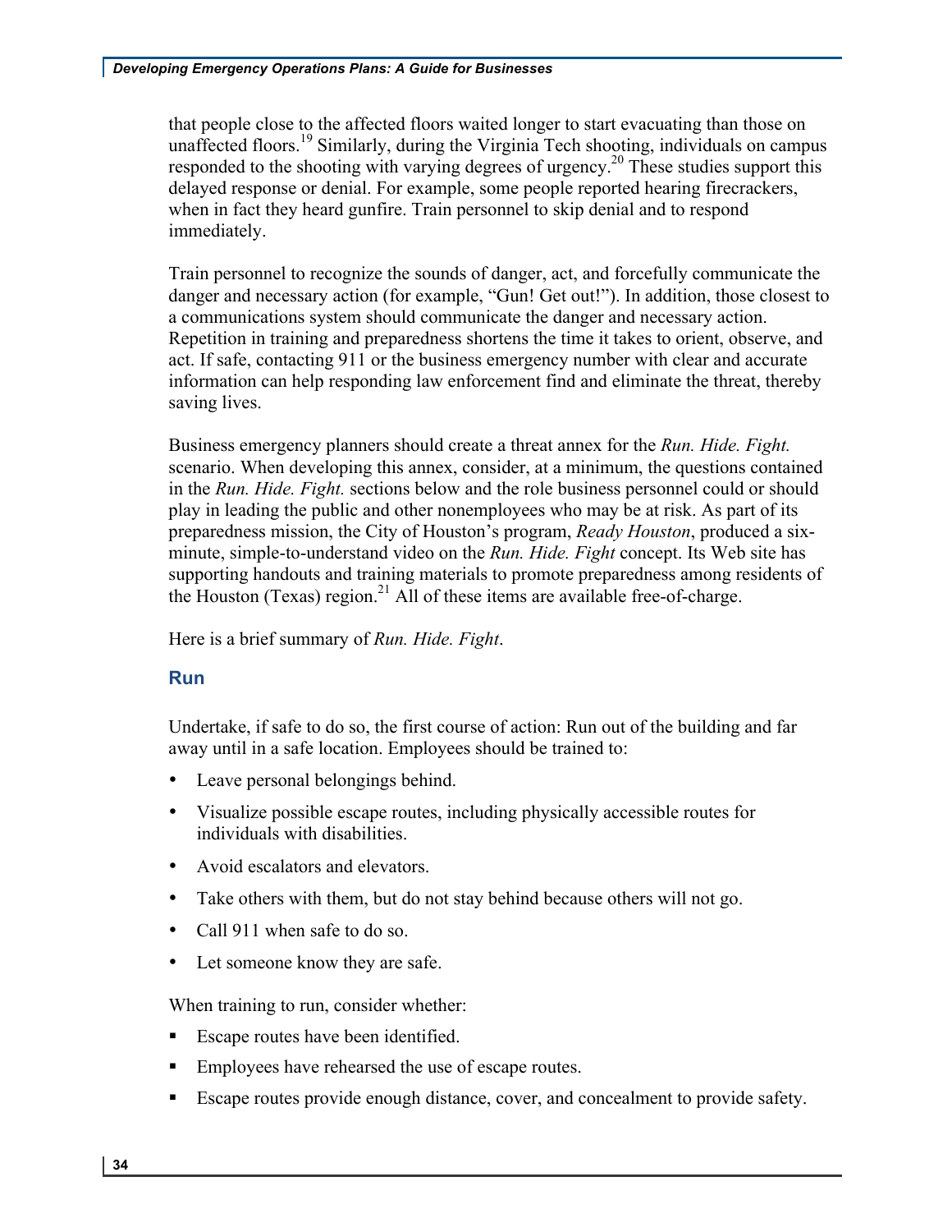that people close to the affected floors waited longer to start evacuating than those on unaffected floors.[19] Similarly, during the Virginia Tech shooting, individuals on campus responded to the shooting with varying degrees of urgency.[20] These studies support this delayed response or denial. For example, some people reported hearing firecrackers, when in fact they heard gunfire. Train personnel to skip denial and to respond immediately.

Train personnel to recognize the sounds of danger, act, and forcefully communicate the danger and necessary action (for example, "Gun! Get out!"). In addition, those closest to a communications system should communicate the danger and necessary action. Repetition in training and preparedness shortens the time it takes to orient, observe, and act. If safe, contacting 911 or the business emergency number with clear and accurate information can help responding law enforcement find and eliminate the threat, thereby saving lives.

Business emergency planners should create a threat annex for the *Run. Hide. Fight.* scenario. When developing this annex, consider, at a minimum, the questions contained in the *Run. Hide. Fight.* sections below and the role business personnel could or should play in leading the public and other nonemployees who may be at risk. As part of its preparedness mission, the City of Houston's program, *Ready Houston*, produced a six-minute, simple-to-understand video on the *Run. Hide. Fight* concept. Its Web site has supporting handouts and training materials to promote preparedness among residents of the Houston (Texas) region.[21] All of these items are available free-of-charge.

Here is a brief summary of *Run. Hide. Fight*.

### Run

Undertake, if safe to do so, the first course of action: Run out of the building and far away until in a safe location. Employees should be trained to:

- Leave personal belongings behind.
- Visualize possible escape routes, including physically accessible routes for individuals with disabilities.
- Avoid escalators and elevators.
- Take others with them, but do not stay behind because others will not go.
- Call 911 when safe to do so.
- Let someone know they are safe.

When training to run, consider whether:

- Escape routes have been identified.
- Employees have rehearsed the use of escape routes.
- Escape routes provide enough distance, cover, and concealment to provide safety.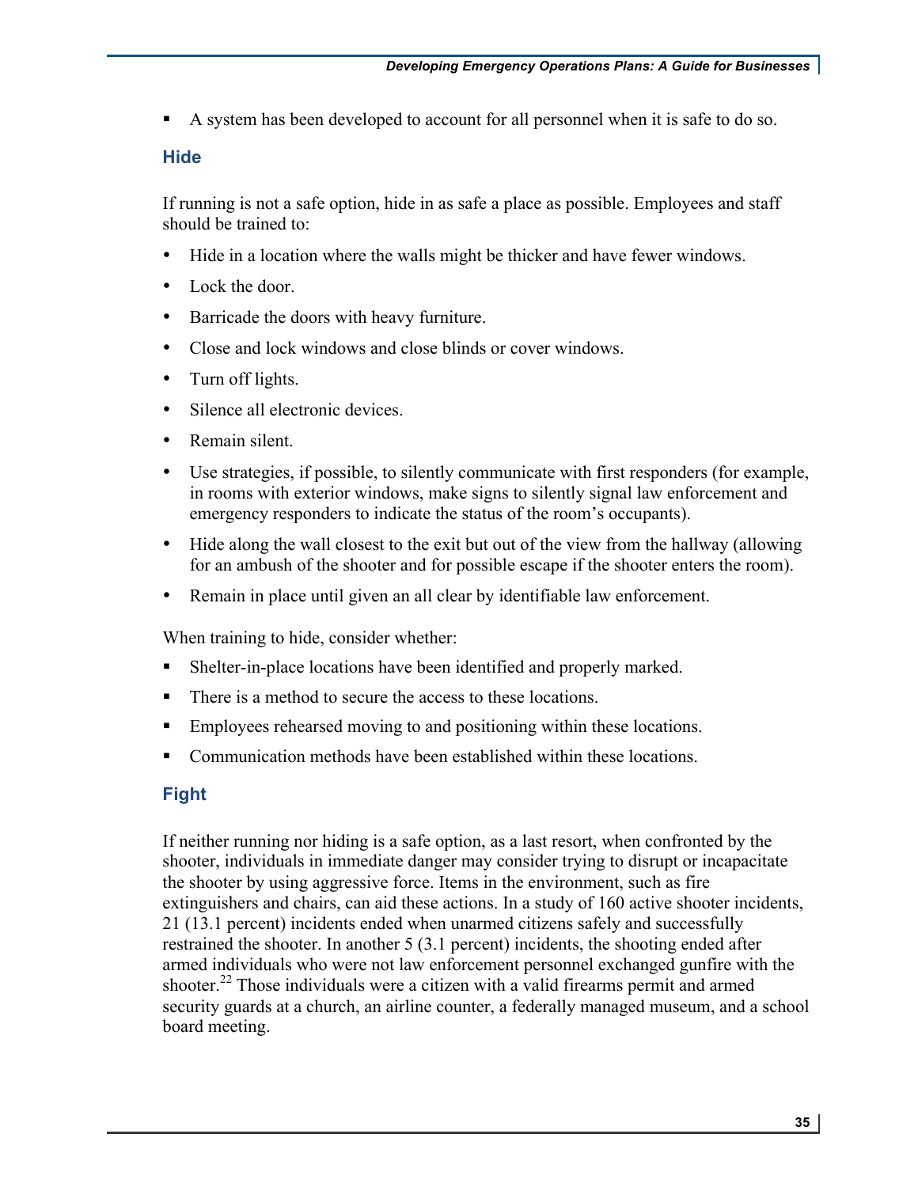- A system has been developed to account for all personnel when it is safe to do so.

### Hide

If running is not a safe option, hide in as safe a place as possible. Employees and staff should be trained to:

- Hide in a location where the walls might be thicker and have fewer windows.
- Lock the door.
- Barricade the doors with heavy furniture.
- Close and lock windows and close blinds or cover windows.
- Turn off lights.
- Silence all electronic devices.
- Remain silent.
- Use strategies, if possible, to silently communicate with first responders (for example, in rooms with exterior windows, make signs to silently signal law enforcement and emergency responders to indicate the status of the room's occupants).
- Hide along the wall closest to the exit but out of the view from the hallway (allowing for an ambush of the shooter and for possible escape if the shooter enters the room).
- Remain in place until given an all clear by identifiable law enforcement.

When training to hide, consider whether:

- Shelter-in-place locations have been identified and properly marked.
- There is a method to secure the access to these locations.
- Employees rehearsed moving to and positioning within these locations.
- Communication methods have been established within these locations.

### Fight

If neither running nor hiding is a safe option, as a last resort, when confronted by the shooter, individuals in immediate danger may consider trying to disrupt or incapacitate the shooter by using aggressive force. Items in the environment, such as fire extinguishers and chairs, can aid these actions. In a study of 160 active shooter incidents, 21 (13.1 percent) incidents ended when unarmed citizens safely and successfully restrained the shooter. In another 5 (3.1 percent) incidents, the shooting ended after armed individuals who were not law enforcement personnel exchanged gunfire with the shooter.[22] Those individuals were a citizen with a valid firearms permit and armed security guards at a church, an airline counter, a federally managed museum, and a school board meeting.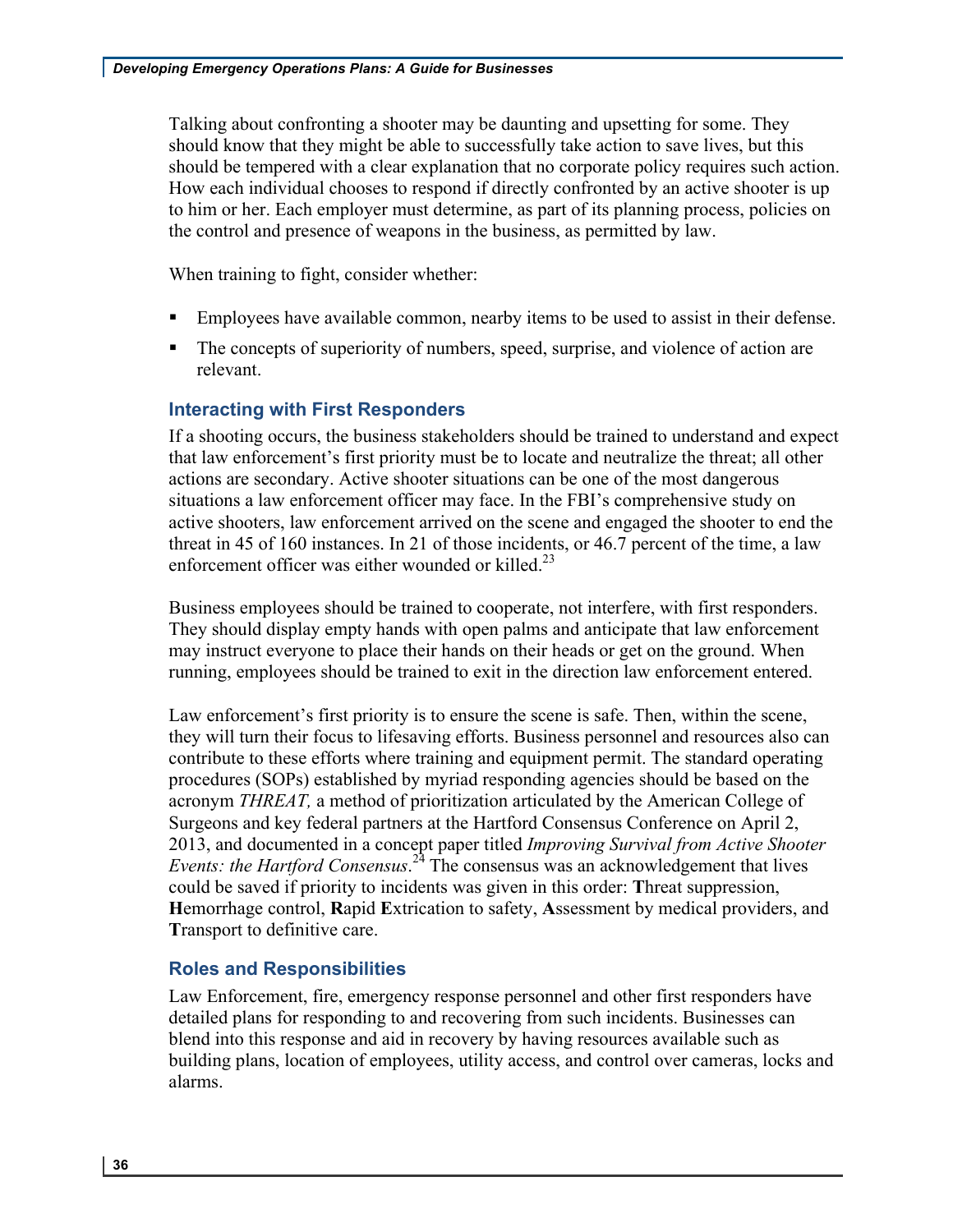Talking about confronting a shooter may be daunting and upsetting for some. They should know that they might be able to successfully take action to save lives, but this should be tempered with a clear explanation that no corporate policy requires such action. How each individual chooses to respond if directly confronted by an active shooter is up to him or her. Each employer must determine, as part of its planning process, policies on the control and presence of weapons in the business, as permitted by law.

When training to fight, consider whether:

- Employees have available common, nearby items to be used to assist in their defense.
- The concepts of superiority of numbers, speed, surprise, and violence of action are relevant.

### Interacting with First Responders

If a shooting occurs, the business stakeholders should be trained to understand and expect that law enforcement's first priority must be to locate and neutralize the threat; all other actions are secondary. Active shooter situations can be one of the most dangerous situations a law enforcement officer may face. In the FBI's comprehensive study on active shooters, law enforcement arrived on the scene and engaged the shooter to end the threat in 45 of 160 instances. In 21 of those incidents, or 46.7 percent of the time, a law enforcement officer was either wounded or killed.[23]

Business employees should be trained to cooperate, not interfere, with first responders. They should display empty hands with open palms and anticipate that law enforcement may instruct everyone to place their hands on their heads or get on the ground. When running, employees should be trained to exit in the direction law enforcement entered.

Law enforcement's first priority is to ensure the scene is safe. Then, within the scene, they will turn their focus to lifesaving efforts. Business personnel and resources also can contribute to these efforts where training and equipment permit. The standard operating procedures (SOPs) established by myriad responding agencies should be based on the acronym *THREAT,* a method of prioritization articulated by the American College of Surgeons and key federal partners at the Hartford Consensus Conference on April 2, 2013, and documented in a concept paper titled *Improving Survival from Active Shooter Events: the Hartford Consensus*.[24] The consensus was an acknowledgement that lives could be saved if priority to incidents was given in this order: **T**hreat suppression, **H**emorrhage control, **R**apid **E**xtrication to safety, **A**ssessment by medical providers, and **T**ransport to definitive care.

### Roles and Responsibilities

Law Enforcement, fire, emergency response personnel and other first responders have detailed plans for responding to and recovering from such incidents. Businesses can blend into this response and aid in recovery by having resources available such as building plans, location of employees, utility access, and control over cameras, locks and alarms.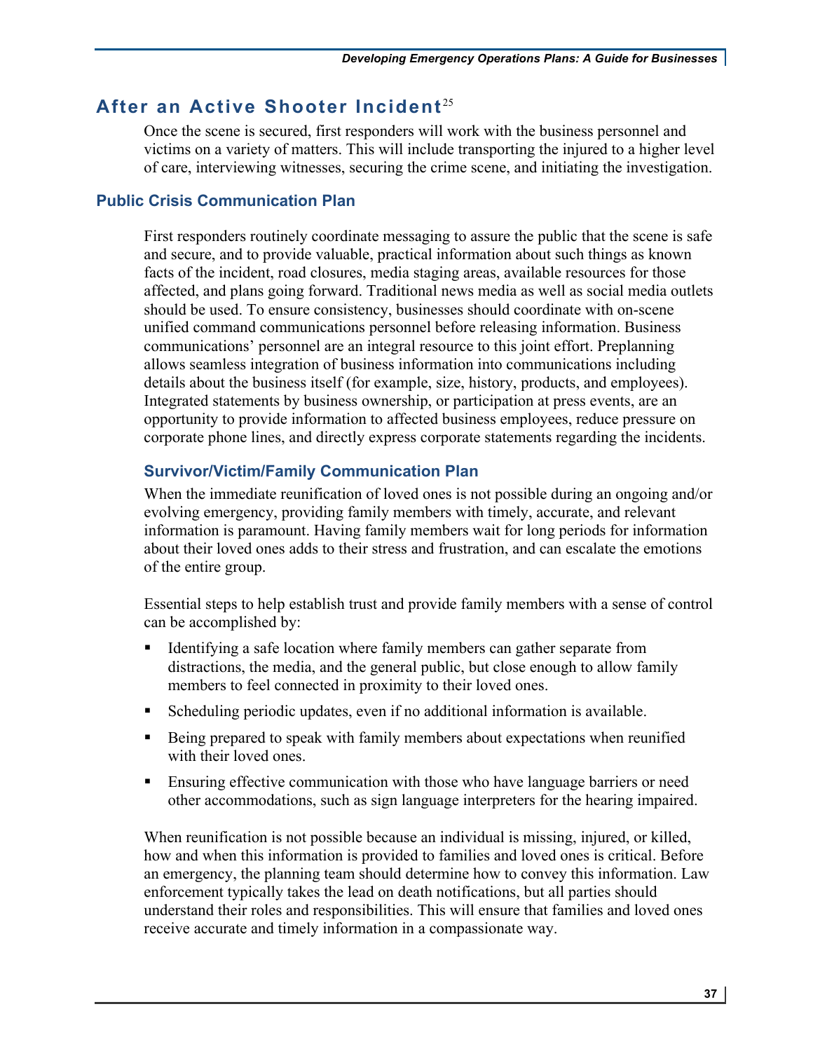## After an Active Shooter Incident[25]

Once the scene is secured, first responders will work with the business personnel and victims on a variety of matters. This will include transporting the injured to a higher level of care, interviewing witnesses, securing the crime scene, and initiating the investigation.

### Public Crisis Communication Plan

First responders routinely coordinate messaging to assure the public that the scene is safe and secure, and to provide valuable, practical information about such things as known facts of the incident, road closures, media staging areas, available resources for those affected, and plans going forward. Traditional news media as well as social media outlets should be used. To ensure consistency, businesses should coordinate with on-scene unified command communications personnel before releasing information. Business communications' personnel are an integral resource to this joint effort. Preplanning allows seamless integration of business information into communications including details about the business itself (for example, size, history, products, and employees). Integrated statements by business ownership, or participation at press events, are an opportunity to provide information to affected business employees, reduce pressure on corporate phone lines, and directly express corporate statements regarding the incidents.

#### Survivor/Victim/Family Communication Plan

When the immediate reunification of loved ones is not possible during an ongoing and/or evolving emergency, providing family members with timely, accurate, and relevant information is paramount. Having family members wait for long periods for information about their loved ones adds to their stress and frustration, and can escalate the emotions of the entire group.

Essential steps to help establish trust and provide family members with a sense of control can be accomplished by:

- Identifying a safe location where family members can gather separate from distractions, the media, and the general public, but close enough to allow family members to feel connected in proximity to their loved ones.
- Scheduling periodic updates, even if no additional information is available.
- Being prepared to speak with family members about expectations when reunified with their loved ones.
- Ensuring effective communication with those who have language barriers or need other accommodations, such as sign language interpreters for the hearing impaired.

When reunification is not possible because an individual is missing, injured, or killed, how and when this information is provided to families and loved ones is critical. Before an emergency, the planning team should determine how to convey this information. Law enforcement typically takes the lead on death notifications, but all parties should understand their roles and responsibilities. This will ensure that families and loved ones receive accurate and timely information in a compassionate way.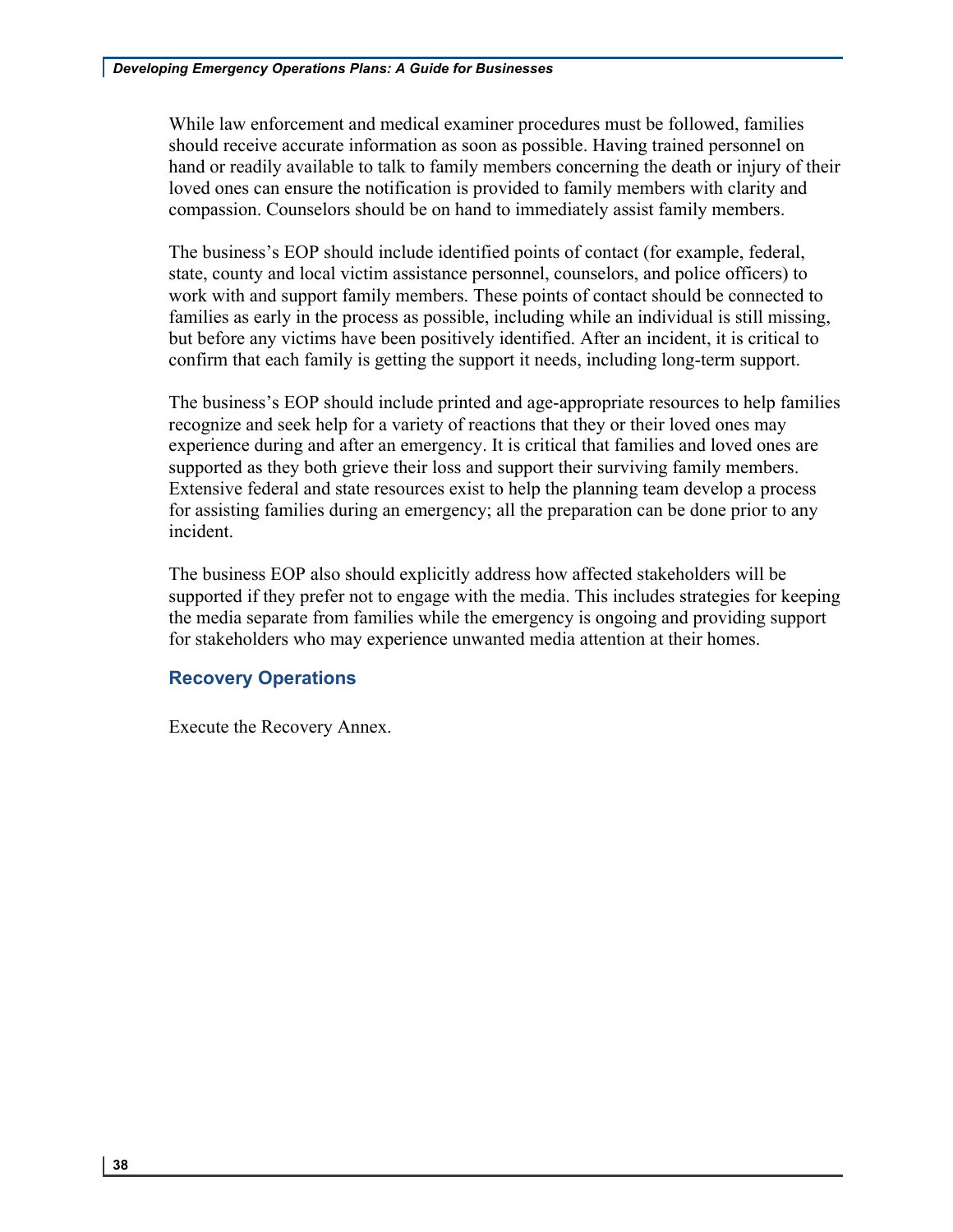While law enforcement and medical examiner procedures must be followed, families should receive accurate information as soon as possible. Having trained personnel on hand or readily available to talk to family members concerning the death or injury of their loved ones can ensure the notification is provided to family members with clarity and compassion. Counselors should be on hand to immediately assist family members.

The business's EOP should include identified points of contact (for example, federal, state, county and local victim assistance personnel, counselors, and police officers) to work with and support family members. These points of contact should be connected to families as early in the process as possible, including while an individual is still missing, but before any victims have been positively identified. After an incident, it is critical to confirm that each family is getting the support it needs, including long-term support.

The business's EOP should include printed and age-appropriate resources to help families recognize and seek help for a variety of reactions that they or their loved ones may experience during and after an emergency. It is critical that families and loved ones are supported as they both grieve their loss and support their surviving family members. Extensive federal and state resources exist to help the planning team develop a process for assisting families during an emergency; all the preparation can be done prior to any incident.

The business EOP also should explicitly address how affected stakeholders will be supported if they prefer not to engage with the media. This includes strategies for keeping the media separate from families while the emergency is ongoing and providing support for stakeholders who may experience unwanted media attention at their homes.

### Recovery Operations

Execute the Recovery Annex.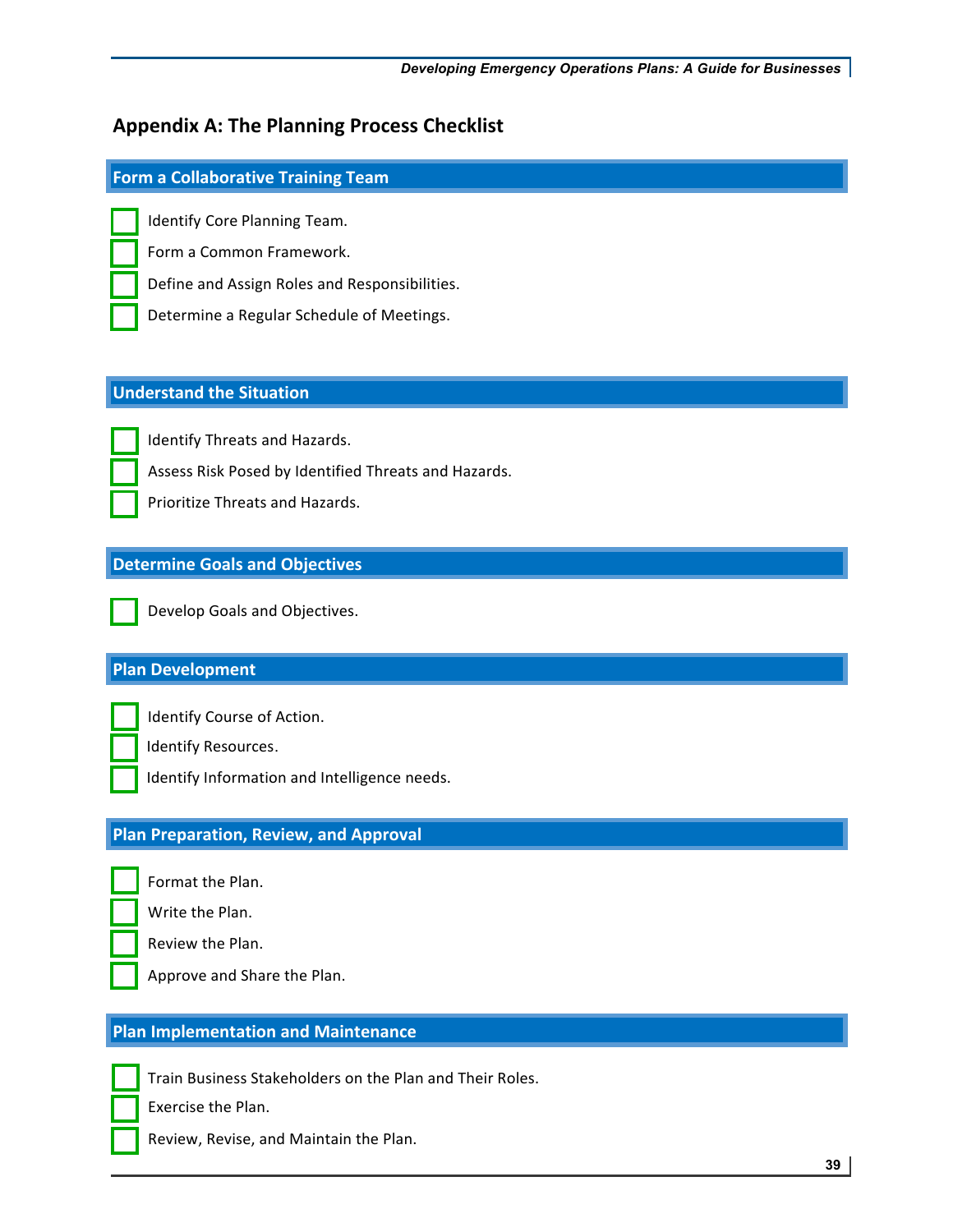# Appendix A: The Planning Process Checklist

## Form a Collaborative Training Team

- [ ] Identify Core Planning Team.
- [ ] Form a Common Framework.
- [ ] Define and Assign Roles and Responsibilities.
- [ ] Determine a Regular Schedule of Meetings.

## Understand the Situation

- [ ] Identify Threats and Hazards.
- [ ] Assess Risk Posed by Identified Threats and Hazards.
- [ ] Prioritize Threats and Hazards.

## Determine Goals and Objectives

- [ ] Develop Goals and Objectives.

## Plan Development

- [ ] Identify Course of Action.
- [ ] Identify Resources.
- [ ] Identify Information and Intelligence needs.

## Plan Preparation, Review, and Approval

- [ ] Format the Plan.
- [ ] Write the Plan.
- [ ] Review the Plan.
- [ ] Approve and Share the Plan.

## Plan Implementation and Maintenance

- [ ] Train Business Stakeholders on the Plan and Their Roles.
- [ ] Exercise the Plan.
- [ ] Review, Revise, and Maintain the Plan.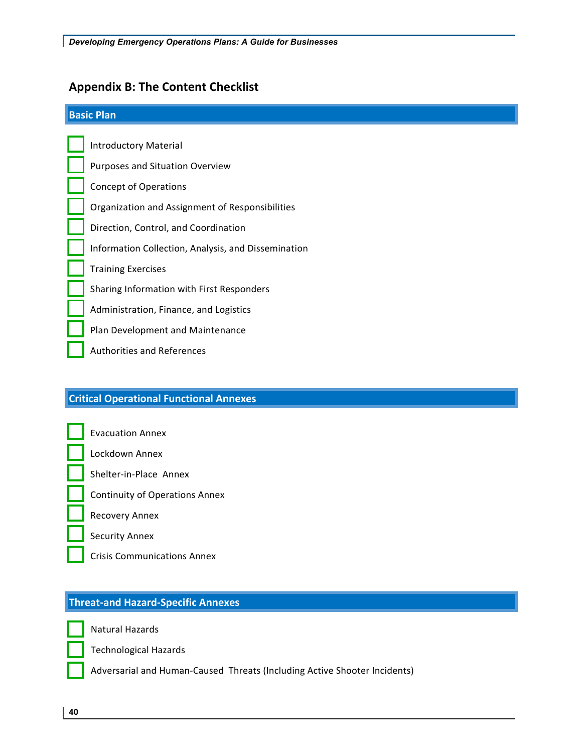## Appendix B: The Content Checklist

### Basic Plan

- [ ] Introductory Material
- [ ] Purposes and Situation Overview
- [ ] Concept of Operations
- [ ] Organization and Assignment of Responsibilities
- [ ] Direction, Control, and Coordination
- [ ] Information Collection, Analysis, and Dissemination
- [ ] Training Exercises
- [ ] Sharing Information with First Responders
- [ ] Administration, Finance, and Logistics
- [ ] Plan Development and Maintenance
- [ ] Authorities and References

### Critical Operational Functional Annexes

- [ ] Evacuation Annex
- [ ] Lockdown Annex
- [ ] Shelter-in-Place Annex
- [ ] Continuity of Operations Annex
- [ ] Recovery Annex
- [ ] Security Annex
- [ ] Crisis Communications Annex

### Threat-and Hazard-Specific Annexes

- [ ] Natural Hazards
- [ ] Technological Hazards
- [ ] Adversarial and Human-Caused Threats (Including Active Shooter Incidents)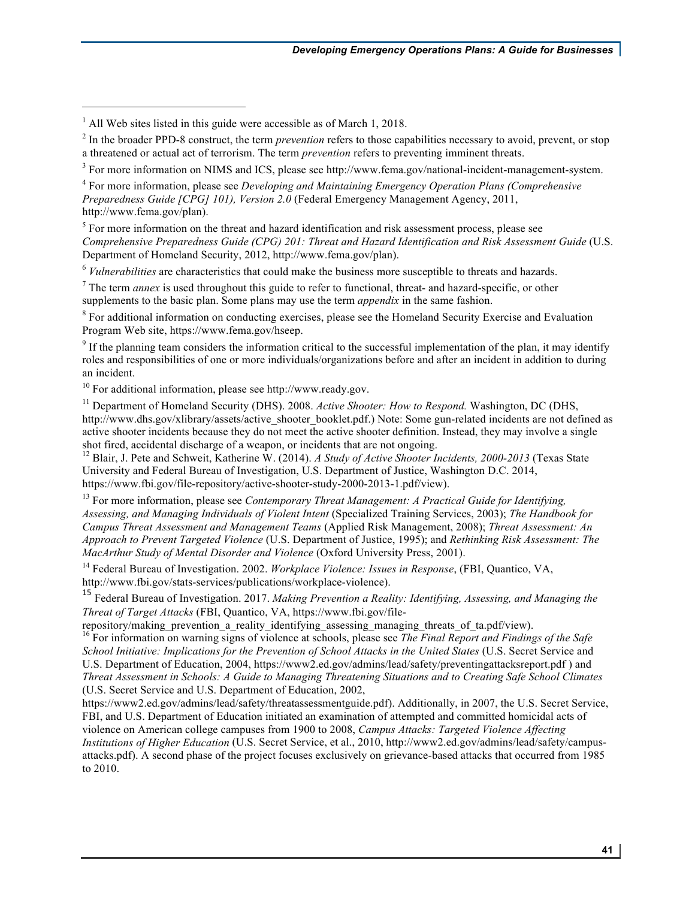[1] All Web sites listed in this guide were accessible as of March 1, 2018.

[2] In the broader PPD-8 construct, the term *prevention* refers to those capabilities necessary to avoid, prevent, or stop a threatened or actual act of terrorism. The term *prevention* refers to preventing imminent threats.

[3] For more information on NIMS and ICS, please see http://www.fema.gov/national-incident-management-system.

[4] For more information, please see *Developing and Maintaining Emergency Operation Plans (Comprehensive Preparedness Guide [CPG] 101), Version 2.0* (Federal Emergency Management Agency, 2011, http://www.fema.gov/plan).

[5] For more information on the threat and hazard identification and risk assessment process, please see *Comprehensive Preparedness Guide (CPG) 201: Threat and Hazard Identification and Risk Assessment Guide* (U.S. Department of Homeland Security, 2012, http://www.fema.gov/plan).

[6] *Vulnerabilities* are characteristics that could make the business more susceptible to threats and hazards.

[7] The term *annex* is used throughout this guide to refer to functional, threat- and hazard-specific, or other supplements to the basic plan. Some plans may use the term *appendix* in the same fashion.

[8] For additional information on conducting exercises, please see the Homeland Security Exercise and Evaluation Program Web site, https://www.fema.gov/hseep.

[9] If the planning team considers the information critical to the successful implementation of the plan, it may identify roles and responsibilities of one or more individuals/organizations before and after an incident in addition to during an incident.

[10] For additional information, please see http://www.ready.gov.

[11] Department of Homeland Security (DHS). 2008. *Active Shooter: How to Respond.* Washington, DC (DHS, http://www.dhs.gov/xlibrary/assets/active_shooter_booklet.pdf.) Note: Some gun-related incidents are not defined as active shooter incidents because they do not meet the active shooter definition. Instead, they may involve a single shot fired, accidental discharge of a weapon, or incidents that are not ongoing.

[12] Blair, J. Pete and Schweit, Katherine W. (2014). *A Study of Active Shooter Incidents, 2000-2013* (Texas State University and Federal Bureau of Investigation, U.S. Department of Justice, Washington D.C. 2014, https://www.fbi.gov/file-repository/active-shooter-study-2000-2013-1.pdf/view).

[13] For more information, please see *Contemporary Threat Management: A Practical Guide for Identifying, Assessing, and Managing Individuals of Violent Intent* (Specialized Training Services, 2003); *The Handbook for Campus Threat Assessment and Management Teams* (Applied Risk Management, 2008); *Threat Assessment: An Approach to Prevent Targeted Violence* (U.S. Department of Justice, 1995); and *Rethinking Risk Assessment: The MacArthur Study of Mental Disorder and Violence* (Oxford University Press, 2001).

[14] Federal Bureau of Investigation. 2002. *Workplace Violence: Issues in Response*, (FBI, Quantico, VA, http://www.fbi.gov/stats-services/publications/workplace-violence).

[15] Federal Bureau of Investigation. 2017. *Making Prevention a Reality: Identifying, Assessing, and Managing the Threat of Target Attacks* (FBI, Quantico, VA, https://www.fbi.gov/file-repository/making_prevention_a_reality_identifying_assessing_managing_threats_of_ta.pdf/view).

[16] For information on warning signs of violence at schools, please see *The Final Report and Findings of the Safe School Initiative: Implications for the Prevention of School Attacks in the United States* (U.S. Secret Service and U.S. Department of Education, 2004, https://www2.ed.gov/admins/lead/safety/preventingattacksreport.pdf ) and *Threat Assessment in Schools: A Guide to Managing Threatening Situations and to Creating Safe School Climates* (U.S. Secret Service and U.S. Department of Education, 2002, https://www2.ed.gov/admins/lead/safety/threatassessmentguide.pdf). Additionally, in 2007, the U.S. Secret Service, FBI, and U.S. Department of Education initiated an examination of attempted and committed homicidal acts of violence on American college campuses from 1900 to 2008, *Campus Attacks: Targeted Violence Affecting Institutions of Higher Education* (U.S. Secret Service, et al., 2010, http://www2.ed.gov/admins/lead/safety/campus-attacks.pdf). A second phase of the project focuses exclusively on grievance-based attacks that occurred from 1985 to 2010.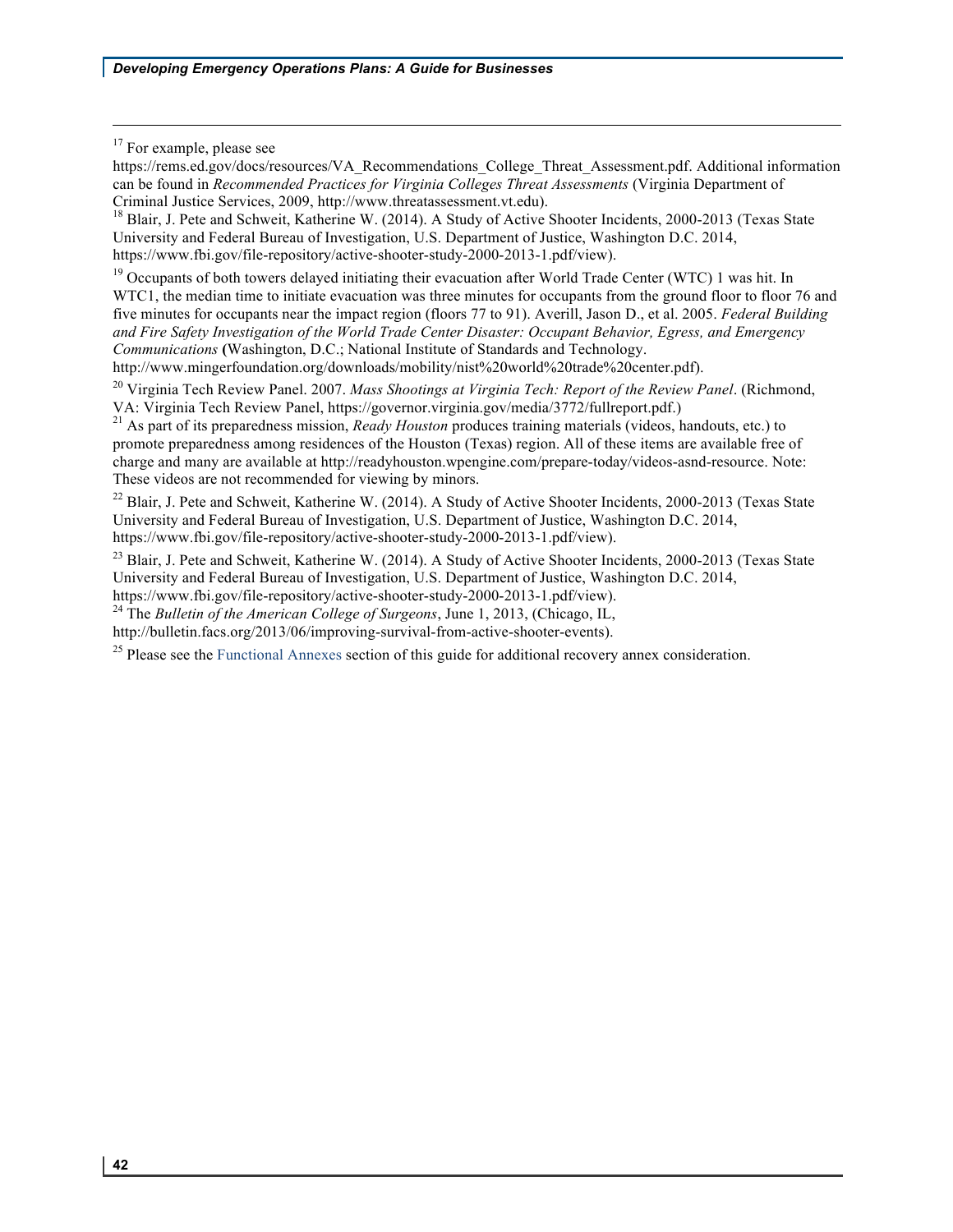[17] For example, please see https://rems.ed.gov/docs/resources/VA_Recommendations_College_Threat_Assessment.pdf. Additional information can be found in *Recommended Practices for Virginia Colleges Threat Assessments* (Virginia Department of Criminal Justice Services, 2009, http://www.threatassessment.vt.edu).

[18] Blair, J. Pete and Schweit, Katherine W. (2014). A Study of Active Shooter Incidents, 2000-2013 (Texas State University and Federal Bureau of Investigation, U.S. Department of Justice, Washington D.C. 2014, https://www.fbi.gov/file-repository/active-shooter-study-2000-2013-1.pdf/view).

[19] Occupants of both towers delayed initiating their evacuation after World Trade Center (WTC) 1 was hit. In WTC1, the median time to initiate evacuation was three minutes for occupants from the ground floor to floor 76 and five minutes for occupants near the impact region (floors 77 to 91). Averill, Jason D., et al. 2005. *Federal Building and Fire Safety Investigation of the World Trade Center Disaster: Occupant Behavior, Egress, and Emergency Communications* **(**Washington, D.C.; National Institute of Standards and Technology. http://www.mingerfoundation.org/downloads/mobility/nist%20world%20trade%20center.pdf).

[20] Virginia Tech Review Panel. 2007. *Mass Shootings at Virginia Tech: Report of the Review Panel*. (Richmond, VA: Virginia Tech Review Panel, https://governor.virginia.gov/media/3772/fullreport.pdf.)

[21] As part of its preparedness mission, *Ready Houston* produces training materials (videos, handouts, etc.) to promote preparedness among residences of the Houston (Texas) region. All of these items are available free of charge and many are available at http://readyhouston.wpengine.com/prepare-today/videos-asnd-resource. Note: These videos are not recommended for viewing by minors.

[22] Blair, J. Pete and Schweit, Katherine W. (2014). A Study of Active Shooter Incidents, 2000-2013 (Texas State University and Federal Bureau of Investigation, U.S. Department of Justice, Washington D.C. 2014, https://www.fbi.gov/file-repository/active-shooter-study-2000-2013-1.pdf/view).

[23] Blair, J. Pete and Schweit, Katherine W. (2014). A Study of Active Shooter Incidents, 2000-2013 (Texas State University and Federal Bureau of Investigation, U.S. Department of Justice, Washington D.C. 2014, https://www.fbi.gov/file-repository/active-shooter-study-2000-2013-1.pdf/view).

[24] The *Bulletin of the American College of Surgeons*, June 1, 2013, (Chicago, IL, http://bulletin.facs.org/2013/06/improving-survival-from-active-shooter-events).

[25] Please see the Functional Annexes section of this guide for additional recovery annex consideration.